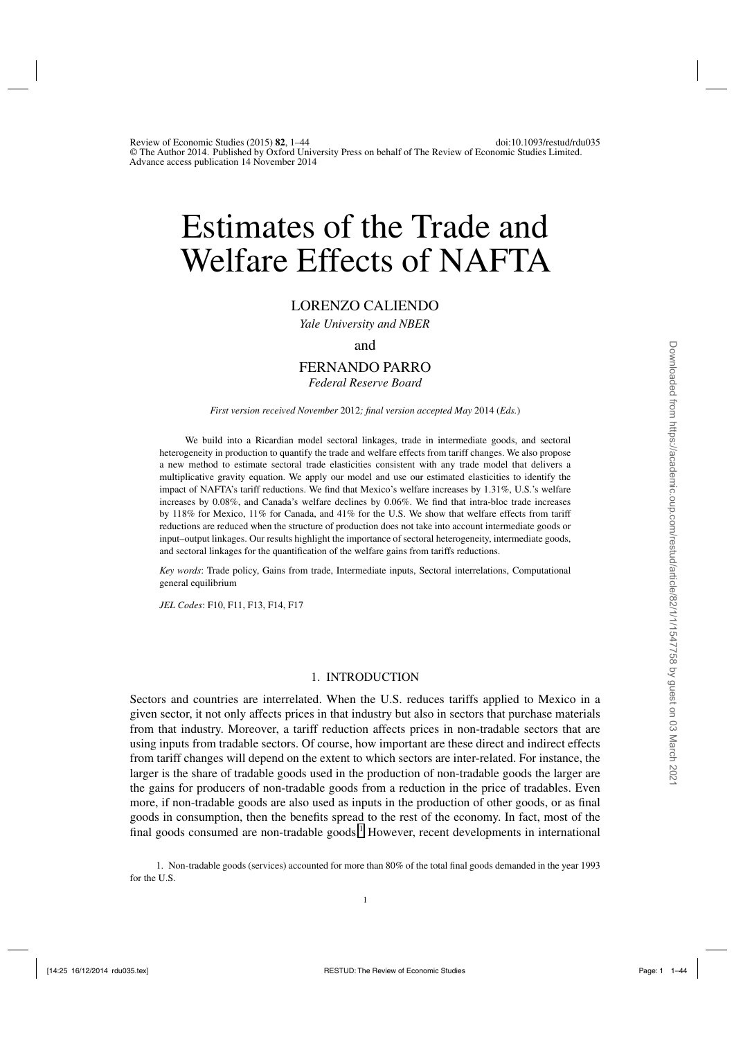# Estimates of the Trade and Welfare Effects of NAFTA

LORENZO CALIENDO

*Yale University and NBER*

and

FERNANDO PARRO

*Federal Reserve Board*

*First version received November 2012; final version accepted May 2014 (Eds.)*

We build into a Ricardian model sectoral linkages, trade in intermediate goods, and sectoral heterogeneity in production to quantify the trade and welfare effects from tariff changes. We also propose a new method to estimate sectoral trade elasticities consistent with any trade model that delivers a multiplicative gravity equation. We apply our model and use our estimated elasticities to identify the impact of NAFTA's tariff reductions. We find that Mexico's welfare increases by 1.31%, U.S.'s welfare increases by 0.08%, and Canada's welfare declines by 0.06%. We find that intra-bloc trade increases by 118% for Mexico, 11% for Canada, and 41% for the U.S. We show that welfare effects from tariff reductions are reduced when the structure of production does not take into account intermediate goods or input–output linkages. Our results highlight the importance of sectoral heterogeneity, intermediate goods, and sectoral linkages for the quantification of the welfare gains from tariffs reductions.

*Key words*: Trade policy, Gains from trade, Intermediate inputs, Sectoral interrelations, Computational general equilibrium

*JEL Codes*: F10, F11, F13, F14, F17

## 1. INTRODUCTION

Sectors and countries are interrelated. When the U.S. reduces tariffs applied to Mexico in a given sector, it not only affects prices in that industry but also in sectors that purchase materials from that industry. Moreover, a tariff reduction affects prices in non-tradable sectors that are using inputs from tradable sectors. Of course, how important are these direct and indirect effects from tariff changes will depend on the extent to which sectors are inter-related. For instance, the larger is the share of tradable goods used in the production of non-tradable goods the larger are the gains for producers of non-tradable goods from a reduction in the price of tradables. Even more, if non-tradable goods are also used as inputs in the production of other goods, or as final goods in consumption, then the benefits spread to the rest of the economy. In fact, most of the final goods consumed are non-tradable goods.[1] However, recent developments in international

1. Non-tradable goods (services) accounted for more than 80% of the total final goods demanded in the year 1993 for the U.S.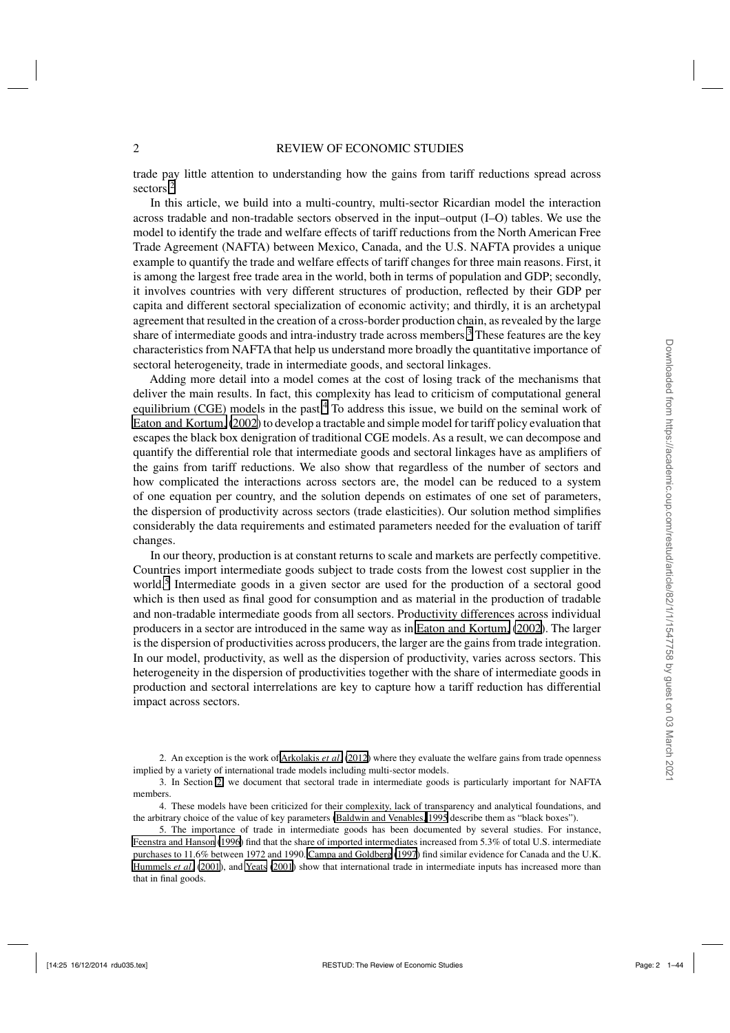trade pay little attention to understanding how the gains from tariff reductions spread across sectors.[2]

In this article, we build into a multi-country, multi-sector Ricardian model the interaction across tradable and non-tradable sectors observed in the input–output (I–O) tables. We use the model to identify the trade and welfare effects of tariff reductions from the North American Free Trade Agreement (NAFTA) between Mexico, Canada, and the U.S. NAFTA provides a unique example to quantify the trade and welfare effects of tariff changes for three main reasons. First, it is among the largest free trade area in the world, both in terms of population and GDP; secondly, it involves countries with very different structures of production, reflected by their GDP per capita and different sectoral specialization of economic activity; and thirdly, it is an archetypal agreement that resulted in the creation of a cross-border production chain, as revealed by the large share of intermediate goods and intra-industry trade across members.[3] These features are the key characteristics from NAFTA that help us understand more broadly the quantitative importance of sectoral heterogeneity, trade in intermediate goods, and sectoral linkages.

Adding more detail into a model comes at the cost of losing track of the mechanisms that deliver the main results. In fact, this complexity has lead to criticism of computational general equilibrium (CGE) models in the past.[4] To address this issue, we build on the seminal work of Eaton and Kortum (2002) to develop a tractable and simple model for tariff policy evaluation that escapes the black box denigration of traditional CGE models. As a result, we can decompose and quantify the differential role that intermediate goods and sectoral linkages have as amplifiers of the gains from tariff reductions. We also show that regardless of the number of sectors and how complicated the interactions across sectors are, the model can be reduced to a system of one equation per country, and the solution depends on estimates of one set of parameters, the dispersion of productivity across sectors (trade elasticities). Our solution method simplifies considerably the data requirements and estimated parameters needed for the evaluation of tariff changes.

In our theory, production is at constant returns to scale and markets are perfectly competitive. Countries import intermediate goods subject to trade costs from the lowest cost supplier in the world.[5] Intermediate goods in a given sector are used for the production of a sectoral good which is then used as final good for consumption and as material in the production of tradable and non-tradable intermediate goods from all sectors. Productivity differences across individual producers in a sector are introduced in the same way as in Eaton and Kortum (2002). The larger is the dispersion of productivities across producers, the larger are the gains from trade integration. In our model, productivity, as well as the dispersion of productivity, varies across sectors. This heterogeneity in the dispersion of productivities together with the share of intermediate goods in production and sectoral interrelations are key to capture how a tariff reduction has differential impact across sectors.

2. An exception is the work of Arkolakis *et al.* (2012) where they evaluate the welfare gains from trade openness implied by a variety of international trade models including multi-sector models.

3. In Section 2, we document that sectoral trade in intermediate goods is particularly important for NAFTA members.

4. These models have been criticized for their complexity, lack of transparency and analytical foundations, and the arbitrary choice of the value of key parameters (Baldwin and Venables, 1995 describe them as "black boxes").

5. The importance of trade in intermediate goods has been documented by several studies. For instance, Feenstra and Hanson (1996) find that the share of imported intermediates increased from 5.3% of total U.S. intermediate purchases to 11.6% between 1972 and 1990. Campa and Goldberg (1997) find similar evidence for Canada and the U.K. Hummels *et al.* (2001), and Yeats (2001) show that international trade in intermediate inputs has increased more than that in final goods.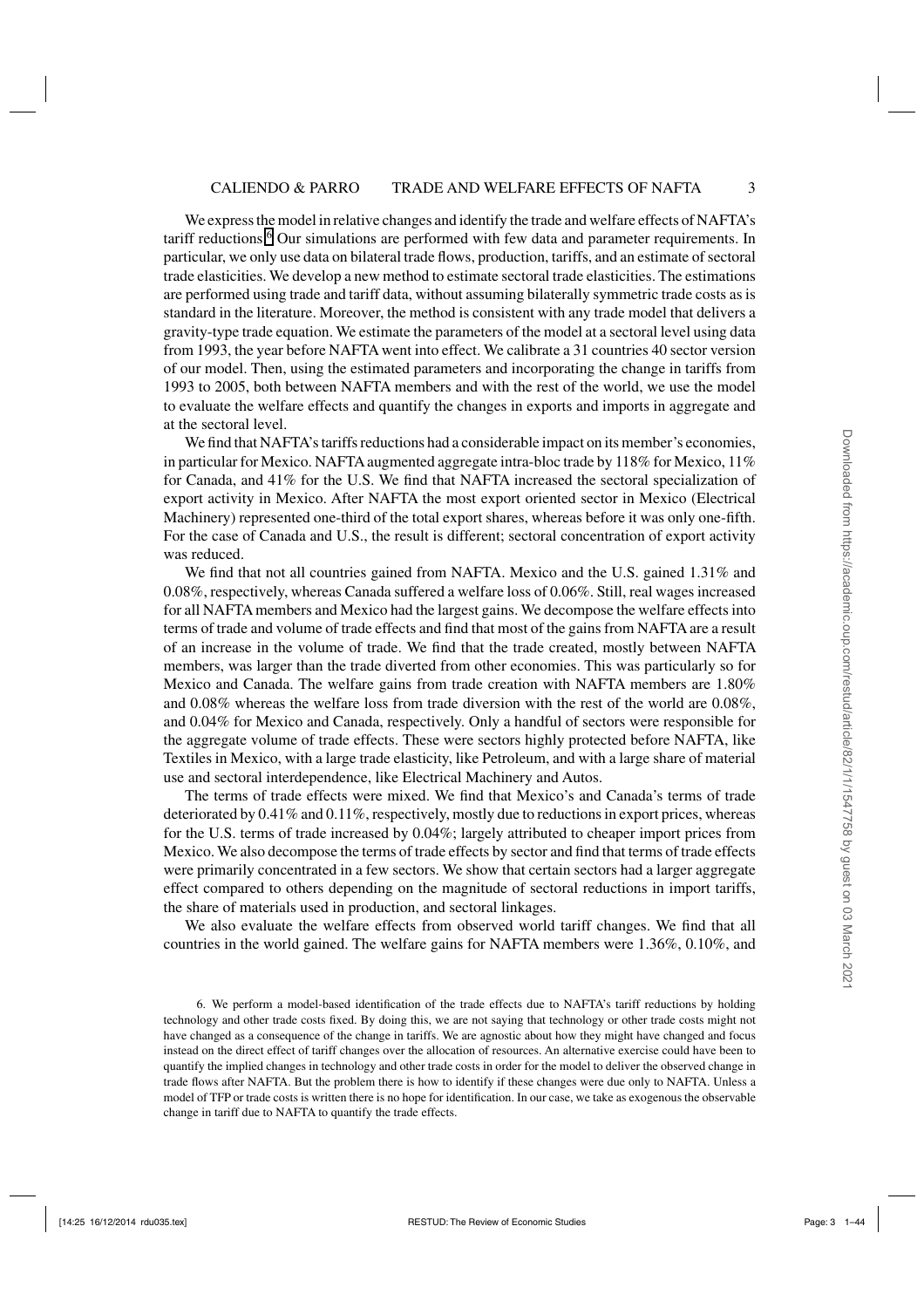We express the model in relative changes and identify the trade and welfare effects of NAFTA's tariff reductions.[6] Our simulations are performed with few data and parameter requirements. In particular, we only use data on bilateral trade flows, production, tariffs, and an estimate of sectoral trade elasticities. We develop a new method to estimate sectoral trade elasticities. The estimations are performed using trade and tariff data, without assuming bilaterally symmetric trade costs as is standard in the literature. Moreover, the method is consistent with any trade model that delivers a gravity-type trade equation. We estimate the parameters of the model at a sectoral level using data from 1993, the year before NAFTA went into effect. We calibrate a 31 countries 40 sector version of our model. Then, using the estimated parameters and incorporating the change in tariffs from 1993 to 2005, both between NAFTA members and with the rest of the world, we use the model to evaluate the welfare effects and quantify the changes in exports and imports in aggregate and at the sectoral level.

We find that NAFTA's tariffs reductions had a considerable impact on its member's economies, in particular for Mexico. NAFTA augmented aggregate intra-bloc trade by 118% for Mexico, 11% for Canada, and 41% for the U.S. We find that NAFTA increased the sectoral specialization of export activity in Mexico. After NAFTA the most export oriented sector in Mexico (Electrical Machinery) represented one-third of the total export shares, whereas before it was only one-fifth. For the case of Canada and U.S., the result is different; sectoral concentration of export activity was reduced.

We find that not all countries gained from NAFTA. Mexico and the U.S. gained 1.31% and 0.08%, respectively, whereas Canada suffered a welfare loss of 0.06%. Still, real wages increased for all NAFTA members and Mexico had the largest gains. We decompose the welfare effects into terms of trade and volume of trade effects and find that most of the gains from NAFTA are a result of an increase in the volume of trade. We find that the trade created, mostly between NAFTA members, was larger than the trade diverted from other economies. This was particularly so for Mexico and Canada. The welfare gains from trade creation with NAFTA members are 1.80% and 0.08% whereas the welfare loss from trade diversion with the rest of the world are 0.08%, and 0.04% for Mexico and Canada, respectively. Only a handful of sectors were responsible for the aggregate volume of trade effects. These were sectors highly protected before NAFTA, like Textiles in Mexico, with a large trade elasticity, like Petroleum, and with a large share of material use and sectoral interdependence, like Electrical Machinery and Autos.

The terms of trade effects were mixed. We find that Mexico's and Canada's terms of trade deteriorated by 0.41% and 0.11%, respectively, mostly due to reductions in export prices, whereas for the U.S. terms of trade increased by 0.04%; largely attributed to cheaper import prices from Mexico. We also decompose the terms of trade effects by sector and find that terms of trade effects were primarily concentrated in a few sectors. We show that certain sectors had a larger aggregate effect compared to others depending on the magnitude of sectoral reductions in import tariffs, the share of materials used in production, and sectoral linkages.

We also evaluate the welfare effects from observed world tariff changes. We find that all countries in the world gained. The welfare gains for NAFTA members were 1.36%, 0.10%, and

6. We perform a model-based identification of the trade effects due to NAFTA's tariff reductions by holding technology and other trade costs fixed. By doing this, we are not saying that technology or other trade costs might not have changed as a consequence of the change in tariffs. We are agnostic about how they might have changed and focus instead on the direct effect of tariff changes over the allocation of resources. An alternative exercise could have been to quantify the implied changes in technology and other trade costs in order for the model to deliver the observed change in trade flows after NAFTA. But the problem there is how to identify if these changes were due only to NAFTA. Unless a model of TFP or trade costs is written there is no hope for identification. In our case, we take as exogenous the observable change in tariff due to NAFTA to quantify the trade effects.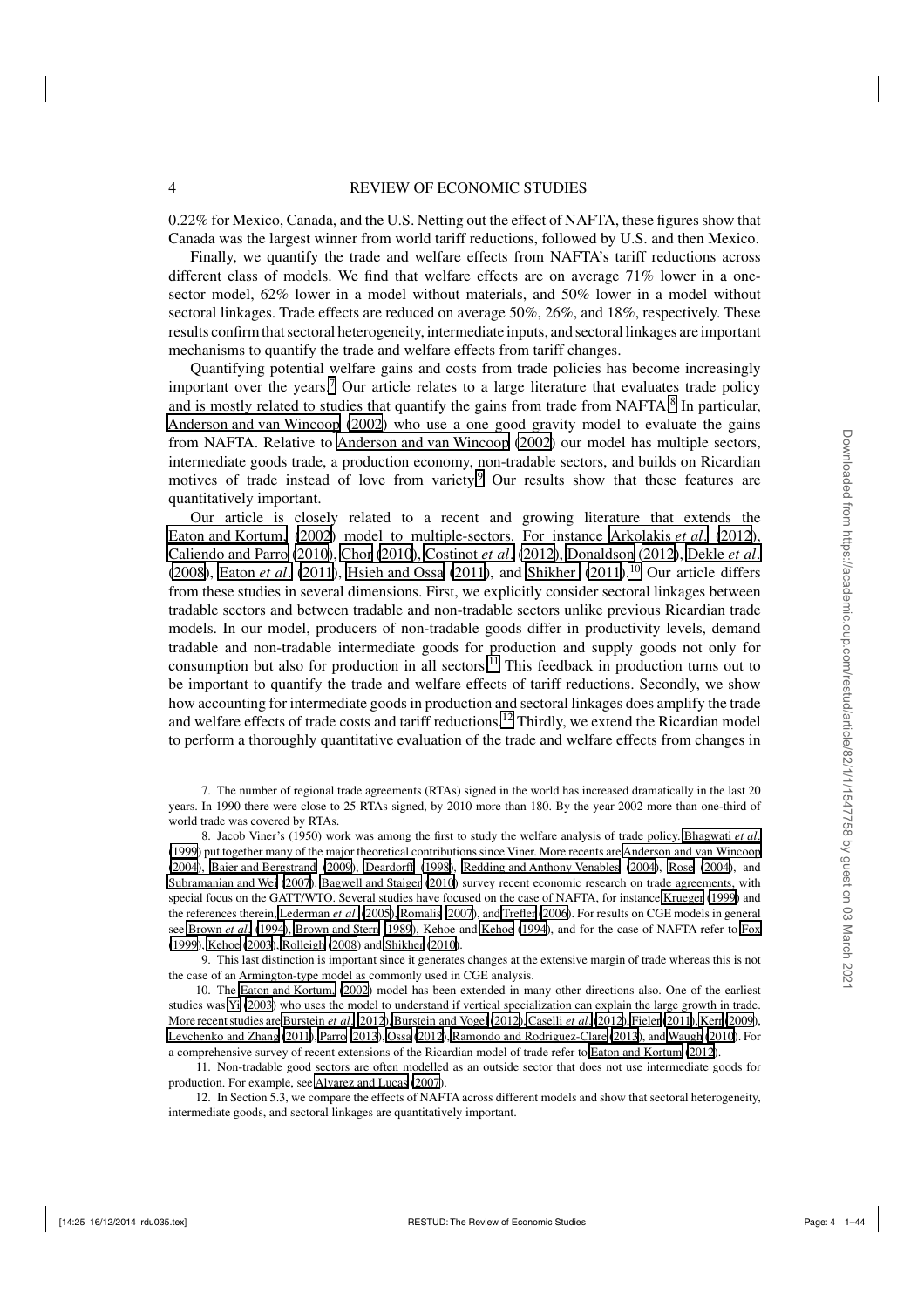0.22% for Mexico, Canada, and the U.S. Netting out the effect of NAFTA, these figures show that Canada was the largest winner from world tariff reductions, followed by U.S. and then Mexico.

Finally, we quantify the trade and welfare effects from NAFTA's tariff reductions across different class of models. We find that welfare effects are on average 71% lower in a one-sector model, 62% lower in a model without materials, and 50% lower in a model without sectoral linkages. Trade effects are reduced on average 50%, 26%, and 18%, respectively. These results confirm that sectoral heterogeneity, intermediate inputs, and sectoral linkages are important mechanisms to quantify the trade and welfare effects from tariff changes.

Quantifying potential welfare gains and costs from trade policies has become increasingly important over the years.[7] Our article relates to a large literature that evaluates trade policy and is mostly related to studies that quantify the gains from trade from NAFTA.[8] In particular, Anderson and van Wincoop (2002) who use a one good gravity model to evaluate the gains from NAFTA. Relative to Anderson and van Wincoop (2002) our model has multiple sectors, intermediate goods trade, a production economy, non-tradable sectors, and builds on Ricardian motives of trade instead of love from variety.[9] Our results show that these features are quantitatively important.

Our article is closely related to a recent and growing literature that extends the Eaton and Kortum (2002) model to multiple-sectors. For instance Arkolakis *et al.* (2012), Caliendo and Parro (2010), Chor (2010), Costinot *et al.* (2012), Donaldson (2012), Dekle *et al.* (2008), Eaton *et al.* (2011), Hsieh and Ossa (2011), and Shikher (2011).[10] Our article differs from these studies in several dimensions. First, we explicitly consider sectoral linkages between tradable sectors and between tradable and non-tradable sectors unlike previous Ricardian trade models. In our model, producers of non-tradable goods differ in productivity levels, demand tradable and non-tradable intermediate goods for production and supply goods not only for consumption but also for production in all sectors.[11] This feedback in production turns out to be important to quantify the trade and welfare effects of tariff reductions. Secondly, we show how accounting for intermediate goods in production and sectoral linkages does amplify the trade and welfare effects of trade costs and tariff reductions.[12] Thirdly, we extend the Ricardian model to perform a thoroughly quantitative evaluation of the trade and welfare effects from changes in

7. The number of regional trade agreements (RTAs) signed in the world has increased dramatically in the last 20 years. In 1990 there were close to 25 RTAs signed, by 2010 more than 180. By the year 2002 more than one-third of world trade was covered by RTAs.

8. Jacob Viner's (1950) work was among the first to study the welfare analysis of trade policy. Bhagwati *et al.* (1999) put together many of the major theoretical contributions since Viner. More recents are Anderson and van Wincoop (2004), Baier and Bergstrand (2009), Deardorff (1998), Redding and Anthony Venables (2004), Rose (2004), and Subramanian and Wei (2007). Bagwell and Staiger (2010) survey recent economic research on trade agreements, with special focus on the GATT/WTO. Several studies have focused on the case of NAFTA, for instance Krueger (1999) and the references therein, Lederman *et al.* (2005), Romalis (2007), and Trefler (2006). For results on CGE models in general see Brown *et al.* (1994), Brown and Stern (1989), Kehoe and Kehoe (1994), and for the case of NAFTA refer to Fox (1999), Kehoe (2003), Rolleigh (2008) and Shikher (2010).

9. This last distinction is important since it generates changes at the extensive margin of trade whereas this is not the case of an Armington-type model as commonly used in CGE analysis.

10. The Eaton and Kortum (2002) model has been extended in many other directions also. One of the earliest studies was Yi (2003) who uses the model to understand if vertical specialization can explain the large growth in trade. More recent studies are Burstein *et al.* (2012), Burstein and Vogel (2012), Caselli *et al.* (2012), Fieler (2011), Kerr (2009), Levchenko and Zhang (2011), Parro (2013), Ossa (2012), Ramondo and Rodriguez-Clare (2013), and Waugh (2010). For a comprehensive survey of recent extensions of the Ricardian model of trade refer to Eaton and Kortum (2012).

11. Non-tradable good sectors are often modelled as an outside sector that does not use intermediate goods for production. For example, see Alvarez and Lucas (2007).

12. In Section 5.3, we compare the effects of NAFTA across different models and show that sectoral heterogeneity, intermediate goods, and sectoral linkages are quantitatively important.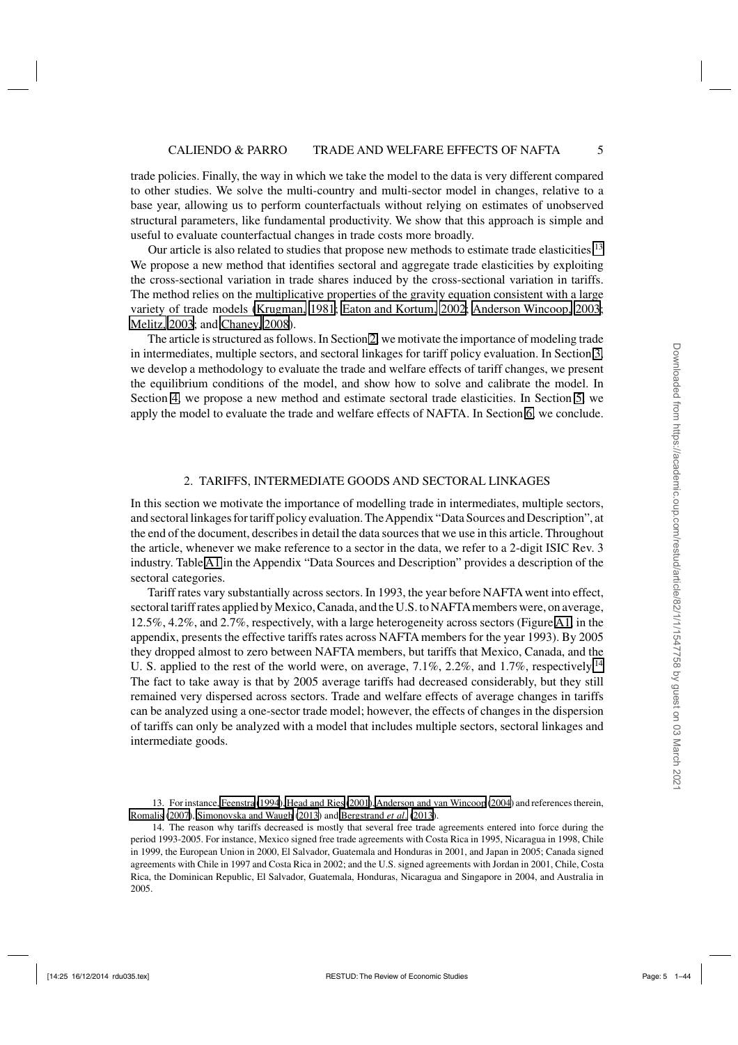trade policies. Finally, the way in which we take the model to the data is very different compared to other studies. We solve the multi-country and multi-sector model in changes, relative to a base year, allowing us to perform counterfactuals without relying on estimates of unobserved structural parameters, like fundamental productivity. We show that this approach is simple and useful to evaluate counterfactual changes in trade costs more broadly.

Our article is also related to studies that propose new methods to estimate trade elasticities.[13] We propose a new method that identifies sectoral and aggregate trade elasticities by exploiting the cross-sectional variation in trade shares induced by the cross-sectional variation in tariffs. The method relies on the multiplicative properties of the gravity equation consistent with a large variety of trade models (Krugman, 1981; Eaton and Kortum, 2002; Anderson Wincoop, 2003; Melitz, 2003; and Chaney, 2008).

The article is structured as follows. In Section 2, we motivate the importance of modeling trade in intermediates, multiple sectors, and sectoral linkages for tariff policy evaluation. In Section 3, we develop a methodology to evaluate the trade and welfare effects of tariff changes, we present the equilibrium conditions of the model, and show how to solve and calibrate the model. In Section 4, we propose a new method and estimate sectoral trade elasticities. In Section 5, we apply the model to evaluate the trade and welfare effects of NAFTA. In Section 6, we conclude.

## 2. TARIFFS, INTERMEDIATE GOODS AND SECTORAL LINKAGES

In this section we motivate the importance of modelling trade in intermediates, multiple sectors, and sectoral linkages for tariff policy evaluation. The Appendix "Data Sources and Description", at the end of the document, describes in detail the data sources that we use in this article. Throughout the article, whenever we make reference to a sector in the data, we refer to a 2-digit ISIC Rev. 3 industry. Table A1 in the Appendix "Data Sources and Description" provides a description of the sectoral categories.

Tariff rates vary substantially across sectors. In 1993, the year before NAFTA went into effect, sectoral tariff rates applied by Mexico, Canada, and the U.S. to NAFTA members were, on average, 12.5%, 4.2%, and 2.7%, respectively, with a large heterogeneity across sectors (Figure A1, in the appendix, presents the effective tariffs rates across NAFTA members for the year 1993). By 2005 they dropped almost to zero between NAFTA members, but tariffs that Mexico, Canada, and the U. S. applied to the rest of the world were, on average, 7.1%, 2.2%, and 1.7%, respectively.[14] The fact to take away is that by 2005 average tariffs had decreased considerably, but they still remained very dispersed across sectors. Trade and welfare effects of average changes in tariffs can be analyzed using a one-sector trade model; however, the effects of changes in the dispersion of tariffs can only be analyzed with a model that includes multiple sectors, sectoral linkages and intermediate goods.

---

13. For instance, Feenstra (1994), Head and Ries (2001), Anderson and van Wincoop (2004) and references therein, Romalis (2007), Simonovska and Waugh (2013) and Bergstrand *et al.* (2013).

14. The reason why tariffs decreased is mostly that several free trade agreements entered into force during the period 1993-2005. For instance, Mexico signed free trade agreements with Costa Rica in 1995, Nicaragua in 1998, Chile in 1999, the European Union in 2000, El Salvador, Guatemala and Honduras in 2001, and Japan in 2005; Canada signed agreements with Chile in 1997 and Costa Rica in 2002; and the U.S. signed agreements with Jordan in 2001, Chile, Costa Rica, the Dominican Republic, El Salvador, Guatemala, Honduras, Nicaragua and Singapore in 2004, and Australia in 2005.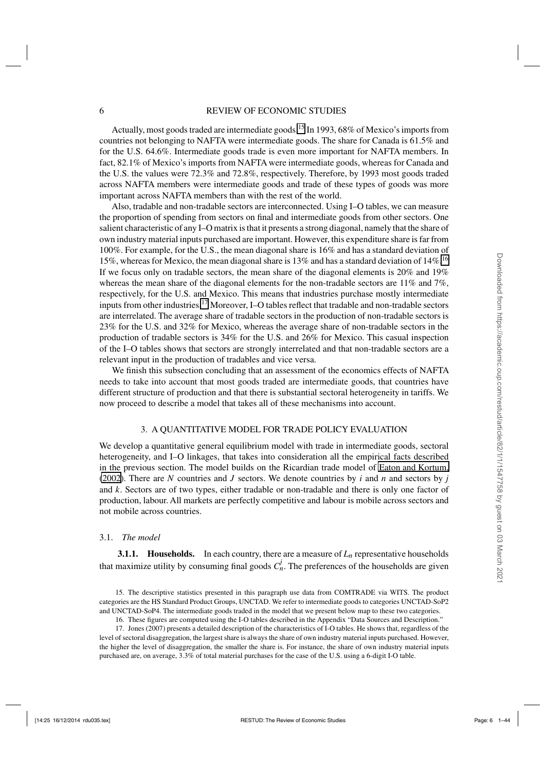Actually, most goods traded are intermediate goods.[15] In 1993, 68% of Mexico's imports from countries not belonging to NAFTA were intermediate goods. The share for Canada is 61.5% and for the U.S. 64.6%. Intermediate goods trade is even more important for NAFTA members. In fact, 82.1% of Mexico's imports from NAFTA were intermediate goods, whereas for Canada and the U.S. the values were 72.3% and 72.8%, respectively. Therefore, by 1993 most goods traded across NAFTA members were intermediate goods and trade of these types of goods was more important across NAFTA members than with the rest of the world.

Also, tradable and non-tradable sectors are interconnected. Using I–O tables, we can measure the proportion of spending from sectors on final and intermediate goods from other sectors. One salient characteristic of any I–O matrix is that it presents a strong diagonal, namely that the share of own industry material inputs purchased are important. However, this expenditure share is far from 100%. For example, for the U.S., the mean diagonal share is 16% and has a standard deviation of 15%, whereas for Mexico, the mean diagonal share is 13% and has a standard deviation of 14%.[16] If we focus only on tradable sectors, the mean share of the diagonal elements is 20% and 19% whereas the mean share of the diagonal elements for the non-tradable sectors are 11% and 7%, respectively, for the U.S. and Mexico. This means that industries purchase mostly intermediate inputs from other industries.[17] Moreover, I–O tables reflect that tradable and non-tradable sectors are interrelated. The average share of tradable sectors in the production of non-tradable sectors is 23% for the U.S. and 32% for Mexico, whereas the average share of non-tradable sectors in the production of tradable sectors is 34% for the U.S. and 26% for Mexico. This casual inspection of the I–O tables shows that sectors are strongly interrelated and that non-tradable sectors are a relevant input in the production of tradables and vice versa.

We finish this subsection concluding that an assessment of the economics effects of NAFTA needs to take into account that most goods traded are intermediate goods, that countries have different structure of production and that there is substantial sectoral heterogeneity in tariffs. We now proceed to describe a model that takes all of these mechanisms into account.

## 3. A QUANTITATIVE MODEL FOR TRADE POLICY EVALUATION

We develop a quantitative general equilibrium model with trade in intermediate goods, sectoral heterogeneity, and I–O linkages, that takes into consideration all the empirical facts described in the previous section. The model builds on the Ricardian trade model of Eaton and Kortum (2002). There are $N$ countries and $J$ sectors. We denote countries by $i$ and $n$ and sectors by $j$ and $k$. Sectors are of two types, either tradable or non-tradable and there is only one factor of production, labour. All markets are perfectly competitive and labour is mobile across sectors and not mobile across countries.

### 3.1. *The model*

**3.1.1. Households.** In each country, there are a measure of $L_n$ representative households that maximize utility by consuming final goods $C_n^j$. The preferences of the households are given

---

15. The descriptive statistics presented in this paragraph use data from COMTRADE via WITS. The product categories are the HS Standard Product Groups, UNCTAD. We refer to intermediate goods to categories UNCTAD-SoP2 and UNCTAD-SoP4. The intermediate goods traded in the model that we present below map to these two categories.

16. These figures are computed using the I-O tables described in the Appendix "Data Sources and Description."

17. Jones (2007) presents a detailed description of the characteristics of I-O tables. He shows that, regardless of the level of sectoral disaggregation, the largest share is always the share of own industry material inputs purchased. However, the higher the level of disaggregation, the smaller the share is. For instance, the share of own industry material inputs purchased are, on average, 3.3% of total material purchases for the case of the U.S. using a 6-digit I-O table.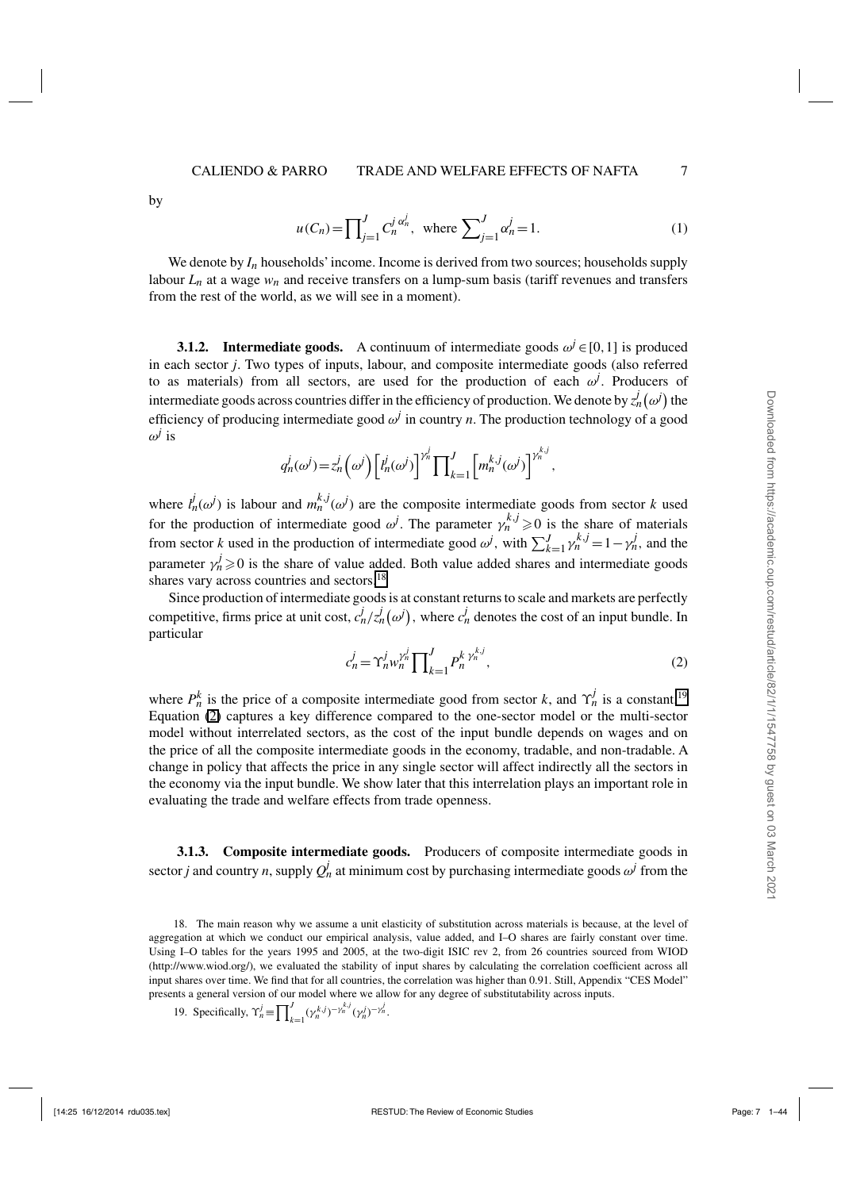by

$$u(C_n) = \prod_{j=1}^{J} C_n^{j\,\alpha_n^j}, \quad \text{where } \sum_{j=1}^{J} \alpha_n^j = 1. \tag{1}$$

We denote by $I_n$ households' income. Income is derived from two sources; households supply labour $L_n$ at a wage $w_n$ and receive transfers on a lump-sum basis (tariff revenues and transfers from the rest of the world, as we will see in a moment).

**3.1.2. Intermediate goods.** A continuum of intermediate goods $\omega^j \in [0,1]$ is produced in each sector $j$. Two types of inputs, labour, and composite intermediate goods (also referred to as materials) from all sectors, are used for the production of each $\omega^j$. Producers of intermediate goods across countries differ in the efficiency of production. We denote by $z_n^j(\omega^j)$ the efficiency of producing intermediate good $\omega^j$ in country $n$. The production technology of a good $\omega^j$ is

$$q_n^j(\omega^j) = z_n^j\left(\omega^j\right)\left[l_n^j(\omega^j)\right]^{\gamma_n^j} \prod_{k=1}^{J} \left[m_n^{k,j}(\omega^j)\right]^{\gamma_n^{k,j}},$$

where $l_n^j(\omega^j)$ is labour and $m_n^{k,j}(\omega^j)$ are the composite intermediate goods from sector $k$ used for the production of intermediate good $\omega^j$. The parameter $\gamma_n^{k,j} \geqslant 0$ is the share of materials from sector $k$ used in the production of intermediate good $\omega^j$, with $\sum_{k=1}^{J} \gamma_n^{k,j} = 1 - \gamma_n^j$, and the parameter $\gamma_n^j \geqslant 0$ is the share of value added. Both value added shares and intermediate goods shares vary across countries and sectors.[18]

Since production of intermediate goods is at constant returns to scale and markets are perfectly competitive, firms price at unit cost, $c_n^j / z_n^j(\omega^j)$, where $c_n^j$ denotes the cost of an input bundle. In particular

$$c_n^j = \Upsilon_n^j w_n^{\gamma_n^j} \prod_{k=1}^{J} P_n^{k\;\gamma_n^{k,j}}, \tag{2}$$

where $P_n^k$ is the price of a composite intermediate good from sector $k$, and $\Upsilon_n^j$ is a constant.[19] Equation (2) captures a key difference compared to the one-sector model or the multi-sector model without interrelated sectors, as the cost of the input bundle depends on wages and on the price of all the composite intermediate goods in the economy, tradable, and non-tradable. A change in policy that affects the price in any single sector will affect indirectly all the sectors in the economy via the input bundle. We show later that this interrelation plays an important role in evaluating the trade and welfare effects from trade openness.

**3.1.3. Composite intermediate goods.** Producers of composite intermediate goods in sector $j$ and country $n$, supply $Q_n^j$ at minimum cost by purchasing intermediate goods $\omega^j$ from the

---

18. The main reason why we assume a unit elasticity of substitution across materials is because, at the level of aggregation at which we conduct our empirical analysis, value added, and I–O shares are fairly constant over time. Using I–O tables for the years 1995 and 2005, at the two-digit ISIC rev 2, from 26 countries sourced from WIOD (http://www.wiod.org/), we evaluated the stability of input shares by calculating the correlation coefficient across all input shares over time. We find that for all countries, the correlation was higher than 0.91. Still, Appendix "CES Model" presents a general version of our model where we allow for any degree of substitutability across inputs.

19. Specifically, $\Upsilon_n^j \equiv \prod_{k=1}^{J} (\gamma_n^{k,j})^{-\gamma_n^{k,j}} (\gamma_n^j)^{-\gamma_n^j}$.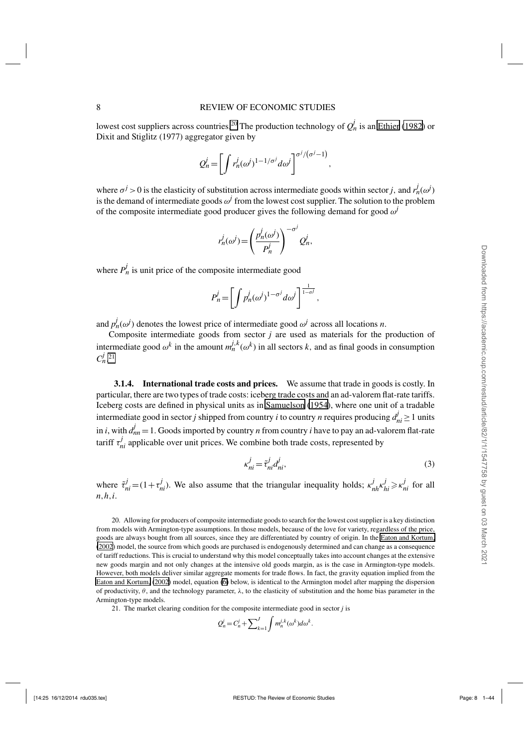lowest cost suppliers across countries.[20] The production technology of $Q_n^j$ is an Ethier (1982) or Dixit and Stiglitz (1977) aggregator given by

$$Q_n^j = \left[ \int r_n^j(\omega^j)^{1-1/\sigma^j} d\omega^j \right]^{\sigma^j/(\sigma^j-1)},$$

where $\sigma^j > 0$ is the elasticity of substitution across intermediate goods within sector $j$, and $r_n^j(\omega^j)$ is the demand of intermediate goods $\omega^j$ from the lowest cost supplier. The solution to the problem of the composite intermediate good producer gives the following demand for good $\omega^j$

$$r_n^j(\omega^j) = \left( \frac{p_n^j(\omega^j)}{P_n^j} \right)^{-\sigma^j} Q_n^j,$$

where $P_n^j$ is unit price of the composite intermediate good

$$P_n^j = \left[ \int p_n^j(\omega^j)^{1-\sigma^j} d\omega^j \right]^{\frac{1}{1-\sigma^j}},$$

and $p_n^j(\omega^j)$ denotes the lowest price of intermediate good $\omega^j$ across all locations $n$.

Composite intermediate goods from sector $j$ are used as materials for the production of intermediate good $\omega^k$ in the amount $m_n^{j,k}(\omega^k)$ in all sectors $k$, and as final goods in consumption $C_n^j$.[21]

#### 3.1.4. International trade costs and prices.

We assume that trade in goods is costly. In particular, there are two types of trade costs: iceberg trade costs and an ad-valorem flat-rate tariffs. Iceberg costs are defined in physical units as in Samuelson (1954), where one unit of a tradable intermediate good in sector $j$ shipped from country $i$ to country $n$ requires producing $d_{ni}^j \geq 1$ units in $i$, with $d_{nn}^j = 1$. Goods imported by country $n$ from country $i$ have to pay an ad-valorem flat-rate tariff $\tau_{ni}^j$ applicable over unit prices. We combine both trade costs, represented by

$$\kappa_{ni}^j = \tilde{\tau}_{ni}^j d_{ni}^j, \tag{3}$$

where $\tilde{\tau}_{ni}^j = (1 + \tau_{ni}^j)$. We also assume that the triangular inequality holds; $\kappa_{nh}^j \kappa_{hi}^j \geqslant \kappa_{ni}^j$ for all $n, h, i$.

---

20. Allowing for producers of composite intermediate goods to search for the lowest cost supplier is a key distinction from models with Armington-type assumptions. In those models, because of the love for variety, regardless of the price, goods are always bought from all sources, since they are differentiated by country of origin. In the Eaton and Kortum (2002) model, the source from which goods are purchased is endogenously determined and can change as a consequence of tariff reductions. This is crucial to understand why this model conceptually takes into account changes at the extensive new goods margin and not only changes at the intensive old goods margin, as is the case in Armington-type models. However, both models deliver similar aggregate moments for trade flows. In fact, the gravity equation implied from the Eaton and Kortum (2002) model, equation (6) below, is identical to the Armington model after mapping the dispersion of productivity, $\theta$, and the technology parameter, $\lambda$, to the elasticity of substitution and the home bias parameter in the Armington-type models.

21. The market clearing condition for the composite intermediate good in sector $j$ is

$$Q_n^j = C_n^j + \sum_{k=1}^J \int m_n^{j,k}(\omega^k) d\omega^k.$$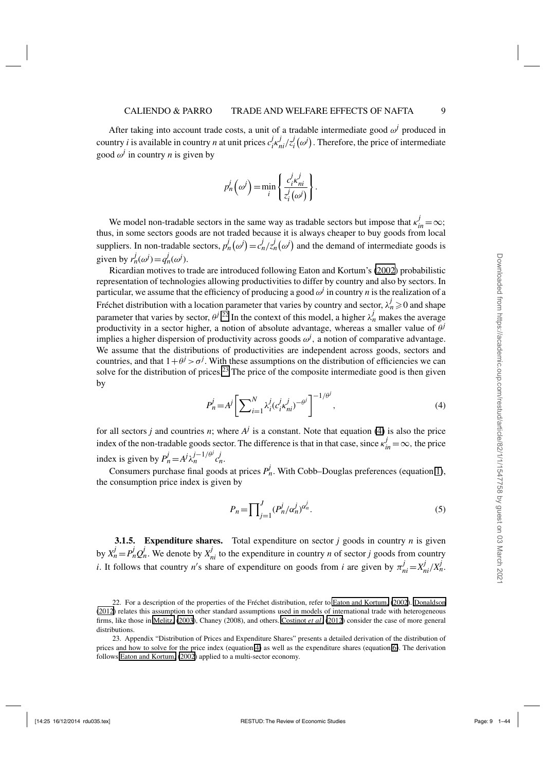After taking into account trade costs, a unit of a tradable intermediate good $\omega^j$ produced in country $i$ is available in country $n$ at unit prices $c_i^j \kappa_{ni}^j / z_i^j(\omega^j)$. Therefore, the price of intermediate good $\omega^j$ in country $n$ is given by

$$p_n^j\left(\omega^j\right) = \min_i \left\{ \frac{c_i^j \kappa_{ni}^j}{z_i^j\left(\omega^j\right)} \right\}.$$

We model non-tradable sectors in the same way as tradable sectors but impose that $\kappa_{in}^j = \infty$; thus, in some sectors goods are not traded because it is always cheaper to buy goods from local suppliers. In non-tradable sectors, $p_n^j\left(\omega^j\right) = c_n^j / z_n^j\left(\omega^j\right)$ and the demand of intermediate goods is given by $r_n^j(\omega^j) = q_n^j(\omega^j)$.

Ricardian motives to trade are introduced following Eaton and Kortum's (2002) probabilistic representation of technologies allowing productivities to differ by country and also by sectors. In particular, we assume that the efficiency of producing a good $\omega^j$ in country $n$ is the realization of a Fréchet distribution with a location parameter that varies by country and sector, $\lambda_n^j \geqslant 0$ and shape parameter that varies by sector, $\theta^j$.[22] In the context of this model, a higher $\lambda_n^j$ makes the average productivity in a sector higher, a notion of absolute advantage, whereas a smaller value of $\theta^j$ implies a higher dispersion of productivity across goods $\omega^j$, a notion of comparative advantage. We assume that the distributions of productivities are independent across goods, sectors and countries, and that $1 + \theta^j > \sigma^j$. With these assumptions on the distribution of efficiencies we can solve for the distribution of prices.[23] The price of the composite intermediate good is then given by

$$P_n^j = A^j \left[ \sum_{i=1}^N \lambda_i^j (c_i^j \kappa_{ni}^j)^{-\theta^j} \right]^{-1/\theta^j}, \tag{4}$$

for all sectors $j$ and countries $n$; where $A^j$ is a constant. Note that equation (4) is also the price index of the non-tradable goods sector. The difference is that in that case, since $\kappa_{in}^j = \infty$, the price index is given by $P_n^j = A^j \lambda_n^{j-1/\theta^j} c_n^j$.

Consumers purchase final goods at prices $P_n^j$. With Cobb–Douglas preferences (equation 1), the consumption price index is given by

$$P_n = \prod_{j=1}^J (P_n^j / \alpha_n^j)^{\alpha_n^j}. \tag{5}$$

**3.1.5. Expenditure shares.** Total expenditure on sector $j$ goods in country $n$ is given by $X_n^j = P_n^j Q_n^j$. We denote by $X_{ni}^j$ to the expenditure in country $n$ of sector $j$ goods from country $i$. It follows that country $n'$s share of expenditure on goods from $i$ are given by $\pi_{ni}^j = X_{ni}^j / X_n^j$.

22. For a description of the properties of the Fréchet distribution, refer to Eaton and Kortum, (2002). Donaldson (2012) relates this assumption to other standard assumptions used in models of international trade with heterogeneous firms, like those in Melitz, (2003), Chaney (2008), and others. Costinot *et al.* (2012) consider the case of more general distributions.

23. Appendix "Distribution of Prices and Expenditure Shares" presents a detailed derivation of the distribution of prices and how to solve for the price index (equation 4) as well as the expenditure shares (equation 6). The derivation follows Eaton and Kortum, (2002) applied to a multi-sector economy.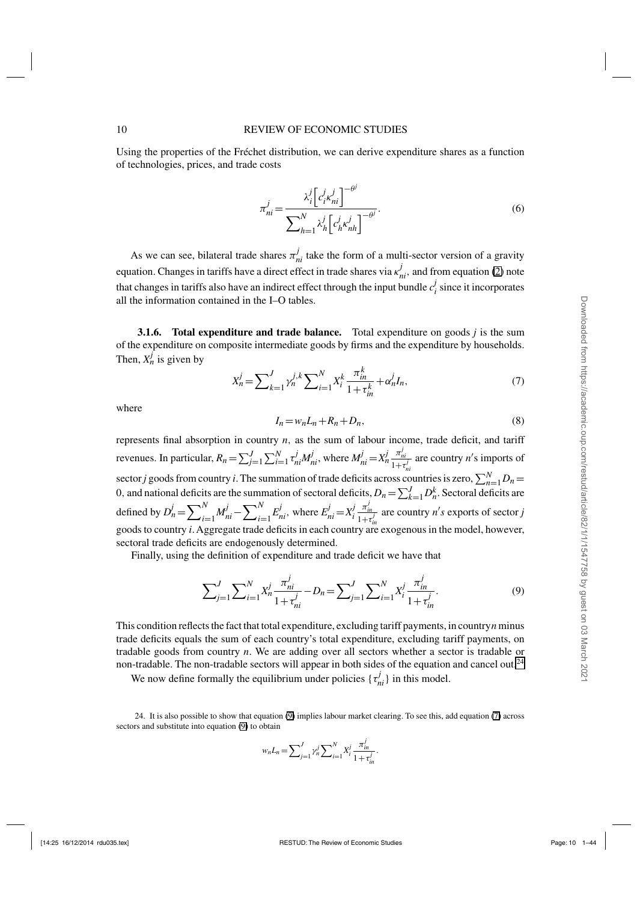Using the properties of the Fréchet distribution, we can derive expenditure shares as a function of technologies, prices, and trade costs

$$\pi_{ni}^{j} = \frac{\lambda_i^j \left[ c_i^j \kappa_{ni}^j \right]^{-\theta^j}}{\sum_{h=1}^{N} \lambda_h^j \left[ c_h^j \kappa_{nh}^j \right]^{-\theta^j}}. \tag{6}$$

As we can see, bilateral trade shares $\pi_{ni}^j$ take the form of a multi-sector version of a gravity equation. Changes in tariffs have a direct effect in trade shares via $\kappa_{ni}^j$, and from equation (2) note that changes in tariffs also have an indirect effect through the input bundle $c_i^j$ since it incorporates all the information contained in the I–O tables.

**3.1.6. Total expenditure and trade balance.** Total expenditure on goods $j$ is the sum of the expenditure on composite intermediate goods by firms and the expenditure by households. Then, $X_n^j$ is given by

$$X_n^j = \sum_{k=1}^{J} \gamma_n^{j,k} \sum_{i=1}^{N} X_i^k \frac{\pi_{in}^k}{1+\tau_{in}^k} + \alpha_n^j I_n, \tag{7}$$

where

$$I_n = w_n L_n + R_n + D_n, \tag{8}$$

represents final absorption in country $n$, as the sum of labour income, trade deficit, and tariff revenues. In particular, $R_n = \sum_{j=1}^{J} \sum_{i=1}^{N} \tau_{ni}^j M_{ni}^j$, where $M_{ni}^j = X_n^j \frac{\pi_{ni}^j}{1+\tau_{ni}^j}$ are country $n$'s imports of sector $j$ goods from country $i$. The summation of trade deficits across countries is zero, $\sum_{n=1}^{N} D_n = 0$, and national deficits are the summation of sectoral deficits, $D_n = \sum_{k=1}^{J} D_n^k$. Sectoral deficits are defined by $D_n^j = \sum_{i=1}^{N} M_{ni}^j - \sum_{i=1}^{N} E_{ni}^j$, where $E_{ni}^j = X_i^j \frac{\pi_{in}^j}{1+\tau_{in}^j}$ are country $n's$ exports of sector $j$ goods to country $i$. Aggregate trade deficits in each country are exogenous in the model, however, sectoral trade deficits are endogenously determined.

Finally, using the definition of expenditure and trade deficit we have that

$$\sum_{j=1}^{J} \sum_{i=1}^{N} X_n^j \frac{\pi_{ni}^j}{1+\tau_{ni}^j} - D_n = \sum_{j=1}^{J} \sum_{i=1}^{N} X_i^j \frac{\pi_{in}^j}{1+\tau_{in}^j}. \tag{9}$$

This condition reflects the fact that total expenditure, excluding tariff payments, in country $n$ minus trade deficits equals the sum of each country's total expenditure, excluding tariff payments, on tradable goods from country $n$. We are adding over all sectors whether a sector is tradable or non-tradable. The non-tradable sectors will appear in both sides of the equation and cancel out.[24]

We now define formally the equilibrium under policies $\{\tau_{ni}^j\}$ in this model.

24. It is also possible to show that equation (9) implies labour market clearing. To see this, add equation (7) across sectors and substitute into equation (9) to obtain

$$w_n L_n = \sum_{j=1}^{J} \gamma_n^j \sum_{i=1}^{N} X_i^j \frac{\pi_{in}^j}{1+\tau_{in}^j}.$$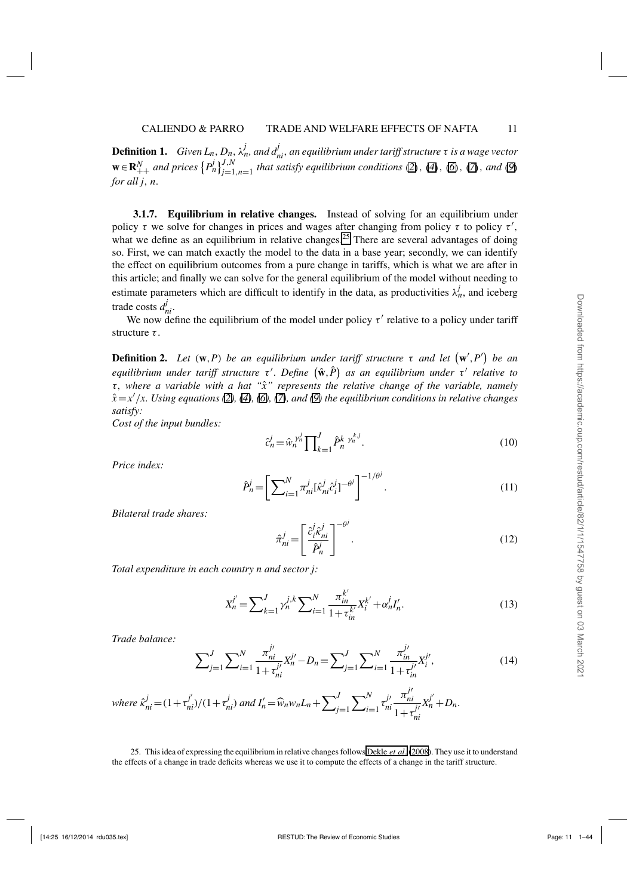**Definition 1.** *Given $L_n$, $D_n$, $\lambda_n^j$, and $d_{ni}^j$, an equilibrium under tariff structure $\tau$ is a wage vector $\mathbf{w} \in \mathbf{R}_{++}^N$ and prices $\{P_n^j\}_{j=1,n=1}^{J,N}$ that satisfy equilibrium conditions (2), (4), (6), (7), and (9) for all $j$, $n$.*

### 3.1.7. Equilibrium in relative changes.

Instead of solving for an equilibrium under policy $\tau$ we solve for changes in prices and wages after changing from policy $\tau$ to policy $\tau'$, what we define as an equilibrium in relative changes.[25] There are several advantages of doing so. First, we can match exactly the model to the data in a base year; secondly, we can identify the effect on equilibrium outcomes from a pure change in tariffs, which is what we are after in this article; and finally we can solve for the general equilibrium of the model without needing to estimate parameters which are difficult to identify in the data, as productivities $\lambda_n^j$, and iceberg trade costs $d_{ni}^j$.

We now define the equilibrium of the model under policy $\tau'$ relative to a policy under tariff structure $\tau$.

**Definition 2.** *Let $(\mathbf{w}, P)$ be an equilibrium under tariff structure $\tau$ and let $(\mathbf{w}', P')$ be an equilibrium under tariff structure $\tau'$. Define $(\hat{\mathbf{w}}, \hat{P})$ as an equilibrium under $\tau'$ relative to $\tau$, where a variable with a hat "$\hat{x}$" represents the relative change of the variable, namely $\hat{x} = x'/x$. Using equations (2), (4), (6), (7), and (9) the equilibrium conditions in relative changes satisfy:*

*Cost of the input bundles:*

$$\hat{c}_n^j = \hat{w}_n^{\gamma_n^j} \prod_{k=1}^J \hat{P}_n^{k\ \gamma_n^{k,j}}. \tag{10}$$

*Price index:*

$$\hat{P}_n^j = \left[ \sum_{i=1}^N \pi_{ni}^j [\hat{\kappa}_{ni}^j \hat{c}_i^j]^{-\theta^j} \right]^{-1/\theta^j}. \tag{11}$$

*Bilateral trade shares:*

$$\hat{\pi}_{ni}^j = \left[ \frac{\hat{c}_i^j \hat{\kappa}_{ni}^j}{\hat{P}_n^j} \right]^{-\theta^j}. \tag{12}$$

*Total expenditure in each country $n$ and sector $j$:*

$$X_n^{j'} = \sum_{k=1}^J \gamma_n^{j,k} \sum_{i=1}^N \frac{\pi_{in}^{k'}}{1+\tau_{in}^{k'}} X_i^{k'} + \alpha_n^j I_n'. \tag{13}$$

*Trade balance:*

$$\sum_{j=1}^J \sum_{i=1}^N \frac{\pi_{ni}^{j\prime}}{1+\tau_{ni}^{j\prime}} X_n^{j\prime} - D_n = \sum_{j=1}^J \sum_{i=1}^N \frac{\pi_{in}^{j\prime}}{1+\tau_{in}^{j\prime}} X_i^{j\prime}, \tag{14}$$

*where* $\hat{\kappa}_{ni}^j = (1+\tau_{ni}^{j'})/(1+\tau_{ni}^j)$ *and* $I_n' = \widehat{w}_n w_n L_n + \sum_{j=1}^J \sum_{i=1}^N \tau_{ni}^{j\prime} \frac{\pi_{ni}^{j\prime}}{1+\tau_{ni}^{j\prime}} X_n^{j'} + D_n$.

25. This idea of expressing the equilibrium in relative changes follows Dekle *et al.* (2008). They use it to understand the effects of a change in trade deficits whereas we use it to compute the effects of a change in the tariff structure.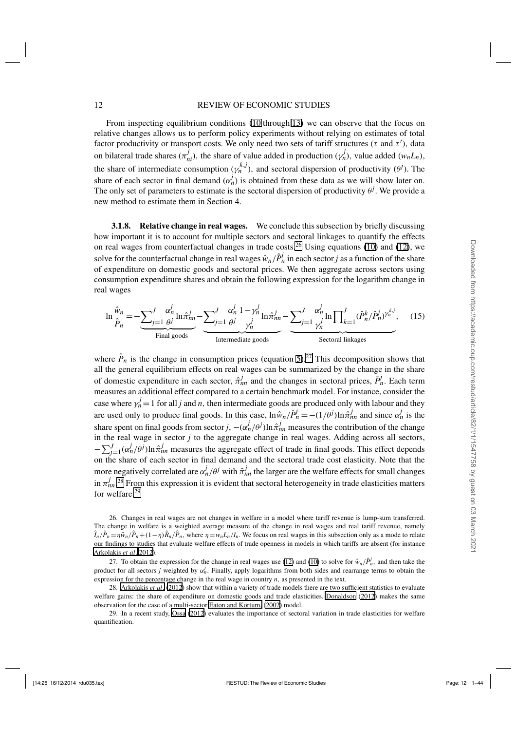From inspecting equilibrium conditions (10 through 13) we can observe that the focus on relative changes allows us to perform policy experiments without relying on estimates of total factor productivity or transport costs. We only need two sets of tariff structures ($\tau$ and $\tau'$), data on bilateral trade shares ($\pi_{ni}^{j}$), the share of value added in production ($\gamma_n^j$), value added ($w_n L_n$), the share of intermediate consumption ($\gamma_n^{k,j}$), and sectoral dispersion of productivity ($\theta^j$). The share of each sector in final demand ($\alpha_n^j$) is obtained from these data as we will show later on. The only set of parameters to estimate is the sectoral dispersion of productivity $\theta^j$. We provide a new method to estimate them in Section 4.

**3.1.8. Relative change in real wages.** We conclude this subsection by briefly discussing how important it is to account for multiple sectors and sectoral linkages to quantify the effects on real wages from counterfactual changes in trade costs.[26] Using equations (10) and (12), we solve for the counterfactual change in real wages $\hat{w}_n/\hat{P}_n^j$ in each sector $j$ as a function of the share of expenditure on domestic goods and sectoral prices. We then aggregate across sectors using consumption expenditure shares and obtain the following expression for the logarithm change in real wages

$$\ln\frac{\hat{w}_n}{\hat{P}_n} = \underbrace{-\sum_{j=1}^{J}\frac{\alpha_n^j}{\theta^j}\ln\hat{\pi}_{nn}^j}_{\text{Final goods}} \underbrace{-\sum_{j=1}^{J}\frac{\alpha_n^j}{\theta^j}\frac{1-\gamma_n^j}{\gamma_n^j}\ln\hat{\pi}_{nn}^j}_{\text{Intermediate goods}} \underbrace{-\sum_{j=1}^{J}\frac{\alpha_n^j}{\gamma_n^j}\ln\prod_{k=1}^{J}(\hat{P}_n^k/\hat{P}_n^j)^{\gamma_n^{k,j}}}_{\text{Sectoral linkages}}, \tag{15}$$

where $\hat{P}_n$ is the change in consumption prices (equation 5).[27] This decomposition shows that all the general equilibrium effects on real wages can be summarized by the change in the share of domestic expenditure in each sector, $\hat{\pi}_{nn}^j$ and the changes in sectoral prices, $\hat{P}_n^j$. Each term measures an additional effect compared to a certain benchmark model. For instance, consider the case where $\gamma_n^j = 1$ for all $j$ and $n$, then intermediate goods are produced only with labour and they are used only to produce final goods. In this case, $\ln\hat{w}_n/\hat{P}_n^j = -(1/\theta^j)\ln\hat{\pi}_{nn}^j$ and since $\alpha_n^j$ is the share spent on final goods from sector $j$, $-(\alpha_n^j/\theta^j)\ln\hat{\pi}_{nn}^j$ measures the contribution of the change in the real wage in sector $j$ to the aggregate change in real wages. Adding across all sectors, $-\sum_{j=1}^{J}(\alpha_n^j/\theta^j)\ln\hat{\pi}_{nn}^j$ measures the aggregate effect of trade in final goods. This effect depends on the share of each sector in final demand and the sectoral trade cost elasticity. Note that the more negatively correlated are $\alpha_n^j/\theta^j$ with $\hat{\pi}_{nn}^j$ the larger are the welfare effects for small changes in $\pi_{nn}^j$.[28] From this expression it is evident that sectoral heterogeneity in trade elasticities matters for welfare.[29]

26. Changes in real wages are not changes in welfare in a model where tariff revenue is lump-sum transferred. The change in welfare is a weighted average measure of the change in real wages and real tariff revenue, namely $\hat{I}_n/\hat{P}_n = \eta\hat{w}_n/\hat{P}_n + (1-\eta)\hat{R}_n/\hat{P}_n$, where $\eta = w_n L_n/I_n$. We focus on real wages in this subsection only as a mode to relate our findings to studies that evaluate welfare effects of trade openness in models in which tariffs are absent (for instance Arkolakis *et al.* 2012).

27. To obtain the expression for the change in real wages use (12) and (10) to solve for $\hat{w}_n/\hat{P}_n^j$, and then take the product for all sectors $j$ weighted by $\alpha_n^j$. Finally, apply logarithms from both sides and rearrange terms to obtain the expression for the percentage change in the real wage in country $n$, as presented in the text.

28. Arkolakis *et al.* (2012) show that within a variety of trade models there are two sufficient statistics to evaluate welfare gains: the share of expenditure on domestic goods and trade elasticities. Donaldson (2012) makes the same observation for the case of a multi-sector Eaton and Kortum (2002) model.

29. In a recent study, Ossa (2012) evaluates the importance of sectoral variation in trade elasticities for welfare quantification.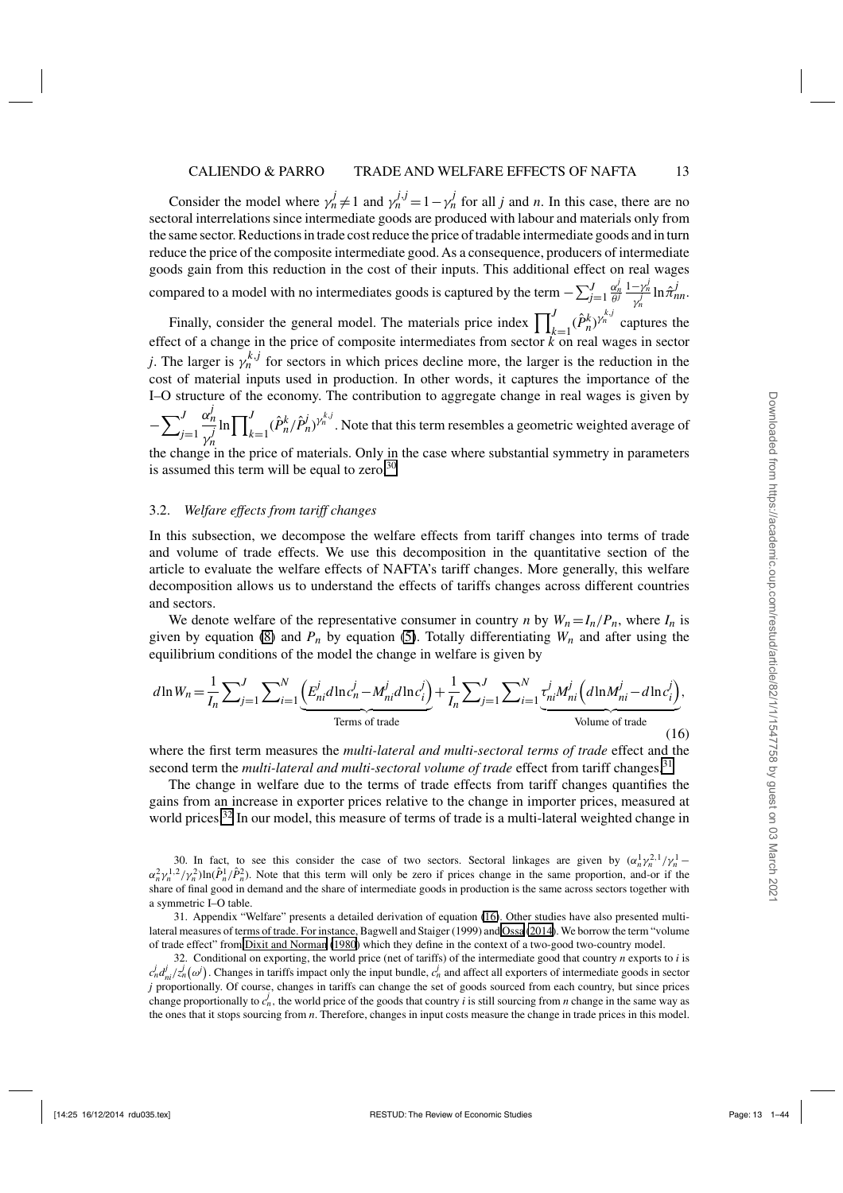Consider the model where $\gamma_n^j \neq 1$ and $\gamma_n^{j,j} = 1 - \gamma_n^j$ for all $j$ and $n$. In this case, there are no sectoral interrelations since intermediate goods are produced with labour and materials only from the same sector. Reductions in trade cost reduce the price of tradable intermediate goods and in turn reduce the price of the composite intermediate good. As a consequence, producers of intermediate goods gain from this reduction in the cost of their inputs. This additional effect on real wages compared to a model with no intermediates goods is captured by the term $-\sum_{j=1}^{J} \frac{\alpha_n^j}{\theta^j} \frac{1-\gamma_n^j}{\gamma_n^j} \ln \hat{\pi}_{nn}^j$.

Finally, consider the general model. The materials price index $\prod_{k=1}^{J} (\hat{P}_n^k)^{\gamma_n^{k,j}}$ captures the effect of a change in the price of composite intermediates from sector $k$ on real wages in sector $j$. The larger is $\gamma_n^{k,j}$ for sectors in which prices decline more, the larger is the reduction in the cost of material inputs used in production. In other words, it captures the importance of the I–O structure of the economy. The contribution to aggregate change in real wages is given by $-\sum_{j=1}^{J} \frac{\alpha_n^j}{\gamma_n^j} \ln \prod_{k=1}^{J} (\hat{P}_n^k / \hat{P}_n^j)^{\gamma_n^{k,j}}$. Note that this term resembles a geometric weighted average of the change in the price of materials. Only in the case where substantial symmetry in parameters is assumed this term will be equal to zero.[30]

### 3.2. *Welfare effects from tariff changes*

In this subsection, we decompose the welfare effects from tariff changes into terms of trade and volume of trade effects. We use this decomposition in the quantitative section of the article to evaluate the welfare effects of NAFTA's tariff changes. More generally, this welfare decomposition allows us to understand the effects of tariffs changes across different countries and sectors.

We denote welfare of the representative consumer in country $n$ by $W_n = I_n / P_n$, where $I_n$ is given by equation (8) and $P_n$ by equation (5). Totally differentiating $W_n$ and after using the equilibrium conditions of the model the change in welfare is given by

$$d\ln W_n = \frac{1}{I_n} \sum_{j=1}^{J} \sum_{i=1}^{N} \underbrace{\left( E_{ni}^j d\ln c_n^j - M_{ni}^j d\ln c_i^j \right)}_{\text{Terms of trade}} + \frac{1}{I_n} \sum_{j=1}^{J} \sum_{i=1}^{N} \underbrace{\tau_{ni}^j M_{ni}^j \left( d\ln M_{ni}^j - d\ln c_i^j \right)}_{\text{Volume of trade}}, \tag{16}$$

where the first term measures the *multi-lateral and multi-sectoral terms of trade* effect and the second term the *multi-lateral and multi-sectoral volume of trade* effect from tariff changes.[31]

The change in welfare due to the terms of trade effects from tariff changes quantifies the gains from an increase in exporter prices relative to the change in importer prices, measured at world prices.[32] In our model, this measure of terms of trade is a multi-lateral weighted change in

30. In fact, to see this consider the case of two sectors. Sectoral linkages are given by $(\alpha_n^1 \gamma_n^{2,1} / \gamma_n^1 - \alpha_n^2 \gamma_n^{1,2} / \gamma_n^2) \ln(\hat{P}_n^1 / \hat{P}_n^2)$. Note that this term will only be zero if prices change in the same proportion, and-or if the share of final good in demand and the share of intermediate goods in production is the same across sectors together with a symmetric I–O table.

31. Appendix "Welfare" presents a detailed derivation of equation (16). Other studies have also presented multi-lateral measures of terms of trade. For instance, Bagwell and Staiger (1999) and Ossa (2014). We borrow the term "volume of trade effect" from Dixit and Norman (1980) which they define in the context of a two-good two-country model.

32. Conditional on exporting, the world price (net of tariffs) of the intermediate good that country $n$ exports to $i$ is $c_n^j d_{ni}^j / z_n^j(\omega^j)$. Changes in tariffs impact only the input bundle, $c_n^j$ and affect all exporters of intermediate goods in sector $j$ proportionally. Of course, changes in tariffs can change the set of goods sourced from each country, but since prices change proportionally to $c_n^j$, the world price of the goods that country $i$ is still sourcing from $n$ change in the same way as the ones that it stops sourcing from $n$. Therefore, changes in input costs measure the change in trade prices in this model.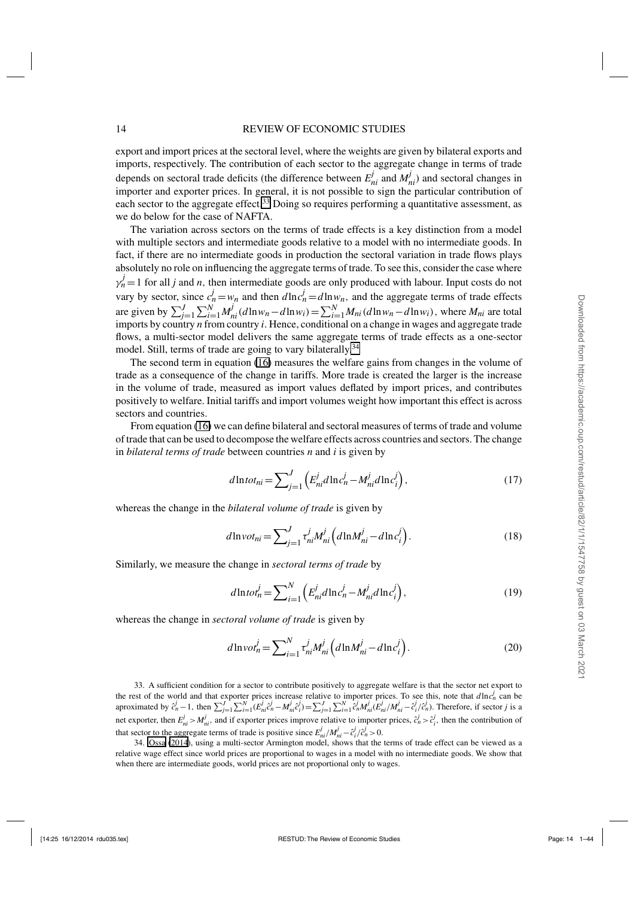export and import prices at the sectoral level, where the weights are given by bilateral exports and imports, respectively. The contribution of each sector to the aggregate change in terms of trade depends on sectoral trade deficits (the difference between $E_{ni}^{j}$ and $M_{ni}^{j}$) and sectoral changes in importer and exporter prices. In general, it is not possible to sign the particular contribution of each sector to the aggregate effect.[33] Doing so requires performing a quantitative assessment, as we do below for the case of NAFTA.

The variation across sectors on the terms of trade effects is a key distinction from a model with multiple sectors and intermediate goods relative to a model with no intermediate goods. In fact, if there are no intermediate goods in production the sectoral variation in trade flows plays absolutely no role on influencing the aggregate terms of trade. To see this, consider the case where $\gamma_n^j = 1$ for all $j$ and $n$, then intermediate goods are only produced with labour. Input costs do not vary by sector, since $c_n^j = w_n$ and then $d\ln c_n^j = d\ln w_n$, and the aggregate terms of trade effects are given by $\sum_{j=1}^{J}\sum_{i=1}^{N} M_{ni}^{j}(d\ln w_n - d\ln w_i) = \sum_{i=1}^{N} M_{ni}(d\ln w_n - d\ln w_i)$, where $M_{ni}$ are total imports by country $n$ from country $i$. Hence, conditional on a change in wages and aggregate trade flows, a multi-sector model delivers the same aggregate terms of trade effects as a one-sector model. Still, terms of trade are going to vary bilaterally.[34]

The second term in equation (16) measures the welfare gains from changes in the volume of trade as a consequence of the change in tariffs. More trade is created the larger is the increase in the volume of trade, measured as import values deflated by import prices, and contributes positively to welfare. Initial tariffs and import volumes weight how important this effect is across sectors and countries.

From equation (16) we can define bilateral and sectoral measures of terms of trade and volume of trade that can be used to decompose the welfare effects across countries and sectors. The change in *bilateral terms of trade* between countries $n$ and $i$ is given by

$$d\ln tot_{ni} = \sum_{j=1}^{J}\left(E_{ni}^{j} d\ln c_n^j - M_{ni}^{j} d\ln c_i^j\right), \tag{17}$$

whereas the change in the *bilateral volume of trade* is given by

$$d\ln vot_{ni} = \sum_{j=1}^{J}\tau_{ni}^{j} M_{ni}^{j}\left(d\ln M_{ni}^{j} - d\ln c_i^j\right). \tag{18}$$

Similarly, we measure the change in *sectoral terms of trade* by

$$d\ln tot_n^j = \sum_{i=1}^{N}\left(E_{ni}^{j} d\ln c_n^j - M_{ni}^{j} d\ln c_i^j\right), \tag{19}$$

whereas the change in *sectoral volume of trade* is given by

$$d\ln vot_n^j = \sum_{i=1}^{N}\tau_{ni}^{j} M_{ni}^{j}\left(d\ln M_{ni}^{j} - d\ln c_i^j\right). \tag{20}$$

33. A sufficient condition for a sector to contribute positively to aggregate welfare is that the sector net export to the rest of the world and that exporter prices increase relative to importer prices. To see this, note that $d\ln c_n^j$ can be approximated by $\hat{c}_n^j - 1$, then $\sum_{j=1}^{J}\sum_{i=1}^{N}(E_{ni}^{j}\hat{c}_n^j - M_{ni}^{j}\hat{c}_i^j) = \sum_{j=1}^{J}\sum_{i=1}^{N}\hat{c}_n^j M_{ni}^{j}(E_{ni}^{j}/M_{ni}^{j} - \hat{c}_i^j/\hat{c}_n^j)$. Therefore, if sector $j$ is a net exporter, then $E_{ni}^{j} > M_{ni}^{j}$, and if exporter prices improve relative to importer prices, $\hat{c}_n^j > \hat{c}_i^j$, then the contribution of that sector to the aggregate terms of trade is positive since $E_{ni}^{j}/M_{ni}^{j} - \hat{c}_i^j/\hat{c}_n^j > 0$.

34. Ossa (2014), using a multi-sector Armington model, shows that the terms of trade effect can be viewed as a relative wage effect since world prices are proportional to wages in a model with no intermediate goods. We show that when there are intermediate goods, world prices are not proportional only to wages.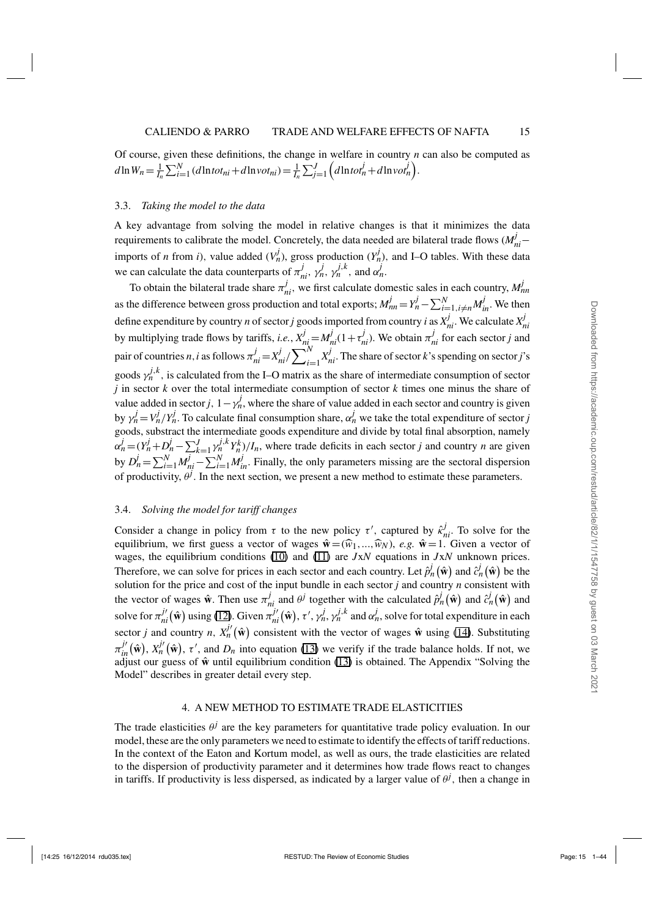Of course, given these definitions, the change in welfare in country $n$ can also be computed as $d\ln W_n = \frac{1}{I_n}\sum_{i=1}^{N}(d\ln tot_{ni} + d\ln vot_{ni}) = \frac{1}{I_n}\sum_{j=1}^{J}\left(d\ln tot_n^j + d\ln vot_n^j\right)$.

### 3.3. *Taking the model to the data*

A key advantage from solving the model in relative changes is that it minimizes the data requirements to calibrate the model. Concretely, the data needed are bilateral trade flows ($M_{ni}^j$– imports of $n$ from $i$), value added ($V_n^j$), gross production ($Y_n^j$), and I–O tables. With these data we can calculate the data counterparts of $\pi_{ni}^j$, $\gamma_n^j$, $\gamma_n^{j,k}$, and $\alpha_n^j$.

To obtain the bilateral trade share $\pi_{ni}^j$, we first calculate domestic sales in each country, $M_{nn}^j$ as the difference between gross production and total exports; $M_{nn}^j = Y_n^j - \sum_{i=1,i\neq n}^{N} M_{in}^j$. We then define expenditure by country $n$ of sector $j$ goods imported from country $i$ as $X_{ni}^j$. We calculate $X_{ni}^j$ by multiplying trade flows by tariffs, *i.e.*, $X_{ni}^j = M_{ni}^j(1+\tau_{ni}^j)$. We obtain $\pi_{ni}^j$ for each sector $j$ and pair of countries $n,i$ as follows $\pi_{ni}^j = X_{ni}^j / \sum_{i=1}^{N} X_{ni}^j$. The share of sector $k$'s spending on sector $j$'s goods $\gamma_n^{j,k}$, is calculated from the I–O matrix as the share of intermediate consumption of sector $j$ in sector $k$ over the total intermediate consumption of sector $k$ times one minus the share of value added in sector $j$, $1-\gamma_n^j$, where the share of value added in each sector and country is given by $\gamma_n^j = V_n^j / Y_n^j$. To calculate final consumption share, $\alpha_n^j$ we take the total expenditure of sector $j$ goods, substract the intermediate goods expenditure and divide by total final absorption, namely $\alpha_n^j = (Y_n^j + D_n^j - \sum_{k=1}^{J}\gamma_n^{j,k} Y_n^k)/I_n$, where trade deficits in each sector $j$ and country $n$ are given by $D_n^j = \sum_{i=1}^{N} M_{ni}^j - \sum_{i=1}^{N} M_{in}^j$. Finally, the only parameters missing are the sectoral dispersion of productivity, $\theta^j$. In the next section, we present a new method to estimate these parameters.

### 3.4. *Solving the model for tariff changes*

Consider a change in policy from $\tau$ to the new policy $\tau'$, captured by $\hat{\kappa}_{ni}^j$. To solve for the equilibrium, we first guess a vector of wages $\hat{\mathbf{w}} = (\widehat{w}_1,...,\widehat{w}_N)$, *e.g.* $\hat{\mathbf{w}} = 1$. Given a vector of wages, the equilibrium conditions (10) and (11) are $J$x$N$ equations in $J$x$N$ unknown prices. Therefore, we can solve for prices in each sector and each country. Let $\hat{p}_n^j(\hat{\mathbf{w}})$ and $\hat{c}_n^j(\hat{\mathbf{w}})$ be the solution for the price and cost of the input bundle in each sector $j$ and country $n$ consistent with the vector of wages $\hat{\mathbf{w}}$. Then use $\pi_{ni}^j$ and $\theta^j$ together with the calculated $\hat{p}_n^j(\hat{\mathbf{w}})$ and $\hat{c}_n^j(\hat{\mathbf{w}})$ and solve for $\pi_{ni}^{j\prime}(\hat{\mathbf{w}})$ using (12). Given $\pi_{ni}^{j\prime}(\hat{\mathbf{w}})$, $\tau'$, $\gamma_n^j$, $\gamma_n^{j,k}$ and $\alpha_n^j$, solve for total expenditure in each sector $j$ and country $n$, $X_n^{j\prime}(\hat{\mathbf{w}})$ consistent with the vector of wages $\hat{\mathbf{w}}$ using (14). Substituting $\pi_{in}^{j\prime}(\hat{\mathbf{w}})$, $X_n^{j\prime}(\hat{\mathbf{w}})$, $\tau'$, and $D_n$ into equation (13) we verify if the trade balance holds. If not, we adjust our guess of $\hat{\mathbf{w}}$ until equilibrium condition (13) is obtained. The Appendix "Solving the Model" describes in greater detail every step.

## 4. A NEW METHOD TO ESTIMATE TRADE ELASTICITIES

The trade elasticities $\theta^j$ are the key parameters for quantitative trade policy evaluation. In our model, these are the only parameters we need to estimate to identify the effects of tariff reductions. In the context of the Eaton and Kortum model, as well as ours, the trade elasticities are related to the dispersion of productivity parameter and it determines how trade flows react to changes in tariffs. If productivity is less dispersed, as indicated by a larger value of $\theta^j$, then a change in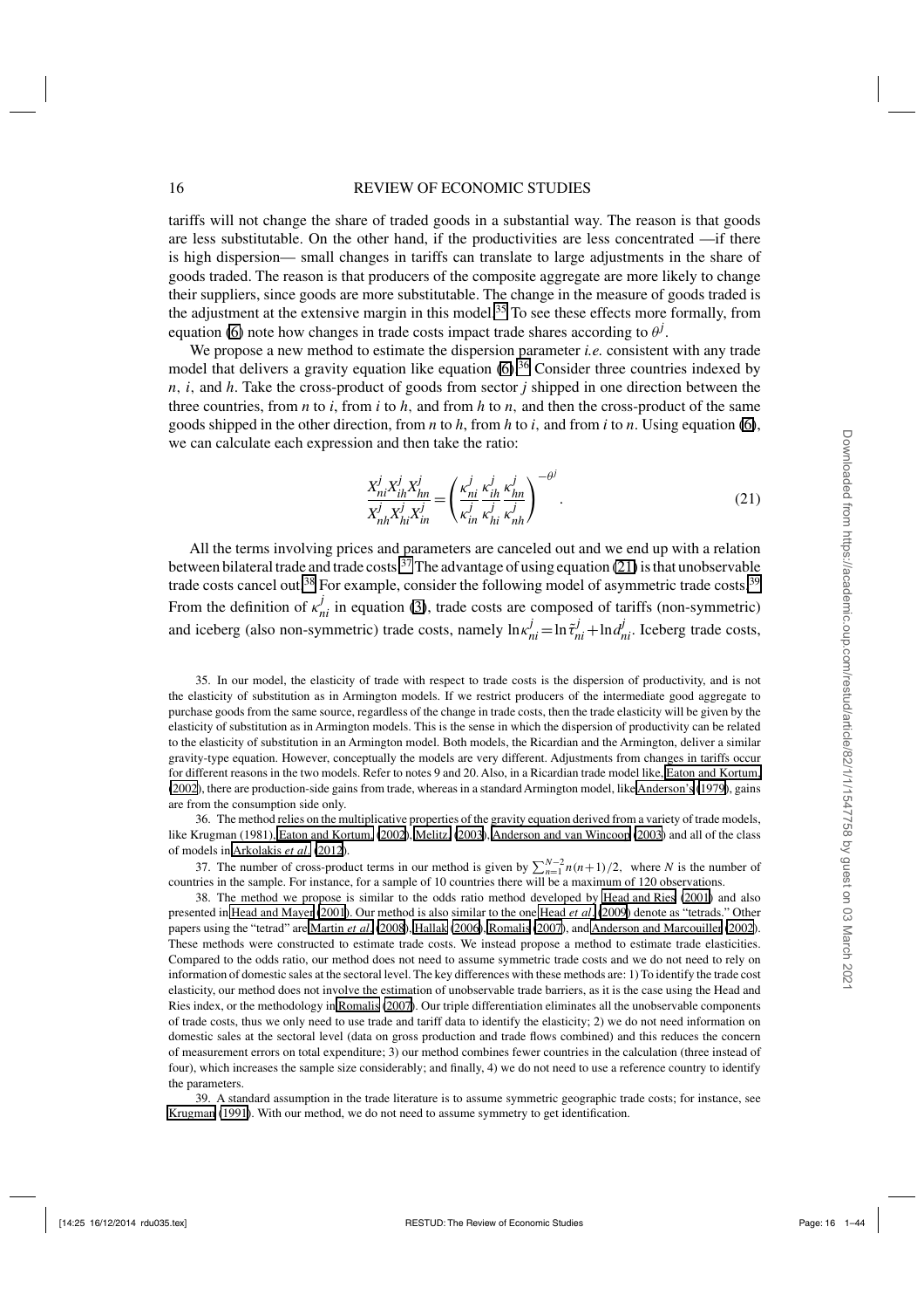tariffs will not change the share of traded goods in a substantial way. The reason is that goods are less substitutable. On the other hand, if the productivities are less concentrated —if there is high dispersion— small changes in tariffs can translate to large adjustments in the share of goods traded. The reason is that producers of the composite aggregate are more likely to change their suppliers, since goods are more substitutable. The change in the measure of goods traded is the adjustment at the extensive margin in this model.[35] To see these effects more formally, from equation (6) note how changes in trade costs impact trade shares according to $\theta^j$.

We propose a new method to estimate the dispersion parameter *i.e.* consistent with any trade model that delivers a gravity equation like equation (6).[36] Consider three countries indexed by $n$, $i$, and $h$. Take the cross-product of goods from sector $j$ shipped in one direction between the three countries, from $n$ to $i$, from $i$ to $h$, and from $h$ to $n$, and then the cross-product of the same goods shipped in the other direction, from $n$ to $h$, from $h$ to $i$, and from $i$ to $n$. Using equation (6), we can calculate each expression and then take the ratio:

$$\frac{X_{ni}^j X_{ih}^j X_{hn}^j}{X_{nh}^j X_{hi}^j X_{in}^j} = \left( \frac{\kappa_{ni}^j}{\kappa_{in}^j} \frac{\kappa_{ih}^j}{\kappa_{hi}^j} \frac{\kappa_{hn}^j}{\kappa_{nh}^j} \right)^{-\theta^j}. \tag{21}$$

All the terms involving prices and parameters are canceled out and we end up with a relation between bilateral trade and trade costs.[37] The advantage of using equation (21) is that unobservable trade costs cancel out.[38] For example, consider the following model of asymmetric trade costs.[39] From the definition of $\kappa_{ni}^j$ in equation (3), trade costs are composed of tariffs (non-symmetric) and iceberg (also non-symmetric) trade costs, namely $\ln \kappa_{ni}^j = \ln \tilde{\tau}_{ni}^j + \ln d_{ni}^j$. Iceberg trade costs,

35. In our model, the elasticity of trade with respect to trade costs is the dispersion of productivity, and is not the elasticity of substitution as in Armington models. If we restrict producers of the intermediate good aggregate to purchase goods from the same source, regardless of the change in trade costs, then the trade elasticity will be given by the elasticity of substitution as in Armington models. This is the sense in which the dispersion of productivity can be related to the elasticity of substitution in an Armington model. Both models, the Ricardian and the Armington, deliver a similar gravity-type equation. However, conceptually the models are very different. Adjustments from changes in tariffs occur for different reasons in the two models. Refer to notes 9 and 20. Also, in a Ricardian trade model like, Eaton and Kortum, (2002), there are production-side gains from trade, whereas in a standard Armington model, like Anderson's (1979), gains are from the consumption side only.

36. The method relies on the multiplicative properties of the gravity equation derived from a variety of trade models, like Krugman (1981), Eaton and Kortum, (2002), Melitz (2003), Anderson and van Wincoop (2003) and all of the class of models in Arkolakis *et al.* (2012).

37. The number of cross-product terms in our method is given by $\sum_{n=1}^{N-2} n(n+1)/2$, where $N$ is the number of countries in the sample. For instance, for a sample of 10 countries there will be a maximum of 120 observations.

38. The method we propose is similar to the odds ratio method developed by Head and Ries (2001) and also presented in Head and Mayer (2001). Our method is also similar to the one Head *et al.* (2009) denote as "tetrads." Other papers using the "tetrad" are Martin *et al.* (2008), Hallak (2006), Romalis (2007), and Anderson and Marcouiller (2002). These methods were constructed to estimate trade costs. We instead propose a method to estimate trade elasticities. Compared to the odds ratio, our method does not need to assume symmetric trade costs and we do not need to rely on information of domestic sales at the sectoral level. The key differences with these methods are: 1) To identify the trade cost elasticity, our method does not involve the estimation of unobservable trade barriers, as it is the case using the Head and Ries index, or the methodology in Romalis (2007). Our triple differentiation eliminates all the unobservable components of trade costs, thus we only need to use trade and tariff data to identify the elasticity; 2) we do not need information on domestic sales at the sectoral level (data on gross production and trade flows combined) and this reduces the concern of measurement errors on total expenditure; 3) our method combines fewer countries in the calculation (three instead of four), which increases the sample size considerably; and finally, 4) we do not need to use a reference country to identify the parameters.

39. A standard assumption in the trade literature is to assume symmetric geographic trade costs; for instance, see Krugman (1991). With our method, we do not need to assume symmetry to get identification.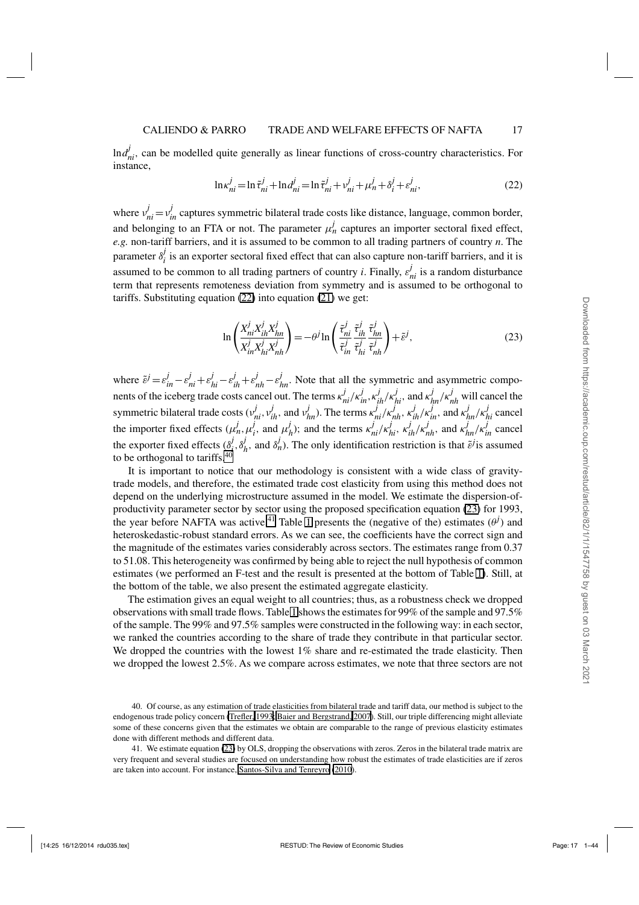$\ln d^j_{ni}$, can be modelled quite generally as linear functions of cross-country characteristics. For instance,

$$\ln \kappa^j_{ni} = \ln \tilde{\tau}^j_{ni} + \ln d^j_{ni} = \ln \tilde{\tau}^j_{ni} + \nu^j_{ni} + \mu^j_n + \delta^j_i + \varepsilon^j_{ni}, \tag{22}$$

where $\nu^j_{ni} = \nu^j_{in}$ captures symmetric bilateral trade costs like distance, language, common border, and belonging to an FTA or not. The parameter $\mu^j_n$ captures an importer sectoral fixed effect, *e.g.* non-tariff barriers, and it is assumed to be common to all trading partners of country $n$. The parameter $\delta^j_i$ is an exporter sectoral fixed effect that can also capture non-tariff barriers, and it is assumed to be common to all trading partners of country $i$. Finally, $\varepsilon^j_{ni}$ is a random disturbance term that represents remoteness deviation from symmetry and is assumed to be orthogonal to tariffs. Substituting equation (22) into equation (21) we get:

$$\ln\left(\frac{X^j_{ni} X^j_{ih} X^j_{hn}}{X^j_{in} X^j_{hi} X^j_{nh}}\right) = -\theta^j \ln\left(\frac{\tilde{\tau}^j_{ni}}{\tilde{\tau}^j_{in}} \frac{\tilde{\tau}^j_{ih}}{\tilde{\tau}^j_{hi}} \frac{\tilde{\tau}^j_{hn}}{\tilde{\tau}^j_{nh}}\right) + \tilde{\varepsilon}^j, \tag{23}$$

where $\tilde{\varepsilon}^j = \varepsilon^j_{in} - \varepsilon^j_{ni} + \varepsilon^j_{hi} - \varepsilon^j_{ih} + \varepsilon^j_{nh} - \varepsilon^j_{hn}$. Note that all the symmetric and asymmetric components of the iceberg trade costs cancel out. The terms $\kappa^j_{ni}/\kappa^j_{in}, \kappa^j_{ih}/\kappa^j_{hi}$, and $\kappa^j_{hn}/\kappa^j_{nh}$ will cancel the symmetric bilateral trade costs ($\nu^j_{ni}, \nu^j_{ih}$, and $\nu^j_{hn}$). The terms $\kappa^j_{ni}/\kappa^j_{nh}$, $\kappa^j_{ih}/\kappa^j_{in}$, and $\kappa^j_{hn}/\kappa^j_{hi}$ cancel the importer fixed effects ($\mu^j_n, \mu^j_i$, and $\mu^j_h$); and the terms $\kappa^j_{ni}/\kappa^j_{hi}$, $\kappa^j_{ih}/\kappa^j_{nh}$, and $\kappa^j_{hn}/\kappa^j_{in}$ cancel the exporter fixed effects ($\delta^j_i, \delta^j_h$, and $\delta^j_n$). The only identification restriction is that $\tilde{\varepsilon}^j$ is assumed to be orthogonal to tariffs.[40]

It is important to notice that our methodology is consistent with a wide class of gravity-trade models, and therefore, the estimated trade cost elasticity from using this method does not depend on the underlying microstructure assumed in the model. We estimate the dispersion-of-productivity parameter sector by sector using the proposed specification equation (23) for 1993, the year before NAFTA was active.[41] Table 1 presents the (negative of the) estimates ($\theta^j$) and heteroskedastic-robust standard errors. As we can see, the coefficients have the correct sign and the magnitude of the estimates varies considerably across sectors. The estimates range from 0.37 to 51.08. This heterogeneity was confirmed by being able to reject the null hypothesis of common estimates (we performed an F-test and the result is presented at the bottom of Table 1). Still, at the bottom of the table, we also present the estimated aggregate elasticity.

The estimation gives an equal weight to all countries; thus, as a robustness check we dropped observations with small trade flows. Table 1 shows the estimates for 99% of the sample and 97.5% of the sample. The 99% and 97.5% samples were constructed in the following way: in each sector, we ranked the countries according to the share of trade they contribute in that particular sector. We dropped the countries with the lowest 1% share and re-estimated the trade elasticity. Then we dropped the lowest 2.5%. As we compare across estimates, we note that three sectors are not

40. Of course, as any estimation of trade elasticities from bilateral trade and tariff data, our method is subject to the endogenous trade policy concern (Trefler, 1993; Baier and Bergstrand, 2007). Still, our triple differencing might alleviate some of these concerns given that the estimates we obtain are comparable to the range of previous elasticity estimates done with different methods and different data.

41. We estimate equation (23) by OLS, dropping the observations with zeros. Zeros in the bilateral trade matrix are very frequent and several studies are focused on understanding how robust the estimates of trade elasticities are if zeros are taken into account. For instance, Santos-Silva and Tenreyro (2010).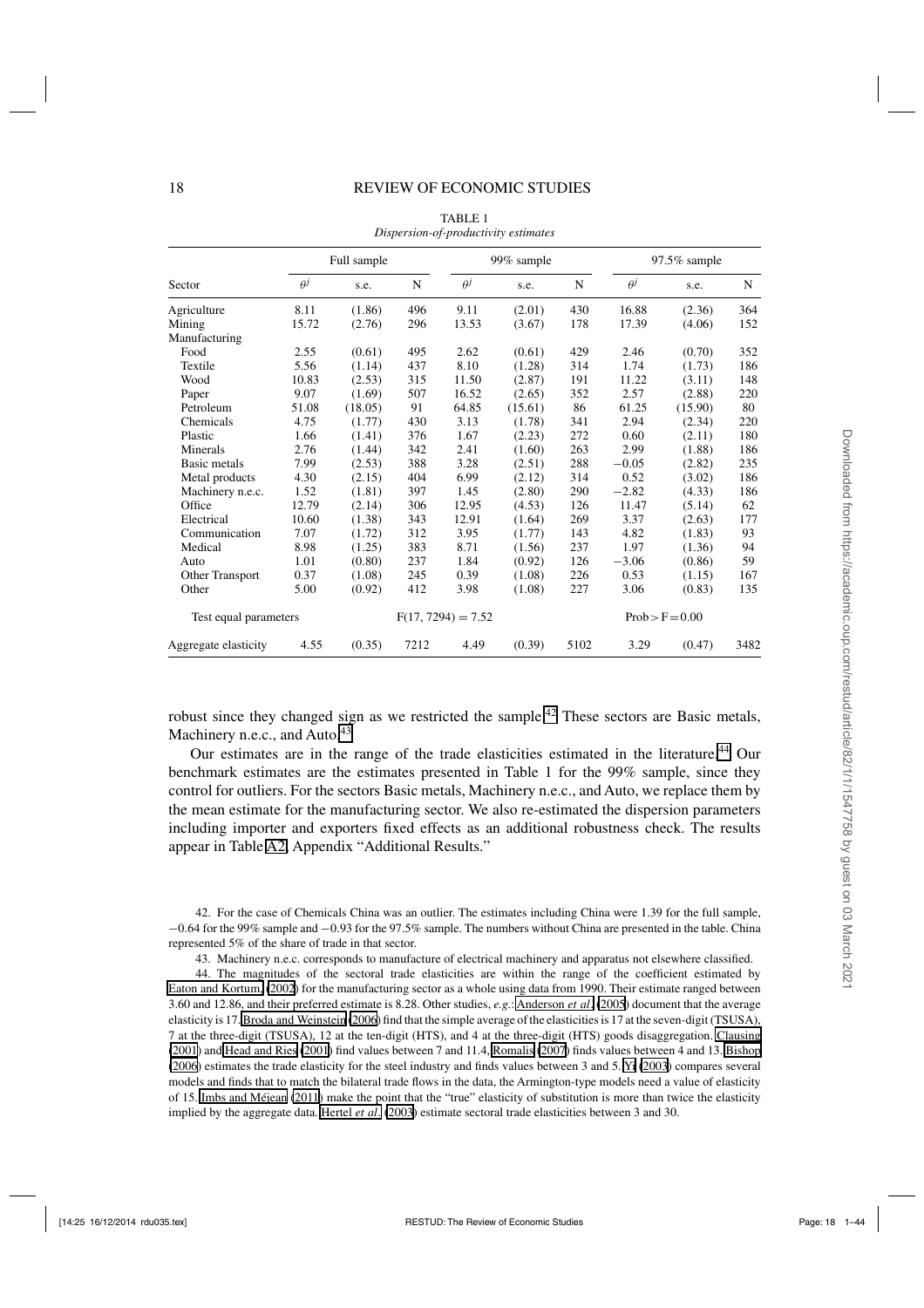TABLE 1
*Dispersion-of-productivity estimates*

| Sector | Full sample | | | 99% sample | | | 97.5% sample | | |
|---|---|---|---|---|---|---|---|---|---|
| | $\theta^j$ | s.e. | N | $\theta^j$ | s.e. | N | $\theta^j$ | s.e. | N |
| Agriculture | 8.11 | (1.86) | 496 | 9.11 | (2.01) | 430 | 16.88 | (2.36) | 364 |
| Mining | 15.72 | (2.76) | 296 | 13.53 | (3.67) | 178 | 17.39 | (4.06) | 152 |
| Manufacturing | | | | | | | | | |
| Food | 2.55 | (0.61) | 495 | 2.62 | (0.61) | 429 | 2.46 | (0.70) | 352 |
| Textile | 5.56 | (1.14) | 437 | 8.10 | (1.28) | 314 | 1.74 | (1.73) | 186 |
| Wood | 10.83 | (2.53) | 315 | 11.50 | (2.87) | 191 | 11.22 | (3.11) | 148 |
| Paper | 9.07 | (1.69) | 507 | 16.52 | (2.65) | 352 | 2.57 | (2.88) | 220 |
| Petroleum | 51.08 | (18.05) | 91 | 64.85 | (15.61) | 86 | 61.25 | (15.90) | 80 |
| Chemicals | 4.75 | (1.77) | 430 | 3.13 | (1.78) | 341 | 2.94 | (2.34) | 220 |
| Plastic | 1.66 | (1.41) | 376 | 1.67 | (2.23) | 272 | 0.60 | (2.11) | 180 |
| Minerals | 2.76 | (1.44) | 342 | 2.41 | (1.60) | 263 | 2.99 | (1.88) | 186 |
| Basic metals | 7.99 | (2.53) | 388 | 3.28 | (2.51) | 288 | −0.05 | (2.82) | 235 |
| Metal products | 4.30 | (2.15) | 404 | 6.99 | (2.12) | 314 | 0.52 | (3.02) | 186 |
| Machinery n.e.c. | 1.52 | (1.81) | 397 | 1.45 | (2.80) | 290 | −2.82 | (4.33) | 186 |
| Office | 12.79 | (2.14) | 306 | 12.95 | (4.53) | 126 | 11.47 | (5.14) | 62 |
| Electrical | 10.60 | (1.38) | 343 | 12.91 | (1.64) | 269 | 3.37 | (2.63) | 177 |
| Communication | 7.07 | (1.72) | 312 | 3.95 | (1.77) | 143 | 4.82 | (1.83) | 93 |
| Medical | 8.98 | (1.25) | 383 | 8.71 | (1.56) | 237 | 1.97 | (1.36) | 94 |
| Auto | 1.01 | (0.80) | 237 | 1.84 | (0.92) | 126 | −3.06 | (0.86) | 59 |
| Other Transport | 0.37 | (1.08) | 245 | 0.39 | (1.08) | 226 | 0.53 | (1.15) | 167 |
| Other | 5.00 | (0.92) | 412 | 3.98 | (1.08) | 227 | 3.06 | (0.83) | 135 |
| Test equal parameters | | | | $F(17, 7294) = 7.52$ | | | Prob > F = 0.00 | | |
| Aggregate elasticity | 4.55 | (0.35) | 7212 | 4.49 | (0.39) | 5102 | 3.29 | (0.47) | 3482 |

robust since they changed sign as we restricted the sample.[42] These sectors are Basic metals, Machinery n.e.c., and Auto.[43]

Our estimates are in the range of the trade elasticities estimated in the literature.[44] Our benchmark estimates are the estimates presented in Table 1 for the 99% sample, since they control for outliers. For the sectors Basic metals, Machinery n.e.c., and Auto, we replace them by the mean estimate for the manufacturing sector. We also re-estimated the dispersion parameters including importer and exporters fixed effects as an additional robustness check. The results appear in Table A2, Appendix "Additional Results."

42. For the case of Chemicals China was an outlier. The estimates including China were 1.39 for the full sample, −0.64 for the 99% sample and −0.93 for the 97.5% sample. The numbers without China are presented in the table. China represented 5% of the share of trade in that sector.

43. Machinery n.e.c. corresponds to manufacture of electrical machinery and apparatus not elsewhere classified.

44. The magnitudes of the sectoral trade elasticities are within the range of the coefficient estimated by Eaton and Kortum (2002) for the manufacturing sector as a whole using data from 1990. Their estimate ranged between 3.60 and 12.86, and their preferred estimate is 8.28. Other studies, *e.g.*: Anderson *et al.* (2005) document that the average elasticity is 17. Broda and Weinstein (2006) find that the simple average of the elasticities is 17 at the seven-digit (TSUSA), 7 at the three-digit (TSUSA), 12 at the ten-digit (HTS), and 4 at the three-digit (HTS) goods disaggregation. Clausing (2001) and Head and Ries (2001) find values between 7 and 11.4, Romalis (2007) finds values between 4 and 13. Bishop (2006) estimates the trade elasticity for the steel industry and finds values between 3 and 5. Yi (2003) compares several models and finds that to match the bilateral trade flows in the data, the Armington-type models need a value of elasticity of 15. Imbs and Méjean (2011) make the point that the "true" elasticity of substitution is more than twice the elasticity implied by the aggregate data. Hertel *et al.* (2003) estimate sectoral trade elasticities between 3 and 30.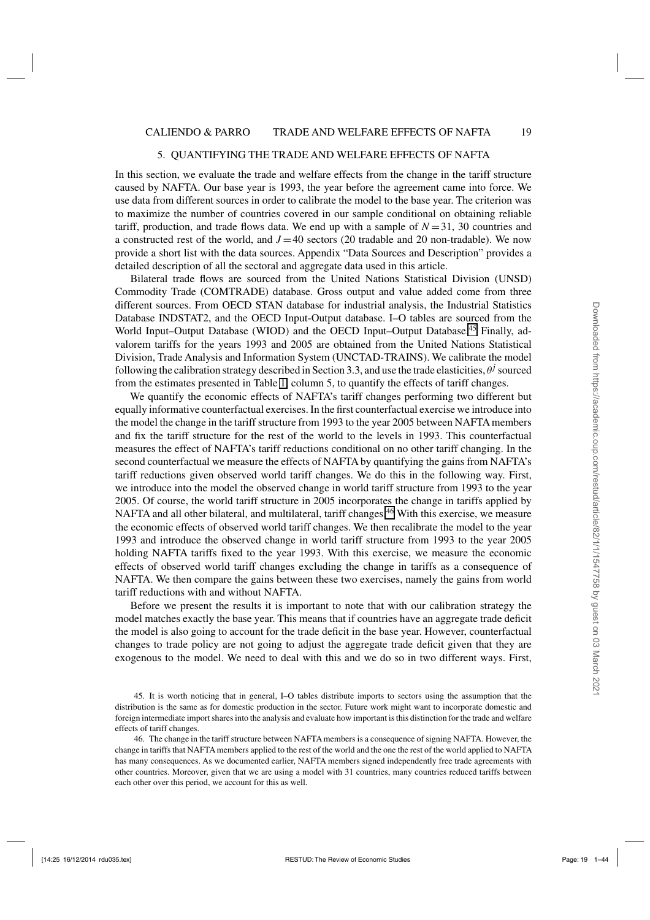## 5. QUANTIFYING THE TRADE AND WELFARE EFFECTS OF NAFTA

In this section, we evaluate the trade and welfare effects from the change in the tariff structure caused by NAFTA. Our base year is 1993, the year before the agreement came into force. We use data from different sources in order to calibrate the model to the base year. The criterion was to maximize the number of countries covered in our sample conditional on obtaining reliable tariff, production, and trade flows data. We end up with a sample of $N = 31$, 30 countries and a constructed rest of the world, and $J = 40$ sectors (20 tradable and 20 non-tradable). We now provide a short list with the data sources. Appendix "Data Sources and Description" provides a detailed description of all the sectoral and aggregate data used in this article.

Bilateral trade flows are sourced from the United Nations Statistical Division (UNSD) Commodity Trade (COMTRADE) database. Gross output and value added come from three different sources. From OECD STAN database for industrial analysis, the Industrial Statistics Database INDSTAT2, and the OECD Input-Output database. I–O tables are sourced from the World Input–Output Database (WIOD) and the OECD Input–Output Database.[45] Finally, ad-valorem tariffs for the years 1993 and 2005 are obtained from the United Nations Statistical Division, Trade Analysis and Information System (UNCTAD-TRAINS). We calibrate the model following the calibration strategy described in Section 3.3, and use the trade elasticities, $\theta^j$ sourced from the estimates presented in Table 1, column 5, to quantify the effects of tariff changes.

We quantify the economic effects of NAFTA's tariff changes performing two different but equally informative counterfactual exercises. In the first counterfactual exercise we introduce into the model the change in the tariff structure from 1993 to the year 2005 between NAFTA members and fix the tariff structure for the rest of the world to the levels in 1993. This counterfactual measures the effect of NAFTA's tariff reductions conditional on no other tariff changing. In the second counterfactual we measure the effects of NAFTA by quantifying the gains from NAFTA's tariff reductions given observed world tariff changes. We do this in the following way. First, we introduce into the model the observed change in world tariff structure from 1993 to the year 2005. Of course, the world tariff structure in 2005 incorporates the change in tariffs applied by NAFTA and all other bilateral, and multilateral, tariff changes.[46] With this exercise, we measure the economic effects of observed world tariff changes. We then recalibrate the model to the year 1993 and introduce the observed change in world tariff structure from 1993 to the year 2005 holding NAFTA tariffs fixed to the year 1993. With this exercise, we measure the economic effects of observed world tariff changes excluding the change in tariffs as a consequence of NAFTA. We then compare the gains between these two exercises, namely the gains from world tariff reductions with and without NAFTA.

Before we present the results it is important to note that with our calibration strategy the model matches exactly the base year. This means that if countries have an aggregate trade deficit the model is also going to account for the trade deficit in the base year. However, counterfactual changes to trade policy are not going to adjust the aggregate trade deficit given that they are exogenous to the model. We need to deal with this and we do so in two different ways. First,

45. It is worth noticing that in general, I–O tables distribute imports to sectors using the assumption that the distribution is the same as for domestic production in the sector. Future work might want to incorporate domestic and foreign intermediate import shares into the analysis and evaluate how important is this distinction for the trade and welfare effects of tariff changes.

46. The change in the tariff structure between NAFTA members is a consequence of signing NAFTA. However, the change in tariffs that NAFTA members applied to the rest of the world and the one the rest of the world applied to NAFTA has many consequences. As we documented earlier, NAFTA members signed independently free trade agreements with other countries. Moreover, given that we are using a model with 31 countries, many countries reduced tariffs between each other over this period, we account for this as well.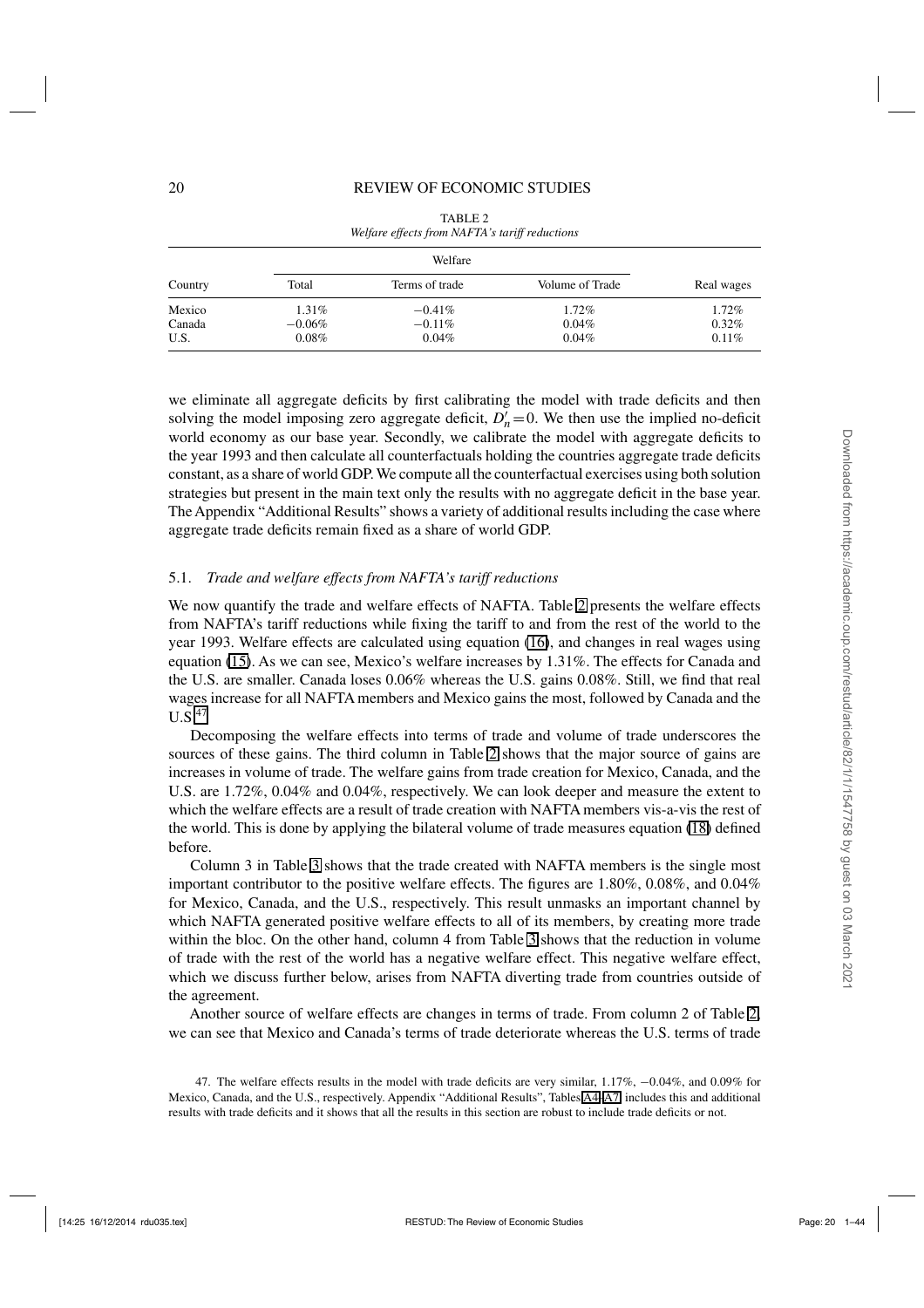TABLE 2
*Welfare effects from NAFTA's tariff reductions*

| Country | Welfare | | | Real wages |
|---|---|---|---|---|
| | Total | Terms of trade | Volume of Trade | |
| Mexico | 1.31% | −0.41% | 1.72% | 1.72% |
| Canada | −0.06% | −0.11% | 0.04% | 0.32% |
| U.S. | 0.08% | 0.04% | 0.04% | 0.11% |

we eliminate all aggregate deficits by first calibrating the model with trade deficits and then solving the model imposing zero aggregate deficit, $D_n' = 0$. We then use the implied no-deficit world economy as our base year. Secondly, we calibrate the model with aggregate deficits to the year 1993 and then calculate all counterfactuals holding the countries aggregate trade deficits constant, as a share of world GDP. We compute all the counterfactual exercises using both solution strategies but present in the main text only the results with no aggregate deficit in the base year. The Appendix "Additional Results" shows a variety of additional results including the case where aggregate trade deficits remain fixed as a share of world GDP.

### 5.1. *Trade and welfare effects from NAFTA's tariff reductions*

We now quantify the trade and welfare effects of NAFTA. Table 2 presents the welfare effects from NAFTA's tariff reductions while fixing the tariff to and from the rest of the world to the year 1993. Welfare effects are calculated using equation (16), and changes in real wages using equation (15). As we can see, Mexico's welfare increases by 1.31%. The effects for Canada and the U.S. are smaller. Canada loses 0.06% whereas the U.S. gains 0.08%. Still, we find that real wages increase for all NAFTA members and Mexico gains the most, followed by Canada and the U.S.[47]

Decomposing the welfare effects into terms of trade and volume of trade underscores the sources of these gains. The third column in Table 2 shows that the major source of gains are increases in volume of trade. The welfare gains from trade creation for Mexico, Canada, and the U.S. are 1.72%, 0.04% and 0.04%, respectively. We can look deeper and measure the extent to which the welfare effects are a result of trade creation with NAFTA members vis-a-vis the rest of the world. This is done by applying the bilateral volume of trade measures equation (18) defined before.

Column 3 in Table 3 shows that the trade created with NAFTA members is the single most important contributor to the positive welfare effects. The figures are 1.80%, 0.08%, and 0.04% for Mexico, Canada, and the U.S., respectively. This result unmasks an important channel by which NAFTA generated positive welfare effects to all of its members, by creating more trade within the bloc. On the other hand, column 4 from Table 3 shows that the reduction in volume of trade with the rest of the world has a negative welfare effect. This negative welfare effect, which we discuss further below, arises from NAFTA diverting trade from countries outside of the agreement.

Another source of welfare effects are changes in terms of trade. From column 2 of Table 2, we can see that Mexico and Canada's terms of trade deteriorate whereas the U.S. terms of trade

47. The welfare effects results in the model with trade deficits are very similar, 1.17%, −0.04%, and 0.09% for Mexico, Canada, and the U.S., respectively. Appendix "Additional Results", Tables A4–A7 includes this and additional results with trade deficits and it shows that all the results in this section are robust to include trade deficits or not.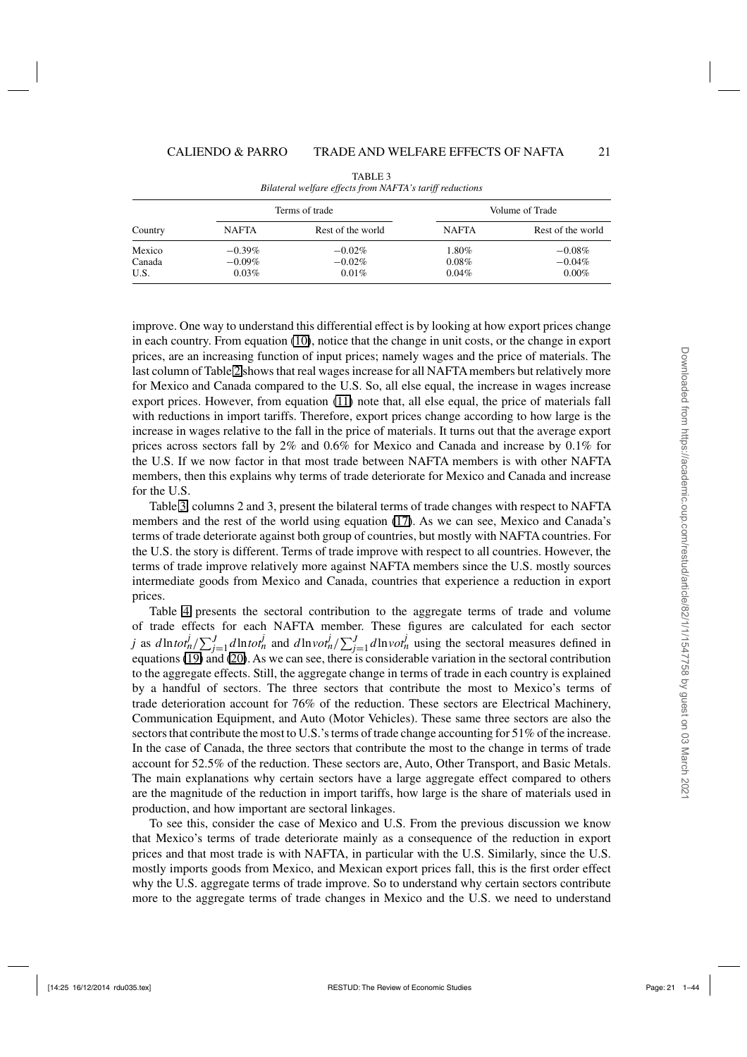TABLE 3

*Bilateral welfare effects from NAFTA's tariff reductions*

| Country | Terms of trade | | Volume of Trade | |
|---|---|---|---|---|
| | NAFTA | Rest of the world | NAFTA | Rest of the world |
| Mexico | −0.39% | −0.02% | 1.80% | −0.08% |
| Canada | −0.09% | −0.02% | 0.08% | −0.04% |
| U.S. | 0.03% | 0.01% | 0.04% | 0.00% |

improve. One way to understand this differential effect is by looking at how export prices change in each country. From equation (10), notice that the change in unit costs, or the change in export prices, are an increasing function of input prices; namely wages and the price of materials. The last column of Table 2 shows that real wages increase for all NAFTA members but relatively more for Mexico and Canada compared to the U.S. So, all else equal, the increase in wages increase export prices. However, from equation (11) note that, all else equal, the price of materials fall with reductions in import tariffs. Therefore, export prices change according to how large is the increase in wages relative to the fall in the price of materials. It turns out that the average export prices across sectors fall by 2% and 0.6% for Mexico and Canada and increase by 0.1% for the U.S. If we now factor in that most trade between NAFTA members is with other NAFTA members, then this explains why terms of trade deteriorate for Mexico and Canada and increase for the U.S.

Table 3, columns 2 and 3, present the bilateral terms of trade changes with respect to NAFTA members and the rest of the world using equation (17). As we can see, Mexico and Canada's terms of trade deteriorate against both group of countries, but mostly with NAFTA countries. For the U.S. the story is different. Terms of trade improve with respect to all countries. However, the terms of trade improve relatively more against NAFTA members since the U.S. mostly sources intermediate goods from Mexico and Canada, countries that experience a reduction in export prices.

Table 4 presents the sectoral contribution to the aggregate terms of trade and volume of trade effects for each NAFTA member. These figures are calculated for each sector $j$ as $d\ln tot_n^j/\sum_{j=1}^{J} d\ln tot_n^j$ and $d\ln vot_n^j/\sum_{j=1}^{J} d\ln vot_n^j$ using the sectoral measures defined in equations (19) and (20). As we can see, there is considerable variation in the sectoral contribution to the aggregate effects. Still, the aggregate change in terms of trade in each country is explained by a handful of sectors. The three sectors that contribute the most to Mexico's terms of trade deterioration account for 76% of the reduction. These sectors are Electrical Machinery, Communication Equipment, and Auto (Motor Vehicles). These same three sectors are also the sectors that contribute the most to U.S.'s terms of trade change accounting for 51% of the increase. In the case of Canada, the three sectors that contribute the most to the change in terms of trade account for 52.5% of the reduction. These sectors are, Auto, Other Transport, and Basic Metals. The main explanations why certain sectors have a large aggregate effect compared to others are the magnitude of the reduction in import tariffs, how large is the share of materials used in production, and how important are sectoral linkages.

To see this, consider the case of Mexico and U.S. From the previous discussion we know that Mexico's terms of trade deteriorate mainly as a consequence of the reduction in export prices and that most trade is with NAFTA, in particular with the U.S. Similarly, since the U.S. mostly imports goods from Mexico, and Mexican export prices fall, this is the first order effect why the U.S. aggregate terms of trade improve. So to understand why certain sectors contribute more to the aggregate terms of trade changes in Mexico and the U.S. we need to understand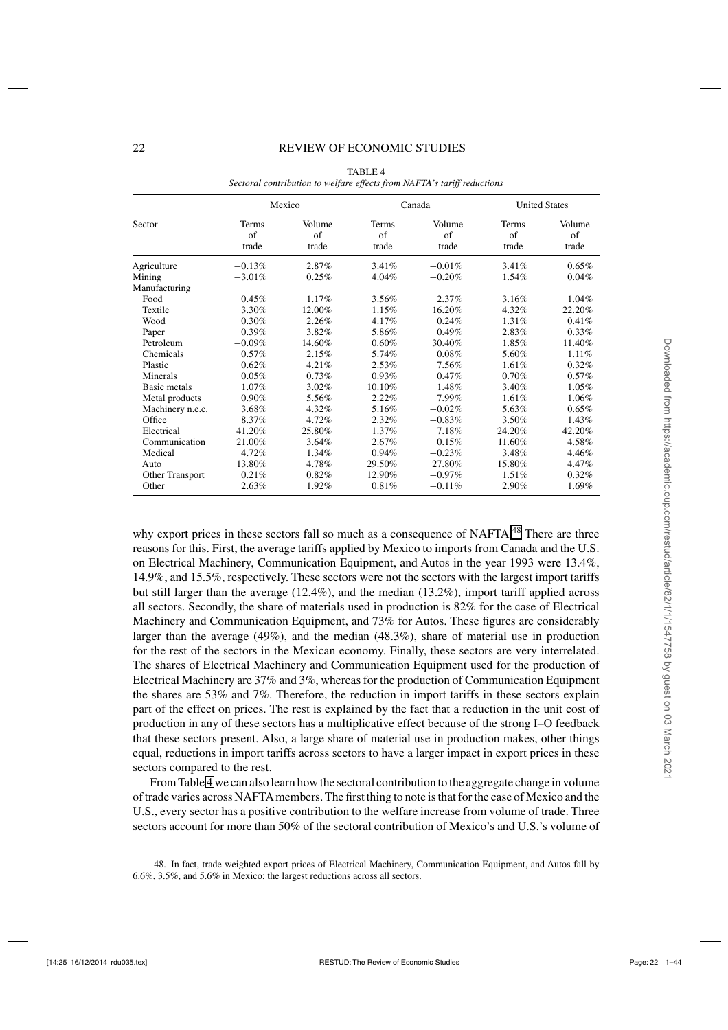TABLE 4

*Sectoral contribution to welfare effects from NAFTA's tariff reductions*

| Sector | Mexico | | Canada | | United States | |
|---|---|---|---|---|---|---|
| | Terms of trade | Volume of trade | Terms of trade | Volume of trade | Terms of trade | Volume of trade |
| Agriculture | −0.13% | 2.87% | 3.41% | −0.01% | 3.41% | 0.65% |
| Mining | −3.01% | 0.25% | 4.04% | −0.20% | 1.54% | 0.04% |
| Manufacturing | | | | | | |
| Food | 0.45% | 1.17% | 3.56% | 2.37% | 3.16% | 1.04% |
| Textile | 3.30% | 12.00% | 1.15% | 16.20% | 4.32% | 22.20% |
| Wood | 0.30% | 2.26% | 4.17% | 0.24% | 1.31% | 0.41% |
| Paper | 0.39% | 3.82% | 5.86% | 0.49% | 2.83% | 0.33% |
| Petroleum | −0.09% | 14.60% | 0.60% | 30.40% | 1.85% | 11.40% |
| Chemicals | 0.57% | 2.15% | 5.74% | 0.08% | 5.60% | 1.11% |
| Plastic | 0.62% | 4.21% | 2.53% | 7.56% | 1.61% | 0.32% |
| Minerals | 0.05% | 0.73% | 0.93% | 0.47% | 0.70% | 0.57% |
| Basic metals | 1.07% | 3.02% | 10.10% | 1.48% | 3.40% | 1.05% |
| Metal products | 0.90% | 5.56% | 2.22% | 7.99% | 1.61% | 1.06% |
| Machinery n.e.c. | 3.68% | 4.32% | 5.16% | −0.02% | 5.63% | 0.65% |
| Office | 8.37% | 4.72% | 2.32% | −0.83% | 3.50% | 1.43% |
| Electrical | 41.20% | 25.80% | 1.37% | 7.18% | 24.20% | 42.20% |
| Communication | 21.00% | 3.64% | 2.67% | 0.15% | 11.60% | 4.58% |
| Medical | 4.72% | 1.34% | 0.94% | −0.23% | 3.48% | 4.46% |
| Auto | 13.80% | 4.78% | 29.50% | 27.80% | 15.80% | 4.47% |
| Other Transport | 0.21% | 0.82% | 12.90% | −0.97% | 1.51% | 0.32% |
| Other | 2.63% | 1.92% | 0.81% | −0.11% | 2.90% | 1.69% |

why export prices in these sectors fall so much as a consequence of NAFTA.[48] There are three reasons for this. First, the average tariffs applied by Mexico to imports from Canada and the U.S. on Electrical Machinery, Communication Equipment, and Autos in the year 1993 were 13.4%, 14.9%, and 15.5%, respectively. These sectors were not the sectors with the largest import tariffs but still larger than the average (12.4%), and the median (13.2%), import tariff applied across all sectors. Secondly, the share of materials used in production is 82% for the case of Electrical Machinery and Communication Equipment, and 73% for Autos. These figures are considerably larger than the average (49%), and the median (48.3%), share of material use in production for the rest of the sectors in the Mexican economy. Finally, these sectors are very interrelated. The shares of Electrical Machinery and Communication Equipment used for the production of Electrical Machinery are 37% and 3%, whereas for the production of Communication Equipment the shares are 53% and 7%. Therefore, the reduction in import tariffs in these sectors explain part of the effect on prices. The rest is explained by the fact that a reduction in the unit cost of production in any of these sectors has a multiplicative effect because of the strong I–O feedback that these sectors present. Also, a large share of material use in production makes, other things equal, reductions in import tariffs across sectors to have a larger impact in export prices in these sectors compared to the rest.

From Table 4 we can also learn how the sectoral contribution to the aggregate change in volume of trade varies across NAFTA members. The first thing to note is that for the case of Mexico and the U.S., every sector has a positive contribution to the welfare increase from volume of trade. Three sectors account for more than 50% of the sectoral contribution of Mexico's and U.S.'s volume of

48. In fact, trade weighted export prices of Electrical Machinery, Communication Equipment, and Autos fall by 6.6%, 3.5%, and 5.6% in Mexico; the largest reductions across all sectors.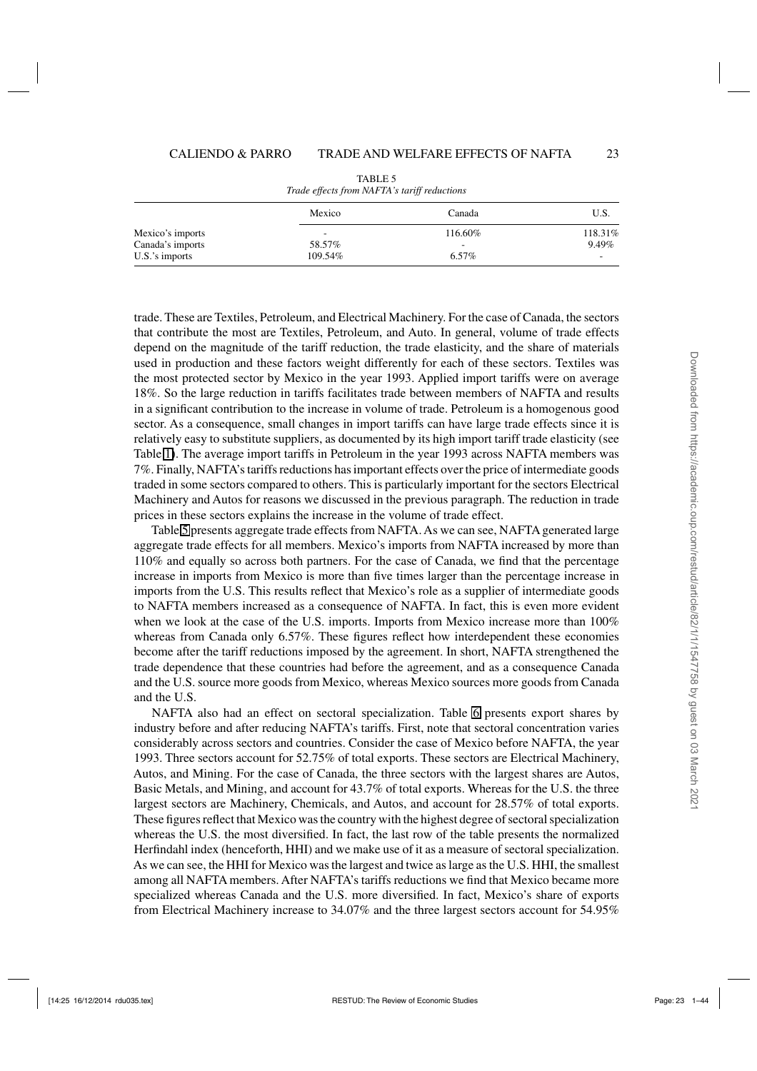TABLE 5

*Trade effects from NAFTA's tariff reductions*

| | Mexico | Canada | U.S. |
|---|---|---|---|
| Mexico's imports | - | 116.60% | 118.31% |
| Canada's imports | 58.57% | - | 9.49% |
| U.S.'s imports | 109.54% | 6.57% | - |

trade. These are Textiles, Petroleum, and Electrical Machinery. For the case of Canada, the sectors that contribute the most are Textiles, Petroleum, and Auto. In general, volume of trade effects depend on the magnitude of the tariff reduction, the trade elasticity, and the share of materials used in production and these factors weight differently for each of these sectors. Textiles was the most protected sector by Mexico in the year 1993. Applied import tariffs were on average 18%. So the large reduction in tariffs facilitates trade between members of NAFTA and results in a significant contribution to the increase in volume of trade. Petroleum is a homogenous good sector. As a consequence, small changes in import tariffs can have large trade effects since it is relatively easy to substitute suppliers, as documented by its high import tariff trade elasticity (see Table 1). The average import tariffs in Petroleum in the year 1993 across NAFTA members was 7%. Finally, NAFTA's tariffs reductions has important effects over the price of intermediate goods traded in some sectors compared to others. This is particularly important for the sectors Electrical Machinery and Autos for reasons we discussed in the previous paragraph. The reduction in trade prices in these sectors explains the increase in the volume of trade effect.

Table 5 presents aggregate trade effects from NAFTA. As we can see, NAFTA generated large aggregate trade effects for all members. Mexico's imports from NAFTA increased by more than 110% and equally so across both partners. For the case of Canada, we find that the percentage increase in imports from Mexico is more than five times larger than the percentage increase in imports from the U.S. This results reflect that Mexico's role as a supplier of intermediate goods to NAFTA members increased as a consequence of NAFTA. In fact, this is even more evident when we look at the case of the U.S. imports. Imports from Mexico increase more than 100% whereas from Canada only 6.57%. These figures reflect how interdependent these economies become after the tariff reductions imposed by the agreement. In short, NAFTA strengthened the trade dependence that these countries had before the agreement, and as a consequence Canada and the U.S. source more goods from Mexico, whereas Mexico sources more goods from Canada and the U.S.

NAFTA also had an effect on sectoral specialization. Table 6 presents export shares by industry before and after reducing NAFTA's tariffs. First, note that sectoral concentration varies considerably across sectors and countries. Consider the case of Mexico before NAFTA, the year 1993. Three sectors account for 52.75% of total exports. These sectors are Electrical Machinery, Autos, and Mining. For the case of Canada, the three sectors with the largest shares are Autos, Basic Metals, and Mining, and account for 43.7% of total exports. Whereas for the U.S. the three largest sectors are Machinery, Chemicals, and Autos, and account for 28.57% of total exports. These figures reflect that Mexico was the country with the highest degree of sectoral specialization whereas the U.S. the most diversified. In fact, the last row of the table presents the normalized Herfindahl index (henceforth, HHI) and we make use of it as a measure of sectoral specialization. As we can see, the HHI for Mexico was the largest and twice as large as the U.S. HHI, the smallest among all NAFTA members. After NAFTA's tariffs reductions we find that Mexico became more specialized whereas Canada and the U.S. more diversified. In fact, Mexico's share of exports from Electrical Machinery increase to 34.07% and the three largest sectors account for 54.95%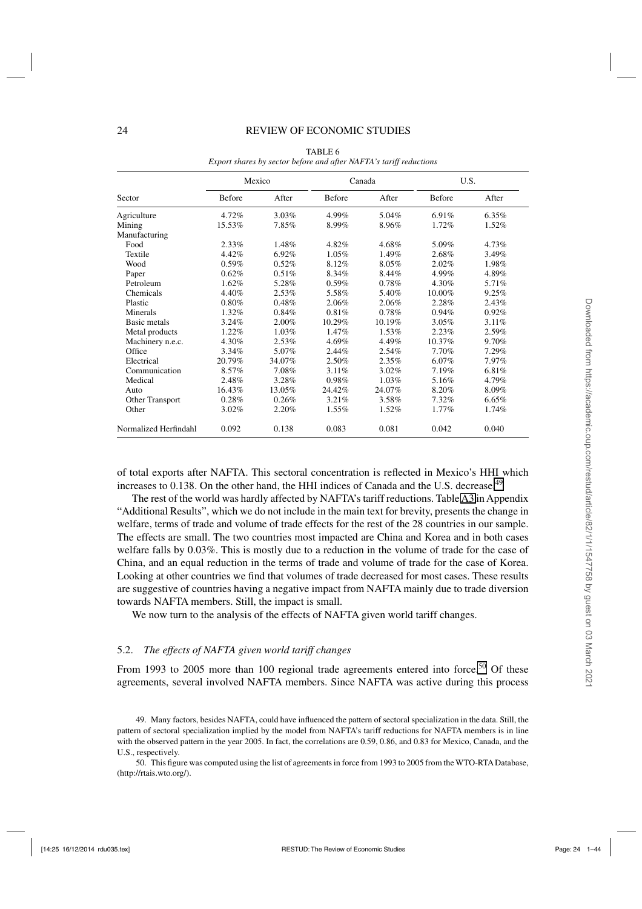TABLE 6

*Export shares by sector before and after NAFTA's tariff reductions*

| Sector | Mexico | | Canada | | U.S. | |
|---|---|---|---|---|---|---|
| | Before | After | Before | After | Before | After |
| Agriculture | 4.72% | 3.03% | 4.99% | 5.04% | 6.91% | 6.35% |
| Mining | 15.53% | 7.85% | 8.99% | 8.96% | 1.72% | 1.52% |
| Manufacturing | | | | | | |
| Food | 2.33% | 1.48% | 4.82% | 4.68% | 5.09% | 4.73% |
| Textile | 4.42% | 6.92% | 1.05% | 1.49% | 2.68% | 3.49% |
| Wood | 0.59% | 0.52% | 8.12% | 8.05% | 2.02% | 1.98% |
| Paper | 0.62% | 0.51% | 8.34% | 8.44% | 4.99% | 4.89% |
| Petroleum | 1.62% | 5.28% | 0.59% | 0.78% | 4.30% | 5.71% |
| Chemicals | 4.40% | 2.53% | 5.58% | 5.40% | 10.00% | 9.25% |
| Plastic | 0.80% | 0.48% | 2.06% | 2.06% | 2.28% | 2.43% |
| Minerals | 1.32% | 0.84% | 0.81% | 0.78% | 0.94% | 0.92% |
| Basic metals | 3.24% | 2.00% | 10.29% | 10.19% | 3.05% | 3.11% |
| Metal products | 1.22% | 1.03% | 1.47% | 1.53% | 2.23% | 2.59% |
| Machinery n.e.c. | 4.30% | 2.53% | 4.69% | 4.49% | 10.37% | 9.70% |
| Office | 3.34% | 5.07% | 2.44% | 2.54% | 7.70% | 7.29% |
| Electrical | 20.79% | 34.07% | 2.50% | 2.35% | 6.07% | 7.97% |
| Communication | 8.57% | 7.08% | 3.11% | 3.02% | 7.19% | 6.81% |
| Medical | 2.48% | 3.28% | 0.98% | 1.03% | 5.16% | 4.79% |
| Auto | 16.43% | 13.05% | 24.42% | 24.07% | 8.20% | 8.09% |
| Other Transport | 0.28% | 0.26% | 3.21% | 3.58% | 7.32% | 6.65% |
| Other | 3.02% | 2.20% | 1.55% | 1.52% | 1.77% | 1.74% |
| Normalized Herfindahl | 0.092 | 0.138 | 0.083 | 0.081 | 0.042 | 0.040 |

of total exports after NAFTA. This sectoral concentration is reflected in Mexico's HHI which increases to 0.138. On the other hand, the HHI indices of Canada and the U.S. decrease.[49]

The rest of the world was hardly affected by NAFTA's tariff reductions. Table A3 in Appendix "Additional Results", which we do not include in the main text for brevity, presents the change in welfare, terms of trade and volume of trade effects for the rest of the 28 countries in our sample. The effects are small. The two countries most impacted are China and Korea and in both cases welfare falls by 0.03%. This is mostly due to a reduction in the volume of trade for the case of China, and an equal reduction in the terms of trade and volume of trade for the case of Korea. Looking at other countries we find that volumes of trade decreased for most cases. These results are suggestive of countries having a negative impact from NAFTA mainly due to trade diversion towards NAFTA members. Still, the impact is small.

We now turn to the analysis of the effects of NAFTA given world tariff changes.

### 5.2. *The effects of NAFTA given world tariff changes*

From 1993 to 2005 more than 100 regional trade agreements entered into force.[50] Of these agreements, several involved NAFTA members. Since NAFTA was active during this process

49. Many factors, besides NAFTA, could have influenced the pattern of sectoral specialization in the data. Still, the pattern of sectoral specialization implied by the model from NAFTA's tariff reductions for NAFTA members is in line with the observed pattern in the year 2005. In fact, the correlations are 0.59, 0.86, and 0.83 for Mexico, Canada, and the U.S., respectively.

50. This figure was computed using the list of agreements in force from 1993 to 2005 from the WTO-RTA Database, (http://rtais.wto.org/).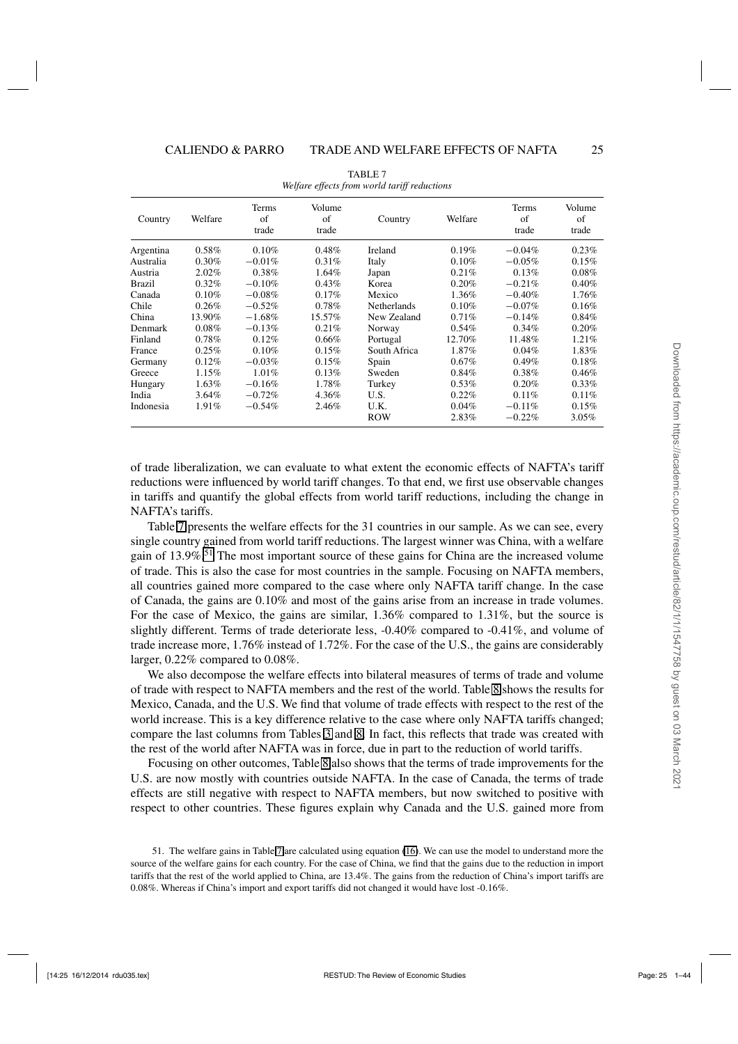TABLE 7
*Welfare effects from world tariff reductions*

| Country | Welfare | Terms of trade | Volume of trade | Country | Welfare | Terms of trade | Volume of trade |
|---|---|---|---|---|---|---|---|
| Argentina | 0.58% | 0.10% | 0.48% | Ireland | 0.19% | −0.04% | 0.23% |
| Australia | 0.30% | −0.01% | 0.31% | Italy | 0.10% | −0.05% | 0.15% |
| Austria | 2.02% | 0.38% | 1.64% | Japan | 0.21% | 0.13% | 0.08% |
| Brazil | 0.32% | −0.10% | 0.43% | Korea | 0.20% | −0.21% | 0.40% |
| Canada | 0.10% | −0.08% | 0.17% | Mexico | 1.36% | −0.40% | 1.76% |
| Chile | 0.26% | −0.52% | 0.78% | Netherlands | 0.10% | −0.07% | 0.16% |
| China | 13.90% | −1.68% | 15.57% | New Zealand | 0.71% | −0.14% | 0.84% |
| Denmark | 0.08% | −0.13% | 0.21% | Norway | 0.54% | 0.34% | 0.20% |
| Finland | 0.78% | 0.12% | 0.66% | Portugal | 12.70% | 11.48% | 1.21% |
| France | 0.25% | 0.10% | 0.15% | South Africa | 1.87% | 0.04% | 1.83% |
| Germany | 0.12% | −0.03% | 0.15% | Spain | 0.67% | 0.49% | 0.18% |
| Greece | 1.15% | 1.01% | 0.13% | Sweden | 0.84% | 0.38% | 0.46% |
| Hungary | 1.63% | −0.16% | 1.78% | Turkey | 0.53% | 0.20% | 0.33% |
| India | 3.64% | −0.72% | 4.36% | U.S. | 0.22% | 0.11% | 0.11% |
| Indonesia | 1.91% | −0.54% | 2.46% | U.K. | 0.04% | −0.11% | 0.15% |
| | | | | ROW | 2.83% | −0.22% | 3.05% |

of trade liberalization, we can evaluate to what extent the economic effects of NAFTA's tariff reductions were influenced by world tariff changes. To that end, we first use observable changes in tariffs and quantify the global effects from world tariff reductions, including the change in NAFTA's tariffs.

Table 7 presents the welfare effects for the 31 countries in our sample. As we can see, every single country gained from world tariff reductions. The largest winner was China, with a welfare gain of 13.9%.[51] The most important source of these gains for China are the increased volume of trade. This is also the case for most countries in the sample. Focusing on NAFTA members, all countries gained more compared to the case where only NAFTA tariff change. In the case of Canada, the gains are 0.10% and most of the gains arise from an increase in trade volumes. For the case of Mexico, the gains are similar, 1.36% compared to 1.31%, but the source is slightly different. Terms of trade deteriorate less, -0.40% compared to -0.41%, and volume of trade increase more, 1.76% instead of 1.72%. For the case of the U.S., the gains are considerably larger, 0.22% compared to 0.08%.

We also decompose the welfare effects into bilateral measures of terms of trade and volume of trade with respect to NAFTA members and the rest of the world. Table 8 shows the results for Mexico, Canada, and the U.S. We find that volume of trade effects with respect to the rest of the world increase. This is a key difference relative to the case where only NAFTA tariffs changed; compare the last columns from Tables 3 and 8. In fact, this reflects that trade was created with the rest of the world after NAFTA was in force, due in part to the reduction of world tariffs.

Focusing on other outcomes, Table 8 also shows that the terms of trade improvements for the U.S. are now mostly with countries outside NAFTA. In the case of Canada, the terms of trade effects are still negative with respect to NAFTA members, but now switched to positive with respect to other countries. These figures explain why Canada and the U.S. gained more from

51. The welfare gains in Table 7 are calculated using equation (16). We can use the model to understand more the source of the welfare gains for each country. For the case of China, we find that the gains due to the reduction in import tariffs that the rest of the world applied to China, are 13.4%. The gains from the reduction of China's import tariffs are 0.08%. Whereas if China's import and export tariffs did not changed it would have lost -0.16%.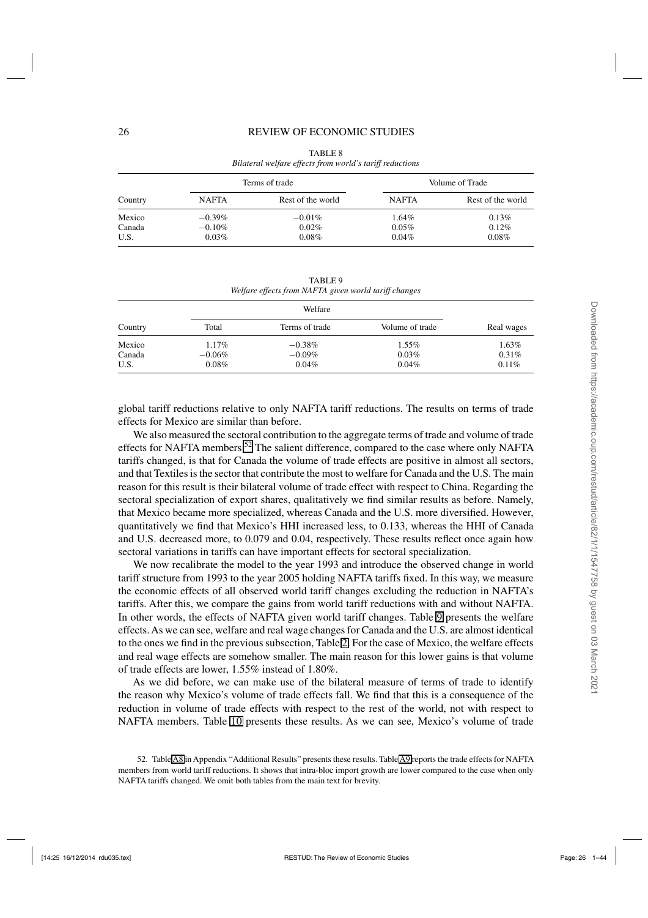TABLE 8

*Bilateral welfare effects from world's tariff reductions*

| Country | Terms of trade | | Volume of Trade | |
|---|---|---|---|---|
| | NAFTA | Rest of the world | NAFTA | Rest of the world |
| Mexico | −0.39% | −0.01% | 1.64% | 0.13% |
| Canada | −0.10% | 0.02% | 0.05% | 0.12% |
| U.S. | 0.03% | 0.08% | 0.04% | 0.08% |

TABLE 9

*Welfare effects from NAFTA given world tariff changes*

| Country | Welfare | | | Real wages |
|---|---|---|---|---|
| | Total | Terms of trade | Volume of trade | |
| Mexico | 1.17% | −0.38% | 1.55% | 1.63% |
| Canada | −0.06% | −0.09% | 0.03% | 0.31% |
| U.S. | 0.08% | 0.04% | 0.04% | 0.11% |

global tariff reductions relative to only NAFTA tariff reductions. The results on terms of trade effects for Mexico are similar than before.

We also measured the sectoral contribution to the aggregate terms of trade and volume of trade effects for NAFTA members.[52] The salient difference, compared to the case where only NAFTA tariffs changed, is that for Canada the volume of trade effects are positive in almost all sectors, and that Textiles is the sector that contribute the most to welfare for Canada and the U.S. The main reason for this result is their bilateral volume of trade effect with respect to China. Regarding the sectoral specialization of export shares, qualitatively we find similar results as before. Namely, that Mexico became more specialized, whereas Canada and the U.S. more diversified. However, quantitatively we find that Mexico's HHI increased less, to 0.133, whereas the HHI of Canada and U.S. decreased more, to 0.079 and 0.04, respectively. These results reflect once again how sectoral variations in tariffs can have important effects for sectoral specialization.

We now recalibrate the model to the year 1993 and introduce the observed change in world tariff structure from 1993 to the year 2005 holding NAFTA tariffs fixed. In this way, we measure the economic effects of all observed world tariff changes excluding the reduction in NAFTA's tariffs. After this, we compare the gains from world tariff reductions with and without NAFTA. In other words, the effects of NAFTA given world tariff changes. Table 9 presents the welfare effects. As we can see, welfare and real wage changes for Canada and the U.S. are almost identical to the ones we find in the previous subsection, Table 2. For the case of Mexico, the welfare effects and real wage effects are somehow smaller. The main reason for this lower gains is that volume of trade effects are lower, 1.55% instead of 1.80%.

As we did before, we can make use of the bilateral measure of terms of trade to identify the reason why Mexico's volume of trade effects fall. We find that this is a consequence of the reduction in volume of trade effects with respect to the rest of the world, not with respect to NAFTA members. Table 10 presents these results. As we can see, Mexico's volume of trade

52. Table A8 in Appendix "Additional Results" presents these results. Table A9 reports the trade effects for NAFTA members from world tariff reductions. It shows that intra-bloc import growth are lower compared to the case when only NAFTA tariffs changed. We omit both tables from the main text for brevity.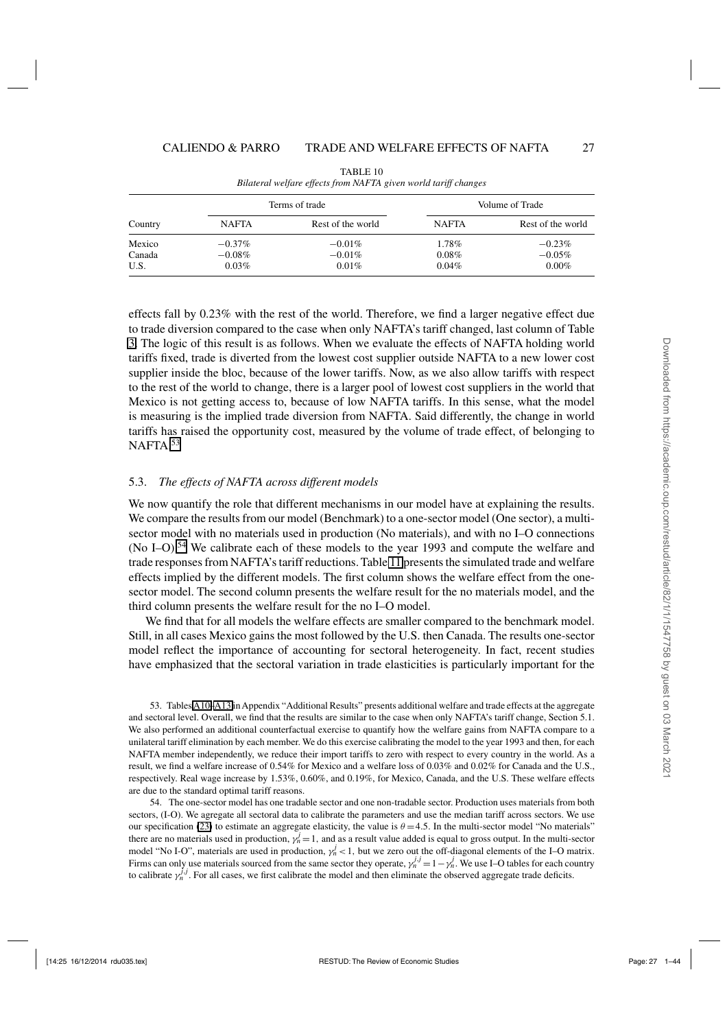TABLE 10

*Bilateral welfare effects from NAFTA given world tariff changes*

| Country | Terms of trade | | Volume of Trade | |
|---|---|---|---|---|
| | NAFTA | Rest of the world | NAFTA | Rest of the world |
| Mexico | −0.37% | −0.01% | 1.78% | −0.23% |
| Canada | −0.08% | −0.01% | 0.08% | −0.05% |
| U.S. | 0.03% | 0.01% | 0.04% | 0.00% |

effects fall by 0.23% with the rest of the world. Therefore, we find a larger negative effect due to trade diversion compared to the case when only NAFTA's tariff changed, last column of Table 3. The logic of this result is as follows. When we evaluate the effects of NAFTA holding world tariffs fixed, trade is diverted from the lowest cost supplier outside NAFTA to a new lower cost supplier inside the bloc, because of the lower tariffs. Now, as we also allow tariffs with respect to the rest of the world to change, there is a larger pool of lowest cost suppliers in the world that Mexico is not getting access to, because of low NAFTA tariffs. In this sense, what the model is measuring is the implied trade diversion from NAFTA. Said differently, the change in world tariffs has raised the opportunity cost, measured by the volume of trade effect, of belonging to NAFTA.[53]

### 5.3. *The effects of NAFTA across different models*

We now quantify the role that different mechanisms in our model have at explaining the results. We compare the results from our model (Benchmark) to a one-sector model (One sector), a multi-sector model with no materials used in production (No materials), and with no I–O connections (No I–O).[54] We calibrate each of these models to the year 1993 and compute the welfare and trade responses from NAFTA's tariff reductions. Table 11 presents the simulated trade and welfare effects implied by the different models. The first column shows the welfare effect from the one-sector model. The second column presents the welfare result for the no materials model, and the third column presents the welfare result for the no I–O model.

We find that for all models the welfare effects are smaller compared to the benchmark model. Still, in all cases Mexico gains the most followed by the U.S. then Canada. The results one-sector model reflect the importance of accounting for sectoral heterogeneity. In fact, recent studies have emphasized that the sectoral variation in trade elasticities is particularly important for the

53. Tables A10–A13 in Appendix "Additional Results" presents additional welfare and trade effects at the aggregate and sectoral level. Overall, we find that the results are similar to the case when only NAFTA's tariff change, Section 5.1. We also performed an additional counterfactual exercise to quantify how the welfare gains from NAFTA compare to a unilateral tariff elimination by each member. We do this exercise calibrating the model to the year 1993 and then, for each NAFTA member independently, we reduce their import tariffs to zero with respect to every country in the world. As a result, we find a welfare increase of 0.54% for Mexico and a welfare loss of 0.03% and 0.02% for Canada and the U.S., respectively. Real wage increase by 1.53%, 0.60%, and 0.19%, for Mexico, Canada, and the U.S. These welfare effects are due to the standard optimal tariff reasons.

54. The one-sector model has one tradable sector and one non-tradable sector. Production uses materials from both sectors, (I-O). We aggregate all sectoral data to calibrate the parameters and use the median tariff across sectors. We use our specification (23) to estimate an aggregate elasticity, the value is $\theta = 4.5$. In the multi-sector model "No materials" there are no materials used in production, $\gamma_n^j = 1$, and as a result value added is equal to gross output. In the multi-sector model "No I-O", materials are used in production, $\gamma_n^j < 1$, but we zero out the off-diagonal elements of the I–O matrix. Firms can only use materials sourced from the same sector they operate, $\gamma_n^{j,j} = 1 - \gamma_n^j$. We use I–O tables for each country to calibrate $\gamma_n^{j,j}$. For all cases, we first calibrate the model and then eliminate the observed aggregate trade deficits.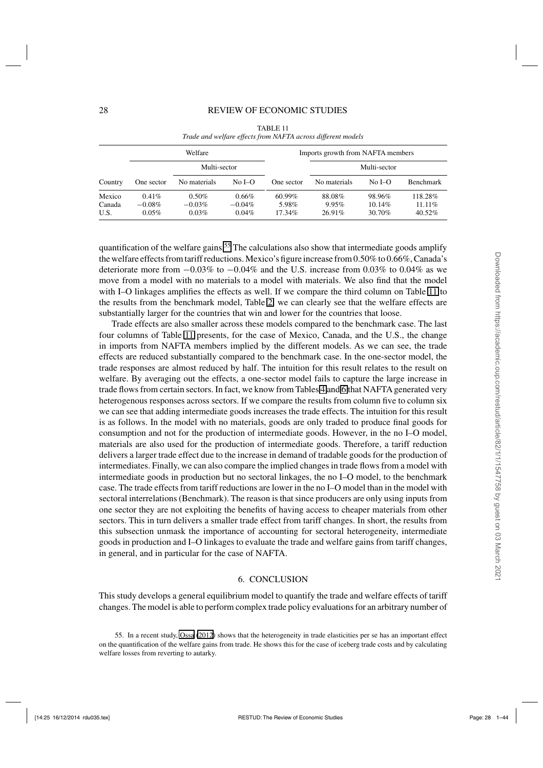TABLE 11

*Trade and welfare effects from NAFTA across different models*

| | Welfare | | | Imports growth from NAFTA members | | | |
|---|---|---|---|---|---|---|---|
| | | Multi-sector | | | Multi-sector | | |
| Country | One sector | No materials | No I–O | One sector | No materials | No I–O | Benchmark |
| Mexico | 0.41% | 0.50% | 0.66% | 60.99% | 88.08% | 98.96% | 118.28% |
| Canada | −0.08% | −0.03% | −0.04% | 5.98% | 9.95% | 10.14% | 11.11% |
| U.S. | 0.05% | 0.03% | 0.04% | 17.34% | 26.91% | 30.70% | 40.52% |

quantification of the welfare gains.[55] The calculations also show that intermediate goods amplify the welfare effects from tariff reductions. Mexico's figure increase from 0.50% to 0.66%, Canada's deteriorate more from −0.03% to −0.04% and the U.S. increase from 0.03% to 0.04% as we move from a model with no materials to a model with materials. We also find that the model with I–O linkages amplifies the effects as well. If we compare the third column on Table 11 to the results from the benchmark model, Table 2, we can clearly see that the welfare effects are substantially larger for the countries that win and lower for the countries that loose.

Trade effects are also smaller across these models compared to the benchmark case. The last four columns of Table 11 presents, for the case of Mexico, Canada, and the U.S., the change in imports from NAFTA members implied by the different models. As we can see, the trade effects are reduced substantially compared to the benchmark case. In the one-sector model, the trade responses are almost reduced by half. The intuition for this result relates to the result on welfare. By averaging out the effects, a one-sector model fails to capture the large increase in trade flows from certain sectors. In fact, we know from Tables 4 and 6 that NAFTA generated very heterogenous responses across sectors. If we compare the results from column five to column six we can see that adding intermediate goods increases the trade effects. The intuition for this result is as follows. In the model with no materials, goods are only traded to produce final goods for consumption and not for the production of intermediate goods. However, in the no I–O model, materials are also used for the production of intermediate goods. Therefore, a tariff reduction delivers a larger trade effect due to the increase in demand of tradable goods for the production of intermediates. Finally, we can also compare the implied changes in trade flows from a model with intermediate goods in production but no sectoral linkages, the no I–O model, to the benchmark case. The trade effects from tariff reductions are lower in the no I–O model than in the model with sectoral interrelations (Benchmark). The reason is that since producers are only using inputs from one sector they are not exploiting the benefits of having access to cheaper materials from other sectors. This in turn delivers a smaller trade effect from tariff changes. In short, the results from this subsection unmask the importance of accounting for sectoral heterogeneity, intermediate goods in production and I–O linkages to evaluate the trade and welfare gains from tariff changes, in general, and in particular for the case of NAFTA.

## 6. CONCLUSION

This study develops a general equilibrium model to quantify the trade and welfare effects of tariff changes. The model is able to perform complex trade policy evaluations for an arbitrary number of

55. In a recent study, Ossa (2012) shows that the heterogeneity in trade elasticities per se has an important effect on the quantification of the welfare gains from trade. He shows this for the case of iceberg trade costs and by calculating welfare losses from reverting to autarky.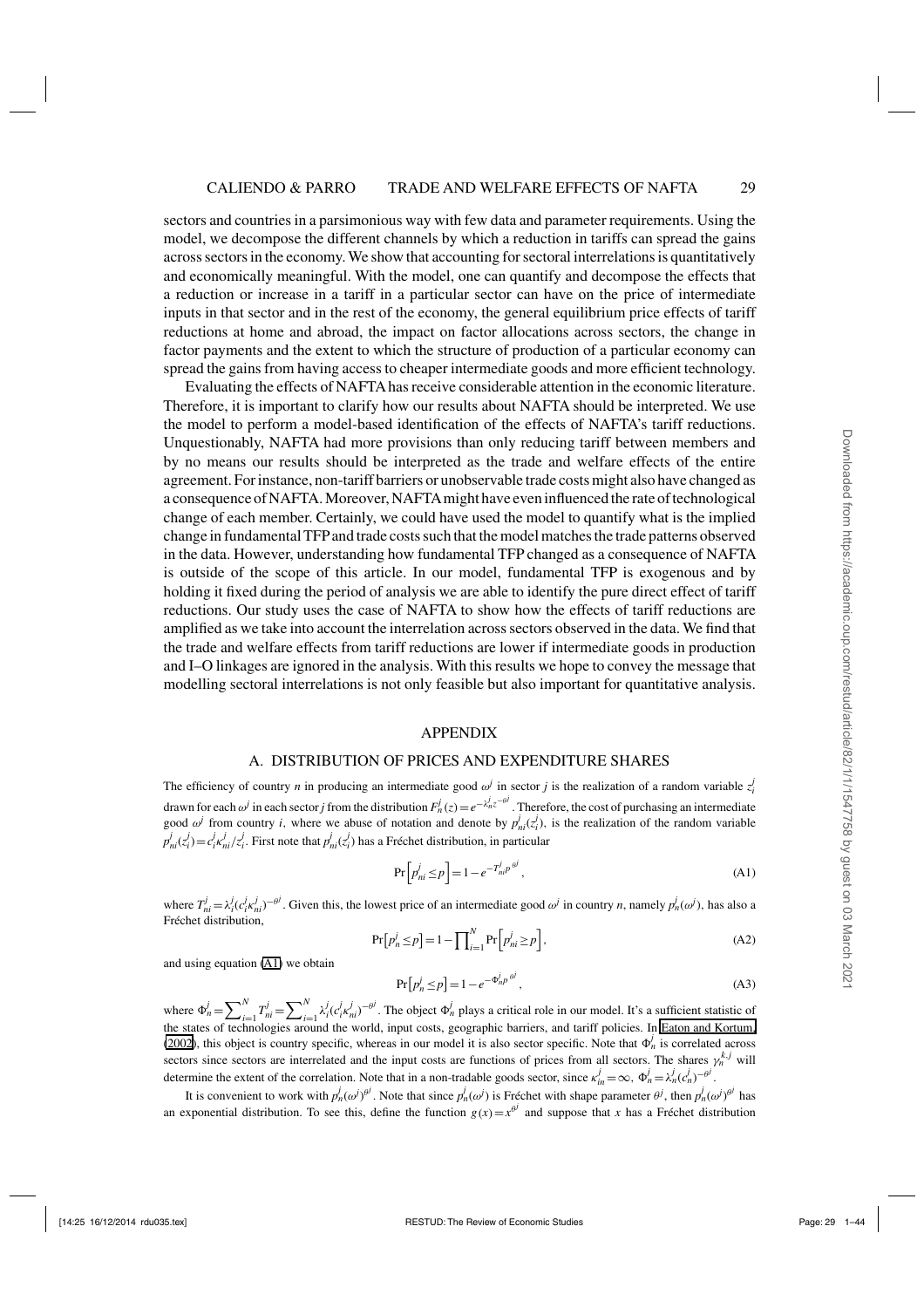sectors and countries in a parsimonious way with few data and parameter requirements. Using the model, we decompose the different channels by which a reduction in tariffs can spread the gains across sectors in the economy. We show that accounting for sectoral interrelations is quantitatively and economically meaningful. With the model, one can quantify and decompose the effects that a reduction or increase in a tariff in a particular sector can have on the price of intermediate inputs in that sector and in the rest of the economy, the general equilibrium price effects of tariff reductions at home and abroad, the impact on factor allocations across sectors, the change in factor payments and the extent to which the structure of production of a particular economy can spread the gains from having access to cheaper intermediate goods and more efficient technology.

Evaluating the effects of NAFTA has receive considerable attention in the economic literature. Therefore, it is important to clarify how our results about NAFTA should be interpreted. We use the model to perform a model-based identification of the effects of NAFTA's tariff reductions. Unquestionably, NAFTA had more provisions than only reducing tariff between members and by no means our results should be interpreted as the trade and welfare effects of the entire agreement. For instance, non-tariff barriers or unobservable trade costs might also have changed as a consequence of NAFTA. Moreover, NAFTA might have even influenced the rate of technological change of each member. Certainly, we could have used the model to quantify what is the implied change in fundamental TFP and trade costs such that the model matches the trade patterns observed in the data. However, understanding how fundamental TFP changed as a consequence of NAFTA is outside of the scope of this article. In our model, fundamental TFP is exogenous and by holding it fixed during the period of analysis we are able to identify the pure direct effect of tariff reductions. Our study uses the case of NAFTA to show how the effects of tariff reductions are amplified as we take into account the interrelation across sectors observed in the data. We find that the trade and welfare effects from tariff reductions are lower if intermediate goods in production and I–O linkages are ignored in the analysis. With this results we hope to convey the message that modelling sectoral interrelations is not only feasible but also important for quantitative analysis.

# APPENDIX

## A. DISTRIBUTION OF PRICES AND EXPENDITURE SHARES

The efficiency of country $n$ in producing an intermediate good $\omega^j$ in sector $j$ is the realization of a random variable $z_i^j$ drawn for each $\omega^j$ in each sector $j$ from the distribution $F_n^j(z) = e^{-\lambda_n^j z^{-\theta^j}}$. Therefore, the cost of purchasing an intermediate good $\omega^j$ from country $i$, where we abuse of notation and denote by $p_{ni}^j(z_i^j)$, is the realization of the random variable $p_{ni}^j(z_i^j) = c_i^j \kappa_{ni}^j / z_i^j$. First note that $p_{ni}^j(z_i^j)$ has a Fréchet distribution, in particular

$$\Pr\left[p_{ni}^j \leq p\right] = 1 - e^{-T_{ni}^j p^{\theta^j}}, \tag{A1}$$

where $T_{ni}^j = \lambda_i^j (c_i^j \kappa_{ni}^j)^{-\theta^j}$. Given this, the lowest price of an intermediate good $\omega^j$ in country $n$, namely $p_n^j(\omega^j)$, has also a Fréchet distribution,

$$\Pr\left[p_n^j \leq p\right] = 1 - \prod_{i=1}^{N} \Pr\left[p_{ni}^j \geq p\right], \tag{A2}$$

and using equation (A1) we obtain

$$\Pr\left[p_n^j \leq p\right] = 1 - e^{-\Phi_n^j p^{\theta^j}}, \tag{A3}$$

where $\Phi_n^j = \sum_{i=1}^{N} T_{ni}^j = \sum_{i=1}^{N} \lambda_i^j (c_i^j \kappa_{ni}^j)^{-\theta^j}$. The object $\Phi_n^j$ plays a critical role in our model. It's a sufficient statistic of the states of technologies around the world, input costs, geographic barriers, and tariff policies. In Eaton and Kortum (2002), this object is country specific, whereas in our model it is also sector specific. Note that $\Phi_n^j$ is correlated across sectors since sectors are interrelated and the input costs are functions of prices from all sectors. The shares $\gamma_n^{k,j}$ will determine the extent of the correlation. Note that in a non-tradable goods sector, since $\kappa_{in}^j = \infty$, $\Phi_n^j = \lambda_n^j (c_n^j)^{-\theta^j}$.

It is convenient to work with $p_n^j(\omega^j)^{\theta^j}$. Note that since $p_n^j(\omega^j)$ is Fréchet with shape parameter $\theta^j$, then $p_n^j(\omega^j)^{\theta^j}$ has an exponential distribution. To see this, define the function $g(x) = x^{\theta^j}$ and suppose that $x$ has a Fréchet distribution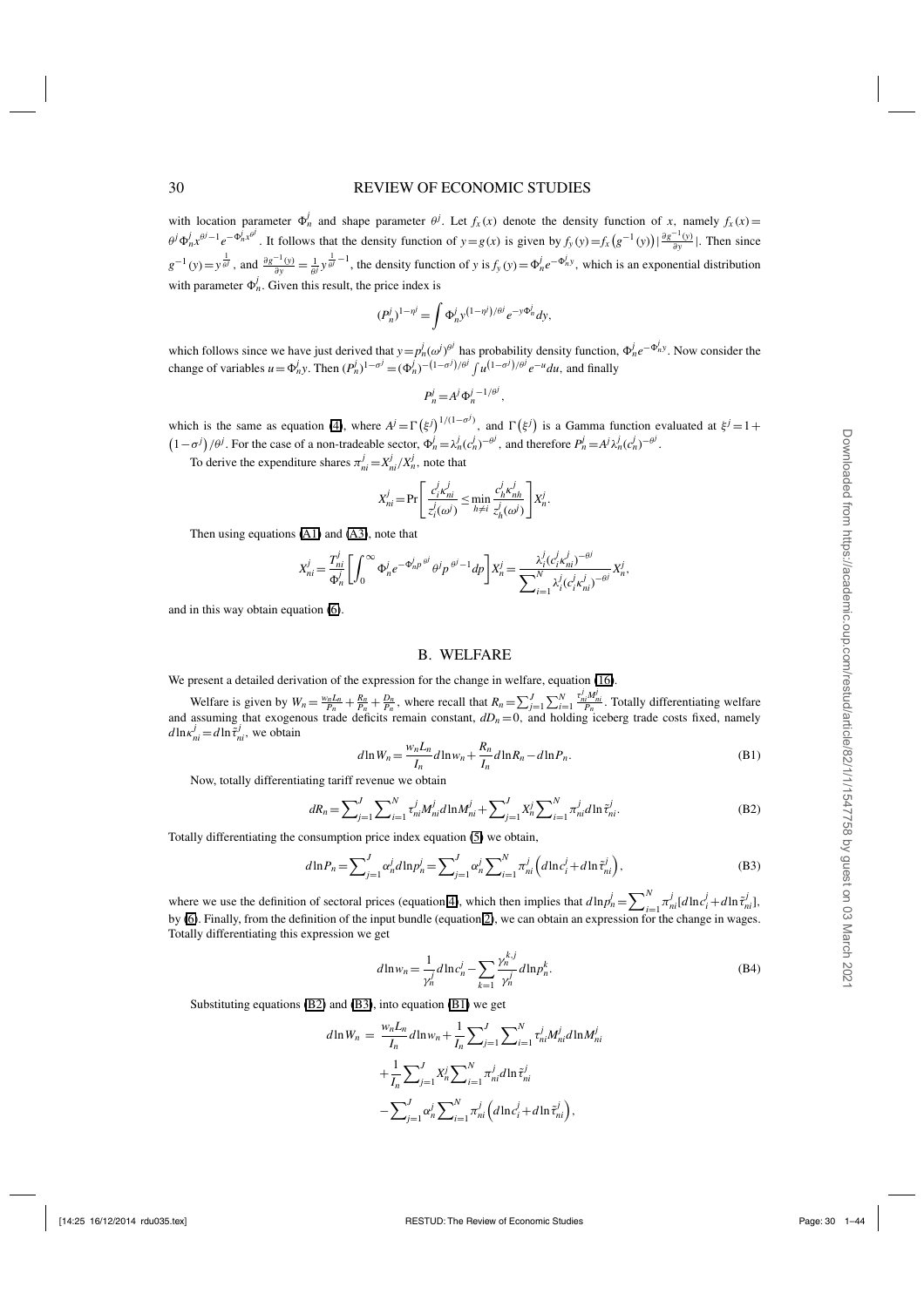with location parameter $\Phi_n^j$ and shape parameter $\theta^j$. Let $f_x(x)$ denote the density function of $x$, namely $f_x(x) = \theta^j \Phi_n^j x^{\theta^j - 1} e^{-\Phi_n^j x^{\theta^j}}$. It follows that the density function of $y = g(x)$ is given by $f_y(y) = f_x\left(g^{-1}(y)\right) \left| \frac{\partial g^{-1}(y)}{\partial y} \right|$. Then since $g^{-1}(y) = y^{\frac{1}{\theta^j}}$, and $\frac{\partial g^{-1}(y)}{\partial y} = \frac{1}{\theta^j} y^{\frac{1}{\theta^j} - 1}$, the density function of $y$ is $f_y(y) = \Phi_n^j e^{-\Phi_n^j y}$, which is an exponential distribution with parameter $\Phi_n^j$. Given this result, the price index is

$$(P_n^j)^{1-\eta^j} = \int \Phi_n^j y^{(1-\eta^j)/\theta^j} e^{-y\Phi_n^j} dy,$$

which follows since we have just derived that $y = p_n^j(\omega^j)^{\theta^j}$ has probability density function, $\Phi_n^j e^{-\Phi_n^j y}$. Now consider the change of variables $u = \Phi_n^j y$. Then $(P_n^j)^{1-\sigma^j} = (\Phi_n^j)^{-(1-\sigma^j)/\theta^j} \int u^{(1-\sigma^j)/\theta^j} e^{-u} du$, and finally

$$P_n^j = A^j \Phi_n^{j\,-1/\theta^j},$$

which is the same as equation (4), where $A^j = \Gamma\left(\xi^j\right)^{1/(1-\sigma^j)}$, and $\Gamma\left(\xi^j\right)$ is a Gamma function evaluated at $\xi^j = 1 + \left(1-\sigma^j\right)/\theta^j$. For the case of a non-tradeable sector, $\Phi_n^j = \lambda_n^j (c_n^j)^{-\theta^j}$, and therefore $P_n^j = A^j \lambda_n^j (c_n^j)^{-\theta^j}$.

To derive the expenditure shares $\pi_{ni}^j = X_{ni}^j / X_n^j$, note that

$$X_{ni}^j = \Pr\left[\frac{c_i^j \kappa_{ni}^j}{z_i^j(\omega^j)} \leq \min_{h \neq i} \frac{c_h^j \kappa_{nh}^j}{z_h^j(\omega^j)}\right] X_n^j.$$

Then using equations (A1) and (A3), note that

$$X_{ni}^j = \frac{T_{ni}^j}{\Phi_n^j}\left[\int_0^\infty \Phi_n^j e^{-\Phi_n^j p^{\theta^j}} \theta^j p^{\theta^j - 1} dp\right] X_n^j = \frac{\lambda_i^j (c_i^j \kappa_{ni}^j)^{-\theta^j}}{\sum_{i=1}^N \lambda_i^j (c_i^j \kappa_{ni}^j)^{-\theta^j}} X_n^j,$$

and in this way obtain equation (6).

## B. WELFARE

We present a detailed derivation of the expression for the change in welfare, equation (16).

Welfare is given by $W_n = \frac{w_n L_n}{P_n} + \frac{R_n}{P_n} + \frac{D_n}{P_n}$, where recall that $R_n = \sum_{j=1}^J \sum_{i=1}^N \frac{\tau_{ni}^j M_{ni}^j}{P_n}$. Totally differentiating welfare and assuming that exogenous trade deficits remain constant, $dD_n = 0$, and holding iceberg trade costs fixed, namely $d\ln\kappa_{ni}^j = d\ln\tilde{\tau}_{ni}^j$, we obtain

$$d\ln W_n = \frac{w_n L_n}{I_n} d\ln w_n + \frac{R_n}{I_n} d\ln R_n - d\ln P_n. \tag{B1}$$

Now, totally differentiating tariff revenue we obtain

$$dR_n = \sum_{j=1}^J \sum_{i=1}^N \tau_{ni}^j M_{ni}^j d\ln M_{ni}^j + \sum_{j=1}^J X_n^j \sum_{i=1}^N \pi_{ni}^j d\ln\tilde{\tau}_{ni}^j. \tag{B2}$$

Totally differentiating the consumption price index equation (5) we obtain,

$$d\ln P_n = \sum_{j=1}^J \alpha_n^j d\ln p_n^j = \sum_{j=1}^J \alpha_n^j \sum_{i=1}^N \pi_{ni}^j \left(d\ln c_i^j + d\ln\tilde{\tau}_{ni}^j\right), \tag{B3}$$

where we use the definition of sectoral prices (equation 4), which then implies that $d\ln p_n^j = \sum_{i=1}^N \pi_{ni}^j [d\ln c_i^j + d\ln\tilde{\tau}_{ni}^j]$, by (6). Finally, from the definition of the input bundle (equation 2), we can obtain an expression for the change in wages. Totally differentiating this expression we get

$$d\ln w_n = \frac{1}{\gamma_n^j} d\ln c_i^j - \sum_{k=1} \frac{\gamma_n^{k,j}}{\gamma_n^j} d\ln p_n^k. \tag{B4}$$

Substituting equations (B2) and (B3), into equation (B1) we get

$$\begin{aligned}
d\ln W_n = {} & \frac{w_n L_n}{I_n} d\ln w_n + \frac{1}{I_n} \sum_{j=1}^J \sum_{i=1}^N \tau_{ni}^j M_{ni}^j d\ln M_{ni}^j \\
& + \frac{1}{I_n} \sum_{j=1}^J X_n^j \sum_{i=1}^N \pi_{ni}^j d\ln\tilde{\tau}_{ni}^j \\
& - \sum_{j=1}^J \alpha_n^j \sum_{i=1}^N \pi_{ni}^j \left(d\ln c_i^j + d\ln\tilde{\tau}_{ni}^j\right),
\end{aligned}$$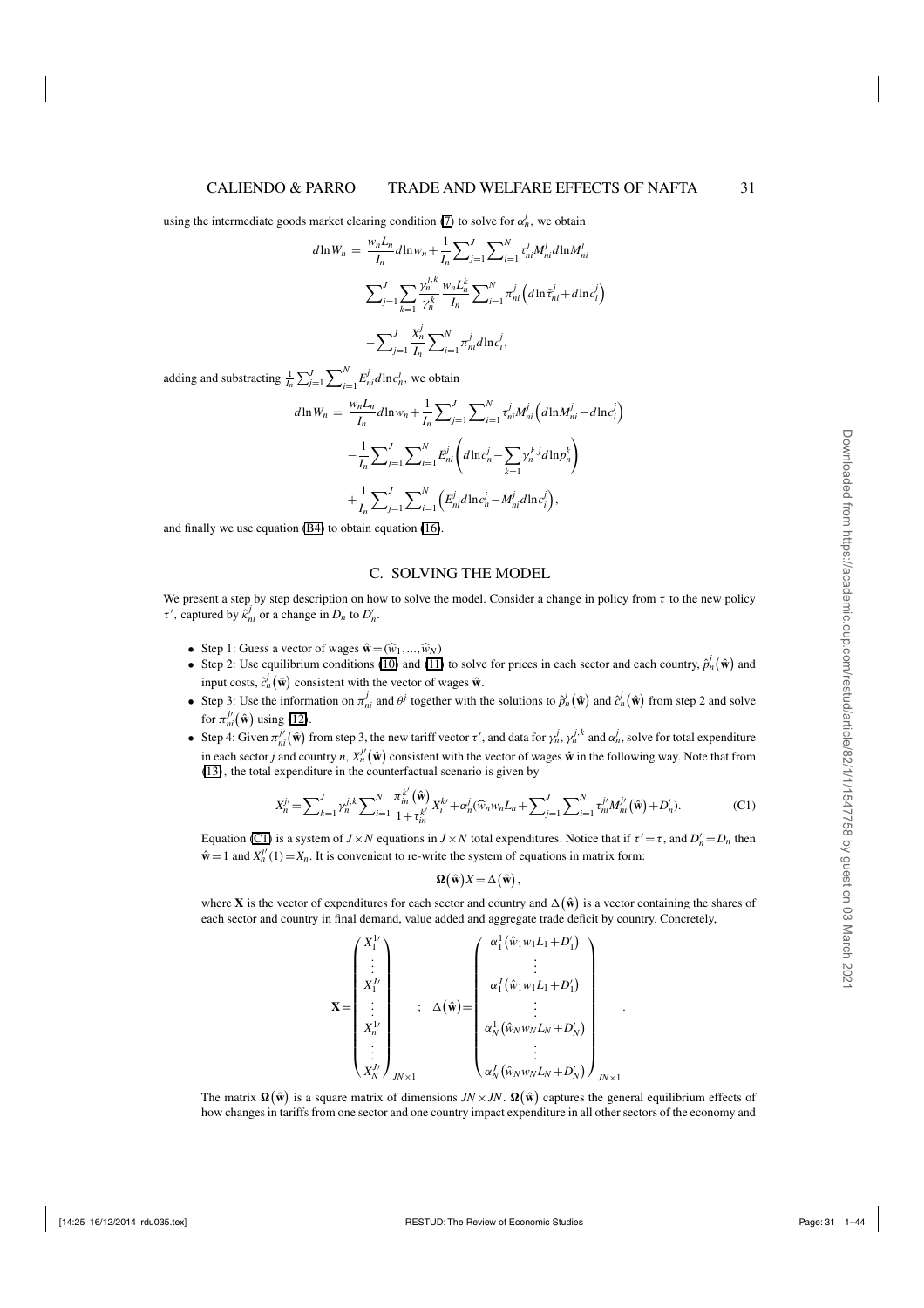using the intermediate goods market clearing condition (7) to solve for $\alpha_n^j$, we obtain

$$d\ln W_n = \frac{w_n L_n}{I_n} d\ln w_n + \frac{1}{I_n}\sum_{j=1}^{J}\sum_{i=1}^{N} \tau_{ni}^j M_{ni}^j d\ln M_{ni}^j$$

$$\sum_{j=1}^{J}\sum_{k=1}^{J} \frac{\gamma_n^{j,k}}{\gamma_n^k} \frac{w_n L_n^k}{I_n} \sum_{i=1}^{N} \pi_{ni}^j \left(d\ln \tilde{\tau}_{ni}^j + d\ln c_i^j\right)$$

$$-\sum_{j=1}^{J} \frac{X_n^j}{I_n} \sum_{i=1}^{N} \pi_{ni}^j d\ln c_i^j,$$

adding and substracting $\frac{1}{I_n}\sum_{j=1}^{J}\sum_{i=1}^{N} E_{ni}^j d\ln c_n^j$, we obtain

$$d\ln W_n = \frac{w_n L_n}{I_n} d\ln w_n + \frac{1}{I_n}\sum_{j=1}^{J}\sum_{i=1}^{N} \tau_{ni}^j M_{ni}^j \left(d\ln M_{ni}^j - d\ln c_i^j\right)$$

$$-\frac{1}{I_n}\sum_{j=1}^{J}\sum_{i=1}^{N} E_{ni}^j \left(d\ln c_n^j - \sum_{k=1}^{J} \gamma_n^{k,j} d\ln p_n^k\right)$$

$$+\frac{1}{I_n}\sum_{j=1}^{J}\sum_{i=1}^{N} \left(E_{ni}^j d\ln c_n^j - M_{ni}^j d\ln c_i^j\right),$$

and finally we use equation (B4) to obtain equation (16).

## C. SOLVING THE MODEL

We present a step by step description on how to solve the model. Consider a change in policy from $\tau$ to the new policy $\tau'$, captured by $\hat{\kappa}_{ni}^j$ or a change in $D_n$ to $D_n'$.

- Step 1: Guess a vector of wages $\hat{\mathbf{w}} = (\widehat{w}_1, ..., \widehat{w}_N)$
- Step 2: Use equilibrium conditions (10) and (11) to solve for prices in each sector and each country, $\hat{p}_n^j(\hat{\mathbf{w}})$ and input costs, $\hat{c}_n^j(\hat{\mathbf{w}})$ consistent with the vector of wages $\hat{\mathbf{w}}$.
- Step 3: Use the information on $\pi_{ni}^j$ and $\theta^j$ together with the solutions to $\hat{p}_n^j(\hat{\mathbf{w}})$ and $\hat{c}_n^j(\hat{\mathbf{w}})$ from step 2 and solve for $\pi_{ni}^{j\prime}(\hat{\mathbf{w}})$ using (12).
- Step 4: Given $\pi_{ni}^{j\prime}(\hat{\mathbf{w}})$ from step 3, the new tariff vector $\tau'$, and data for $\gamma_n^j$, $\gamma_n^{j,k}$ and $\alpha_n^j$, solve for total expenditure in each sector $j$ and country $n$, $X_n^{j\prime}(\hat{\mathbf{w}})$ consistent with the vector of wages $\hat{\mathbf{w}}$ in the following way. Note that from (13), the total expenditure in the counterfactual scenario is given by

$$X_n^{j\prime} = \sum_{k=1}^{J} \gamma_n^{j,k} \sum_{i=1}^{N} \frac{\pi_{in}^{k\prime}(\hat{\mathbf{w}})}{1+\tau_{in}^{k\prime}} X_i^{k\prime} + \alpha_n^j(\widehat{w}_n w_n L_n + \sum_{j=1}^{J}\sum_{i=1}^{N} \tau_{ni}^{j\prime} M_{ni}^{j\prime}(\hat{\mathbf{w}}) + D_n'). \quad \text{(C1)}$$

Equation (C1) is a system of $J \times N$ equations in $J \times N$ total expenditures. Notice that if $\tau' = \tau$, and $D_n' = D_n$ then $\hat{\mathbf{w}} = 1$ and $X_n^{j\prime}(1) = X_n$. It is convenient to re-write the system of equations in matrix form:

$$\mathbf{\Omega}(\hat{\mathbf{w}}) X = \Delta(\hat{\mathbf{w}}),$$

where $\mathbf{X}$ is the vector of expenditures for each sector and country and $\Delta(\hat{\mathbf{w}})$ is a vector containing the shares of each sector and country in final demand, value added and aggregate trade deficit by country. Concretely,

$$\mathbf{X} = \begin{pmatrix} X_1^{1\prime} \\ \vdots \\ X_1^{J\prime} \\ \vdots \\ X_n^{1\prime} \\ \vdots \\ X_N^{J\prime} \end{pmatrix}_{JN\times 1} \quad ; \quad \Delta(\hat{\mathbf{w}}) = \begin{pmatrix} \alpha_1^1(\hat{w}_1 w_1 L_1 + D_1') \\ \vdots \\ \alpha_1^J(\hat{w}_1 w_1 L_1 + D_1') \\ \vdots \\ \alpha_N^1(\hat{w}_N w_N L_N + D_N') \\ \vdots \\ \alpha_N^J(\hat{w}_N w_N L_N + D_N') \end{pmatrix}_{JN\times 1}.$$

The matrix $\mathbf{\Omega}(\hat{\mathbf{w}})$ is a square matrix of dimensions $JN \times JN$. $\mathbf{\Omega}(\hat{\mathbf{w}})$ captures the general equilibrium effects of how changes in tariffs from one sector and one country impact expenditure in all other sectors of the economy and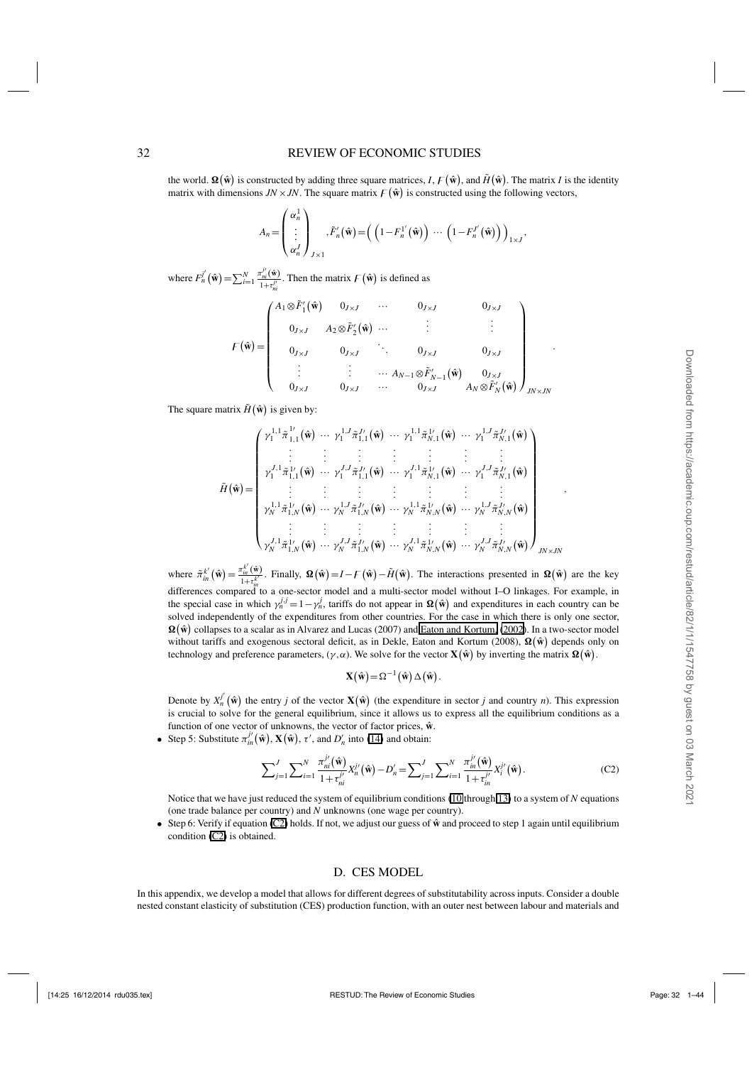the world. $\mathbf{\Omega}(\hat{\mathbf{w}})$ is constructed by adding three square matrices, $I$, $F(\hat{\mathbf{w}})$, and $\tilde{H}(\hat{\mathbf{w}})$. The matrix $I$ is the identity matrix with dimensions $JN \times JN$. The square matrix $F(\hat{\mathbf{w}})$ is constructed using the following vectors,

$$A_n = \begin{pmatrix} \alpha_n^1 \\ \vdots \\ \alpha_n^J \end{pmatrix}_{J\times 1}, \tilde{F}'_n(\hat{\mathbf{w}}) = \left( \left(1 - F_n^{1'}(\hat{\mathbf{w}})\right) \cdots \left(1 - F_n^{J'}(\hat{\mathbf{w}})\right) \right)_{1\times J},$$

where $F_n^{j'}(\hat{\mathbf{w}}) = \sum_{i=1}^{N} \frac{\pi_{ni}^{j'}(\hat{\mathbf{w}})}{1+\tau_{ni}^{j'}}$. Then the matrix $F(\hat{\mathbf{w}})$ is defined as

$$F(\hat{\mathbf{w}}) = \begin{pmatrix} A_1 \otimes \tilde{F}'_1(\hat{\mathbf{w}}) & 0_{J\times J} & \cdots & 0_{J\times J} & 0_{J\times J} \\ 0_{J\times J} & A_2 \otimes \tilde{F}'_2(\hat{\mathbf{w}}) & \cdots & \vdots & \vdots \\ 0_{J\times J} & 0_{J\times J} & \ddots & 0_{J\times J} & 0_{J\times J} \\ \vdots & \vdots & \cdots & A_{N-1} \otimes \tilde{F}'_{N-1}(\hat{\mathbf{w}}) & 0_{J\times J} \\ 0_{J\times J} & 0_{J\times J} & \cdots & 0_{J\times J} & A_N \otimes \tilde{F}'_N(\hat{\mathbf{w}}) \end{pmatrix}_{JN\times JN}.$$

The square matrix $\tilde{H}(\hat{\mathbf{w}})$ is given by:

$$\tilde{H}(\hat{\mathbf{w}}) = \begin{pmatrix} \gamma_1^{1,1}\tilde{\pi}_{1,1}^{1'}(\hat{\mathbf{w}}) & \cdots & \gamma_1^{1,J}\tilde{\pi}_{1,1}^{J'}(\hat{\mathbf{w}}) & \cdots & \gamma_1^{1,1}\tilde{\pi}_{N,1}^{1'}(\hat{\mathbf{w}}) & \cdots & \gamma_1^{1,J}\tilde{\pi}_{N,1}^{J'}(\hat{\mathbf{w}}) \\ \vdots & \vdots & \vdots & \vdots & \vdots & \vdots & \vdots \\ \gamma_1^{J,1}\tilde{\pi}_{1,1}^{1'}(\hat{\mathbf{w}}) & \cdots & \gamma_1^{J,J}\tilde{\pi}_{1,1}^{J'}(\hat{\mathbf{w}}) & \cdots & \gamma_1^{J,1}\tilde{\pi}_{N,1}^{1'}(\hat{\mathbf{w}}) & \cdots & \gamma_1^{J,J}\tilde{\pi}_{N,1}^{J'}(\hat{\mathbf{w}}) \\ \vdots & \vdots & \vdots & \vdots & \vdots & \vdots & \vdots \\ \gamma_N^{1,1}\tilde{\pi}_{1,N}^{1'}(\hat{\mathbf{w}}) & \cdots & \gamma_N^{1,J}\tilde{\pi}_{1,N}^{J'}(\hat{\mathbf{w}}) & \cdots & \gamma_N^{1,1}\tilde{\pi}_{N,N}^{1'}(\hat{\mathbf{w}}) & \cdots & \gamma_N^{1,J}\tilde{\pi}_{N,N}^{J'}(\hat{\mathbf{w}}) \\ \vdots & \vdots & \vdots & \vdots & \vdots & \vdots & \vdots \\ \gamma_N^{J,1}\tilde{\pi}_{1,N}^{1'}(\hat{\mathbf{w}}) & \cdots & \gamma_N^{J,J}\tilde{\pi}_{1,N}^{J'}(\hat{\mathbf{w}}) & \cdots & \gamma_N^{J,1}\tilde{\pi}_{N,N}^{1'}(\hat{\mathbf{w}}) & \cdots & \gamma_N^{J,J}\tilde{\pi}_{N,N}^{J'}(\hat{\mathbf{w}}) \end{pmatrix}_{JN\times JN},$$

where $\tilde{\pi}_{in}^{k'}(\hat{\mathbf{w}}) = \frac{\pi_{in}^{k'}(\hat{\mathbf{w}})}{1+\tau_{in}^{k'}}$. Finally, $\mathbf{\Omega}(\hat{\mathbf{w}}) = I - F(\hat{\mathbf{w}}) - \tilde{H}(\hat{\mathbf{w}})$. The interactions presented in $\mathbf{\Omega}(\hat{\mathbf{w}})$ are the key differences compared to a one-sector model and a multi-sector model without I–O linkages. For example, in the special case in which $\gamma_n^{j,j} = 1 - \gamma_n^j$, tariffs do not appear in $\mathbf{\Omega}(\hat{\mathbf{w}})$ and expenditures in each country can be solved independently of the expenditures from other countries. For the case in which there is only one sector, $\mathbf{\Omega}(\hat{\mathbf{w}})$ collapses to a scalar as in Alvarez and Lucas (2007) and Eaton and Kortum (2002). In a two-sector model without tariffs and exogenous sectoral deficit, as in Dekle, Eaton and Kortum (2008), $\mathbf{\Omega}(\hat{\mathbf{w}})$ depends only on technology and preference parameters, $(\gamma, \alpha)$. We solve for the vector $\mathbf{X}(\hat{\mathbf{w}})$ by inverting the matrix $\mathbf{\Omega}(\hat{\mathbf{w}})$.

$$\mathbf{X}(\hat{\mathbf{w}}) = \Omega^{-1}(\hat{\mathbf{w}})\,\Delta(\hat{\mathbf{w}}).$$

Denote by $X_n^{j'}(\hat{\mathbf{w}})$ the entry $j$ of the vector $\mathbf{X}(\hat{\mathbf{w}})$ (the expenditure in sector $j$ and country $n$). This expression is crucial to solve for the general equilibrium, since it allows us to express all the equilibrium conditions as a function of one vector of unknowns, the vector of factor prices, $\hat{\mathbf{w}}$.

- Step 5: Substitute $\pi_{in}^{j'}(\hat{\mathbf{w}})$, $\mathbf{X}(\hat{\mathbf{w}})$, $\tau'$, and $D'_n$ into (14) and obtain:

$$\sum\nolimits_{j=1}^{J}\sum\nolimits_{i=1}^{N}\frac{\pi_{ni}^{j'}(\hat{\mathbf{w}})}{1+\tau_{ni}^{j'}}X_n^{j'}(\hat{\mathbf{w}}) - D'_n = \sum\nolimits_{j=1}^{J}\sum\nolimits_{i=1}^{N}\frac{\pi_{in}^{j'}(\hat{\mathbf{w}})}{1+\tau_{in}^{j'}}X_i^{j'}(\hat{\mathbf{w}}). \tag{C2}$$

  Notice that we have just reduced the system of equilibrium conditions (10 through 13) to a system of $N$ equations (one trade balance per country) and $N$ unknowns (one wage per country).

- Step 6: Verify if equation (C2) holds. If not, we adjust our guess of $\hat{\mathbf{w}}$ and proceed to step 1 again until equilibrium condition (C2) is obtained.

## D. CES MODEL

In this appendix, we develop a model that allows for different degrees of substitutability across inputs. Consider a double nested constant elasticity of substitution (CES) production function, with an outer nest between labour and materials and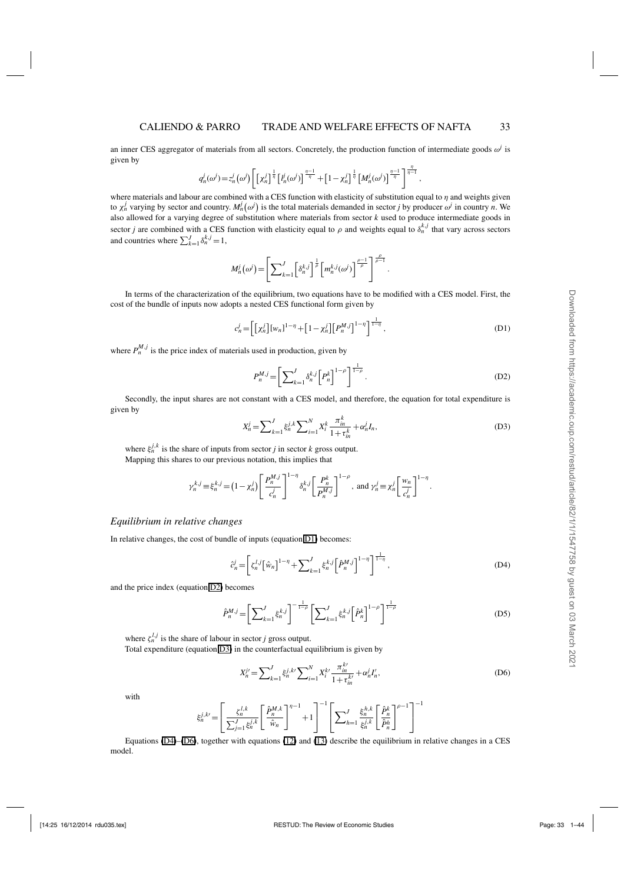an inner CES aggregator of materials from all sectors. Concretely, the production function of intermediate goods $\omega^j$ is given by

$$q_n^j(\omega^j)=z_n^j(\omega^j)\left[\left[\chi_n^j\right]^{\frac{1}{\eta}}\left[l_n^j(\omega^j)\right]^{\frac{\eta-1}{\eta}}+\left[1-\chi_n^j\right]^{\frac{1}{\eta}}\left[M_n^j(\omega^j)\right]^{\frac{\eta-1}{\eta}}\right]^{\frac{\eta}{\eta-1}},$$

where materials and labour are combined with a CES function with elasticity of substitution equal to $\eta$ and weights given to $\chi_n^j$ varying by sector and country. $M_n^j(\omega^j)$ is the total materials demanded in sector $j$ by producer $\omega^j$ in country $n$. We also allowed for a varying degree of substitution where materials from sector $k$ used to produce intermediate goods in sector $j$ are combined with a CES function with elasticity equal to $\rho$ and weights equal to $\delta_n^{k,j}$ that vary across sectors and countries where $\sum_{k=1}^{J}\delta_n^{k,j}=1$,

$$M_n^j(\omega^j)=\left[\sum_{k=1}^{J}\left[\delta_n^{k,j}\right]^{\frac{1}{\rho}}\left[m_n^{k,j}(\omega^j)\right]^{\frac{\rho-1}{\rho}}\right]^{\frac{\rho}{\rho-1}}.$$

In terms of the characterization of the equilibrium, two equations have to be modified with a CES model. First, the cost of the bundle of inputs now adopts a nested CES functional form given by

$$c_n^j=\left[\left[\chi_n^j\right][w_n]^{1-\eta}+\left[1-\chi_n^j\right]\left[P_n^{M,j}\right]^{1-\eta}\right]^{\frac{1}{1-\eta}}, \tag{D1}$$

where $P_n^{M,j}$ is the price index of materials used in production, given by

$$P_n^{M,j}=\left[\sum_{k=1}^{J}\delta_n^{k,j}\left[P_n^k\right]^{1-\rho}\right]^{\frac{1}{1-\rho}}. \tag{D2}$$

Secondly, the input shares are not constant with a CES model, and therefore, the equation for total expenditure is given by

$$X_n^j=\sum_{k=1}^{J}\xi_n^{j,k}\sum_{i=1}^{N}X_i^k\frac{\pi_{in}^k}{1+\tau_{in}^k}+\alpha_n^j I_n, \tag{D3}$$

where $\xi_n^{j,k}$ is the share of inputs from sector $j$ in sector $k$ gross output.
Mapping this shares to our previous notation, this implies that

$$\gamma_n^{k,j}\equiv\xi_n^{k,j}=\left(1-\chi_n^j\right)\left[\frac{P_n^{M,j}}{c_n^j}\right]^{1-\eta}\delta_n^{k,j}\left[\frac{P_n^k}{P_n^{M,j}}\right]^{1-\rho},\text{ and }\gamma_n^j\equiv\chi_n^j\left[\frac{w_n}{c_n^j}\right]^{1-\eta}.$$

### *Equilibrium in relative changes*

In relative changes, the cost of bundle of inputs (equation D1) becomes:

$$\hat{c}_n^j=\left[\zeta_n^{l,j}\left[\hat{w}_n\right]^{1-\eta}+\sum_{k=1}^{J}\xi_n^{k,j}\left[\hat{P}_n^{M,j}\right]^{1-\eta}\right]^{\frac{1}{1-\eta}}, \tag{D4}$$

and the price index (equation D2) becomes

$$\hat{P}_n^{M,j}=\left[\sum_{k=1}^{J}\xi_n^{k,j}\right]^{-\frac{1}{1-\rho}}\left[\sum_{k=1}^{J}\xi_n^{k,j}\left[\hat{P}_n^k\right]^{1-\rho}\right]^{\frac{1}{1-\rho}} \tag{D5}$$

where $\zeta_n^{l,j}$ is the share of labour in sector $j$ gross output.
Total expenditure (equation D3) in the counterfactual equilibrium is given by

$$X_n^{j\prime}=\sum_{k=1}^{J}\xi_n^{j,k\prime}\sum_{i=1}^{N}X_i^{k\prime}\frac{\pi_{in}^{k\prime}}{1+\tau_{in}^{k\prime}}+\alpha_n^j I_n^{\prime}, \tag{D6}$$

with

$$\xi_n^{j,k\prime}=\left[\frac{\zeta_n^{l,k}}{\sum_{j=1}^{J}\xi_n^{j,k}}\left[\frac{\hat{P}_n^{M,k}}{\hat{w}_n}\right]^{\eta-1}+1\right]^{-1}\left[\sum_{h=1}^{J}\frac{\xi_n^{h,k}}{\xi_n^{j,k}}\left[\frac{\hat{P}_n^k}{\hat{P}_n^h}\right]^{\rho-1}\right]^{-1}$$

Equations (D4)–(D6), together with equations (12) and (13) describe the equilibrium in relative changes in a CES model.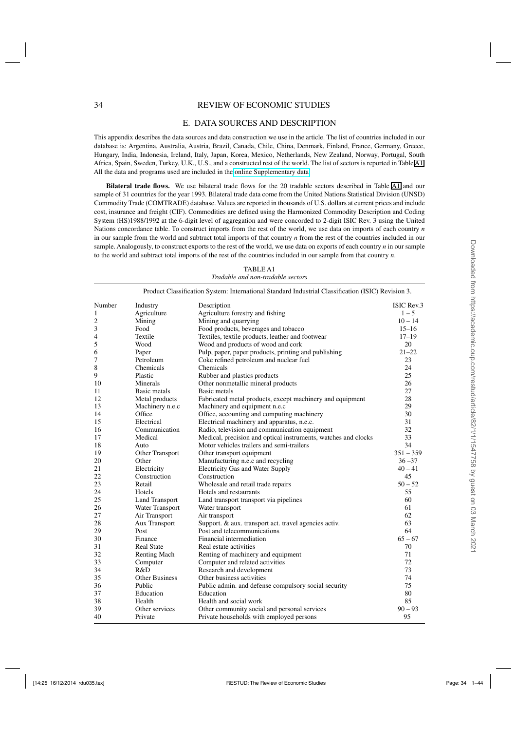## E. DATA SOURCES AND DESCRIPTION

This appendix describes the data sources and data construction we use in the article. The list of countries included in our database is: Argentina, Australia, Austria, Brazil, Canada, Chile, China, Denmark, Finland, France, Germany, Greece, Hungary, India, Indonesia, Ireland, Italy, Japan, Korea, Mexico, Netherlands, New Zealand, Norway, Portugal, South Africa, Spain, Sweden, Turkey, U.K., U.S., and a constructed rest of the world. The list of sectors is reported in Table A1. All the data and programs used are included in the online Supplementary data.

**Bilateral trade flows.** We use bilateral trade flows for the 20 tradable sectors described in Table A1 and our sample of 31 countries for the year 1993. Bilateral trade data come from the United Nations Statistical Division (UNSD) Commodity Trade (COMTRADE) database. Values are reported in thousands of U.S. dollars at current prices and include cost, insurance and freight (CIF). Commodities are defined using the Harmonized Commodity Description and Coding System (HS)1988/1992 at the 6-digit level of aggregation and were concorded to 2-digit ISIC Rev. 3 using the United Nations concordance table. To construct imports from the rest of the world, we use data on imports of each country $n$ in our sample from the world and subtract total imports of that country $n$ from the rest of the countries included in our sample. Analogously, to construct exports to the rest of the world, we use data on exports of each country $n$ in our sample to the world and subtract total imports of the rest of the countries included in our sample from that country $n$.

TABLE A1
*Tradable and non-tradable sectors*

| Product Classification System: International Standard Industrial Classification (ISIC) Revision 3. | | | |
|---|---|---|---|
| Number | Industry | Description | ISIC Rev.3 |
| 1 | Agriculture | Agriculture forestry and fishing | 1 – 5 |
| 2 | Mining | Mining and quarrying | 10 – 14 |
| 3 | Food | Food products, beverages and tobacco | 15–16 |
| 4 | Textile | Textiles, textile products, leather and footwear | 17–19 |
| 5 | Wood | Wood and products of wood and cork | 20 |
| 6 | Paper | Pulp, paper, paper products, printing and publishing | 21–22 |
| 7 | Petroleum | Coke refined petroleum and nuclear fuel | 23 |
| 8 | Chemicals | Chemicals | 24 |
| 9 | Plastic | Rubber and plastics products | 25 |
| 10 | Minerals | Other nonmetallic mineral products | 26 |
| 11 | Basic metals | Basic metals | 27 |
| 12 | Metal products | Fabricated metal products, except machinery and equipment | 28 |
| 13 | Machinery n.e.c | Machinery and equipment n.e.c | 29 |
| 14 | Office | Office, accounting and computing machinery | 30 |
| 15 | Electrical | Electrical machinery and apparatus, n.e.c. | 31 |
| 16 | Communication | Radio, television and communication equipment | 32 |
| 17 | Medical | Medical, precision and optical instruments, watches and clocks | 33 |
| 18 | Auto | Motor vehicles trailers and semi-trailers | 34 |
| 19 | Other Transport | Other transport equipment | 351 – 359 |
| 20 | Other | Manufacturing n.e.c and recycling | 36 –37 |
| 21 | Electricity | Electricity Gas and Water Supply | 40 – 41 |
| 22 | Construction | Construction | 45 |
| 23 | Retail | Wholesale and retail trade repairs | 50 – 52 |
| 24 | Hotels | Hotels and restaurants | 55 |
| 25 | Land Transport | Land transport transport via pipelines | 60 |
| 26 | Water Transport | Water transport | 61 |
| 27 | Air Transport | Air transport | 62 |
| 28 | Aux Transport | Support. & aux. transport act. travel agencies activ. | 63 |
| 29 | Post | Post and telecommunications | 64 |
| 30 | Finance | Financial intermediation | 65 – 67 |
| 31 | Real State | Real estate activities | 70 |
| 32 | Renting Mach | Renting of machinery and equipment | 71 |
| 33 | Computer | Computer and related activities | 72 |
| 34 | R&D | Research and development | 73 |
| 35 | Other Business | Other business activities | 74 |
| 36 | Public | Public admin. and defense compulsory social security | 75 |
| 37 | Education | Education | 80 |
| 38 | Health | Health and social work | 85 |
| 39 | Other services | Other community social and personal services | 90 – 93 |
| 40 | Private | Private households with employed persons | 95 |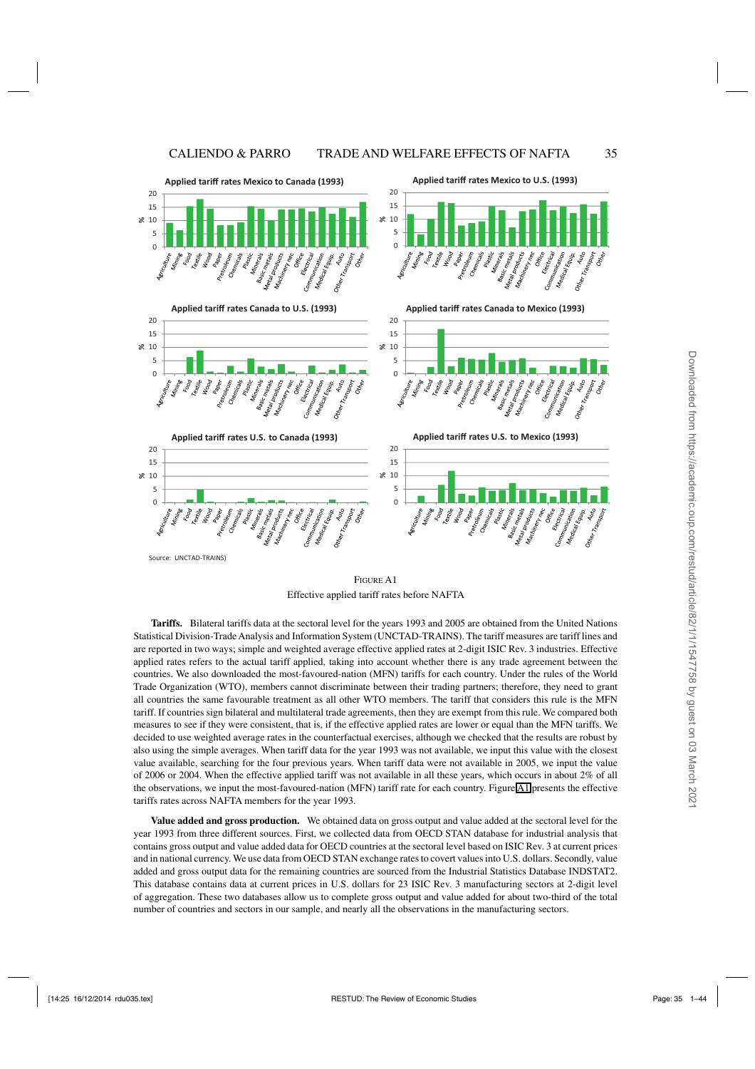Source: UNCTAD-TRAINS)

FIGURE A1
Effective applied tariff rates before NAFTA

**Tariffs.** Bilateral tariffs data at the sectoral level for the years 1993 and 2005 are obtained from the United Nations Statistical Division-Trade Analysis and Information System (UNCTAD-TRAINS). The tariff measures are tariff lines and are reported in two ways; simple and weighted average effective applied rates at 2-digit ISIC Rev. 3 industries. Effective applied rates refers to the actual tariff applied, taking into account whether there is any trade agreement between the countries. We also downloaded the most-favoured-nation (MFN) tariffs for each country. Under the rules of the World Trade Organization (WTO), members cannot discriminate between their trading partners; therefore, they need to grant all countries the same favourable treatment as all other WTO members. The tariff that considers this rule is the MFN tariff. If countries sign bilateral and multilateral trade agreements, then they are exempt from this rule. We compared both measures to see if they were consistent, that is, if the effective applied rates are lower or equal than the MFN tariffs. We decided to use weighted average rates in the counterfactual exercises, although we checked that the results are robust by also using the simple averages. When tariff data for the year 1993 was not available, we input this value with the closest value available, searching for the four previous years. When tariff data were not available in 2005, we input the value of 2006 or 2004. When the effective applied tariff was not available in all these years, which occurs in about 2% of all the observations, we input the most-favoured-nation (MFN) tariff rate for each country. Figure A1 presents the effective tariffs rates across NAFTA members for the year 1993.

**Value added and gross production.** We obtained data on gross output and value added at the sectoral level for the year 1993 from three different sources. First, we collected data from OECD STAN database for industrial analysis that contains gross output and value added data for OECD countries at the sectoral level based on ISIC Rev. 3 at current prices and in national currency. We use data from OECD STAN exchange rates to covert values into U.S. dollars. Secondly, value added and gross output data for the remaining countries are sourced from the Industrial Statistics Database INDSTAT2. This database contains data at current prices in U.S. dollars for 23 ISIC Rev. 3 manufacturing sectors at 2-digit level of aggregation. These two databases allow us to complete gross output and value added for about two-third of the total number of countries and sectors in our sample, and nearly all the observations in the manufacturing sectors.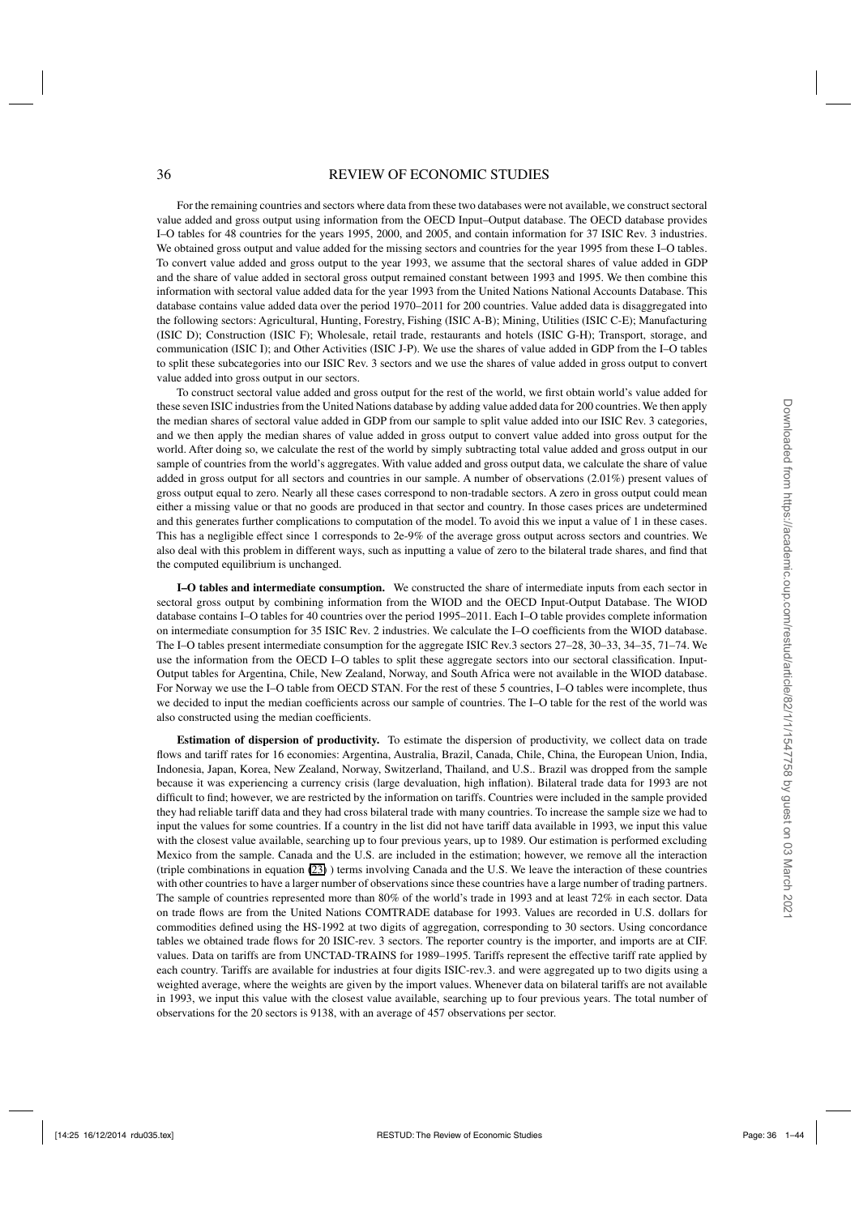For the remaining countries and sectors where data from these two databases were not available, we construct sectoral value added and gross output using information from the OECD Input–Output database. The OECD database provides I–O tables for 48 countries for the years 1995, 2000, and 2005, and contain information for 37 ISIC Rev. 3 industries. We obtained gross output and value added for the missing sectors and countries for the year 1995 from these I–O tables. To convert value added and gross output to the year 1993, we assume that the sectoral shares of value added in GDP and the share of value added in sectoral gross output remained constant between 1993 and 1995. We then combine this information with sectoral value added data for the year 1993 from the United Nations National Accounts Database. This database contains value added data over the period 1970–2011 for 200 countries. Value added data is disaggregated into the following sectors: Agricultural, Hunting, Forestry, Fishing (ISIC A-B); Mining, Utilities (ISIC C-E); Manufacturing (ISIC D); Construction (ISIC F); Wholesale, retail trade, restaurants and hotels (ISIC G-H); Transport, storage, and communication (ISIC I); and Other Activities (ISIC J-P). We use the shares of value added in GDP from the I–O tables to split these subcategories into our ISIC Rev. 3 sectors and we use the shares of value added in gross output to convert value added into gross output in our sectors.

To construct sectoral value added and gross output for the rest of the world, we first obtain world's value added for these seven ISIC industries from the United Nations database by adding value added data for 200 countries. We then apply the median shares of sectoral value added in GDP from our sample to split value added into our ISIC Rev. 3 categories, and we then apply the median shares of value added in gross output to convert value added into gross output for the world. After doing so, we calculate the rest of the world by simply subtracting total value added and gross output in our sample of countries from the world's aggregates. With value added and gross output data, we calculate the share of value added in gross output for all sectors and countries in our sample. A number of observations (2.01%) present values of gross output equal to zero. Nearly all these cases correspond to non-tradable sectors. A zero in gross output could mean either a missing value or that no goods are produced in that sector and country. In those cases prices are undetermined and this generates further complications to computation of the model. To avoid this we input a value of 1 in these cases. This has a negligible effect since 1 corresponds to 2e-9% of the average gross output across sectors and countries. We also deal with this problem in different ways, such as inputting a value of zero to the bilateral trade shares, and find that the computed equilibrium is unchanged.

**I–O tables and intermediate consumption.** We constructed the share of intermediate inputs from each sector in sectoral gross output by combining information from the WIOD and the OECD Input-Output Database. The WIOD database contains I–O tables for 40 countries over the period 1995–2011. Each I–O table provides complete information on intermediate consumption for 35 ISIC Rev. 2 industries. We calculate the I–O coefficients from the WIOD database. The I–O tables present intermediate consumption for the aggregate ISIC Rev.3 sectors 27–28, 30–33, 34–35, 71–74. We use the information from the OECD I–O tables to split these aggregate sectors into our sectoral classification. Input-Output tables for Argentina, Chile, New Zealand, Norway, and South Africa were not available in the WIOD database. For Norway we use the I–O table from OECD STAN. For the rest of these 5 countries, I–O tables were incomplete, thus we decided to input the median coefficients across our sample of countries. The I–O table for the rest of the world was also constructed using the median coefficients.

**Estimation of dispersion of productivity.** To estimate the dispersion of productivity, we collect data on trade flows and tariff rates for 16 economies: Argentina, Australia, Brazil, Canada, Chile, China, the European Union, India, Indonesia, Japan, Korea, New Zealand, Norway, Switzerland, Thailand, and U.S.. Brazil was dropped from the sample because it was experiencing a currency crisis (large devaluation, high inflation). Bilateral trade data for 1993 are not difficult to find; however, we are restricted by the information on tariffs. Countries were included in the sample provided they had reliable tariff data and they had cross bilateral trade with many countries. To increase the sample size we had to input the values for some countries. If a country in the list did not have tariff data available in 1993, we input this value with the closest value available, searching up to four previous years, up to 1989. Our estimation is performed excluding Mexico from the sample. Canada and the U.S. are included in the estimation; however, we remove all the interaction (triple combinations in equation (23) ) terms involving Canada and the U.S. We leave the interaction of these countries with other countries to have a larger number of observations since these countries have a large number of trading partners. The sample of countries represented more than 80% of the world's trade in 1993 and at least 72% in each sector. Data on trade flows are from the United Nations COMTRADE database for 1993. Values are recorded in U.S. dollars for commodities defined using the HS-1992 at two digits of aggregation, corresponding to 30 sectors. Using concordance tables we obtained trade flows for 20 ISIC-rev. 3 sectors. The reporter country is the importer, and imports are at CIF. values. Data on tariffs are from UNCTAD-TRAINS for 1989–1995. Tariffs represent the effective tariff rate applied by each country. Tariffs are available for industries at four digits ISIC-rev.3. and were aggregated up to two digits using a weighted average, where the weights are given by the import values. Whenever data on bilateral tariffs are not available in 1993, we input this value with the closest value available, searching up to four previous years. The total number of observations for the 20 sectors is 9138, with an average of 457 observations per sector.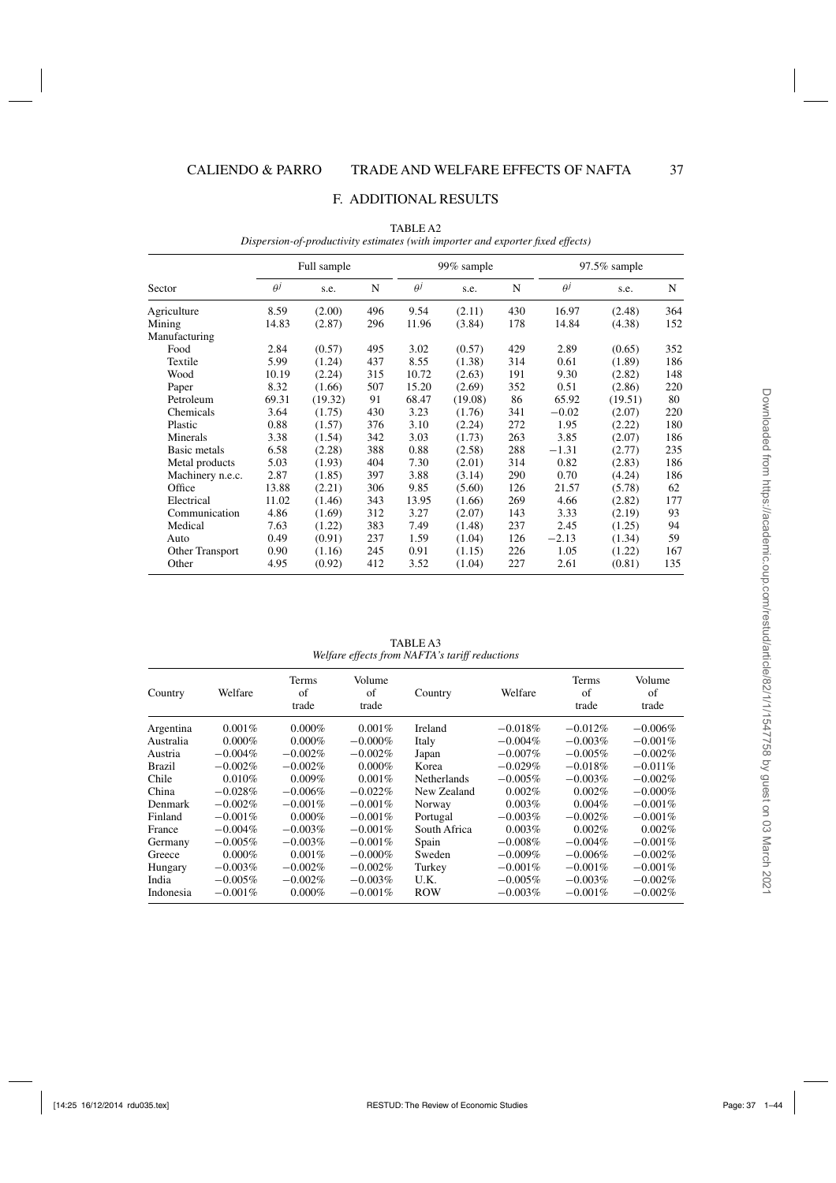## F. ADDITIONAL RESULTS

TABLE A2

*Dispersion-of-productivity estimates (with importer and exporter fixed effects)*

| Sector | Full sample | | | 99% sample | | | 97.5% sample | | |
|---|---|---|---|---|---|---|---|---|---|
| | $\theta^j$ | s.e. | N | $\theta^j$ | s.e. | N | $\theta^j$ | s.e. | N |
| Agriculture | 8.59 | (2.00) | 496 | 9.54 | (2.11) | 430 | 16.97 | (2.48) | 364 |
| Mining | 14.83 | (2.87) | 296 | 11.96 | (3.84) | 178 | 14.84 | (4.38) | 152 |
| Manufacturing | | | | | | | | | |
| Food | 2.84 | (0.57) | 495 | 3.02 | (0.57) | 429 | 2.89 | (0.65) | 352 |
| Textile | 5.99 | (1.24) | 437 | 8.55 | (1.38) | 314 | 0.61 | (1.89) | 186 |
| Wood | 10.19 | (2.24) | 315 | 10.72 | (2.63) | 191 | 9.30 | (2.82) | 148 |
| Paper | 8.32 | (1.66) | 507 | 15.20 | (2.69) | 352 | 0.51 | (2.86) | 220 |
| Petroleum | 69.31 | (19.32) | 91 | 68.47 | (19.08) | 86 | 65.92 | (19.51) | 80 |
| Chemicals | 3.64 | (1.75) | 430 | 3.23 | (1.76) | 341 | −0.02 | (2.07) | 220 |
| Plastic | 0.88 | (1.57) | 376 | 3.10 | (2.24) | 272 | 1.95 | (2.22) | 180 |
| Minerals | 3.38 | (1.54) | 342 | 3.03 | (1.73) | 263 | 3.85 | (2.07) | 186 |
| Basic metals | 6.58 | (2.28) | 388 | 0.88 | (2.58) | 288 | −1.31 | (2.77) | 235 |
| Metal products | 5.03 | (1.93) | 404 | 7.30 | (2.01) | 314 | 0.82 | (2.83) | 186 |
| Machinery n.e.c. | 2.87 | (1.85) | 397 | 3.88 | (3.14) | 290 | 0.70 | (4.24) | 186 |
| Office | 13.88 | (2.21) | 306 | 9.85 | (5.60) | 126 | 21.57 | (5.78) | 62 |
| Electrical | 11.02 | (1.46) | 343 | 13.95 | (1.66) | 269 | 4.66 | (2.82) | 177 |
| Communication | 4.86 | (1.69) | 312 | 3.27 | (2.07) | 143 | 3.33 | (2.19) | 93 |
| Medical | 7.63 | (1.22) | 383 | 7.49 | (1.48) | 237 | 2.45 | (1.25) | 94 |
| Auto | 0.49 | (0.91) | 237 | 1.59 | (1.04) | 126 | −2.13 | (1.34) | 59 |
| Other Transport | 0.90 | (1.16) | 245 | 0.91 | (1.15) | 226 | 1.05 | (1.22) | 167 |
| Other | 4.95 | (0.92) | 412 | 3.52 | (1.04) | 227 | 2.61 | (0.81) | 135 |

TABLE A3

*Welfare effects from NAFTA's tariff reductions*

| Country | Welfare | Terms of trade | Volume of trade | Country | Welfare | Terms of trade | Volume of trade |
|---|---|---|---|---|---|---|---|
| Argentina | 0.001% | 0.000% | 0.001% | Ireland | −0.018% | −0.012% | −0.006% |
| Australia | 0.000% | 0.000% | −0.000% | Italy | −0.004% | −0.003% | −0.001% |
| Austria | −0.004% | −0.002% | −0.002% | Japan | −0.007% | −0.005% | −0.002% |
| Brazil | −0.002% | −0.002% | 0.000% | Korea | −0.029% | −0.018% | −0.011% |
| Chile | 0.010% | 0.009% | 0.001% | Netherlands | −0.005% | −0.003% | −0.002% |
| China | −0.028% | −0.006% | −0.022% | New Zealand | 0.002% | 0.002% | −0.000% |
| Denmark | −0.002% | −0.001% | −0.001% | Norway | 0.003% | 0.004% | −0.001% |
| Finland | −0.001% | 0.000% | −0.001% | Portugal | −0.003% | −0.002% | −0.001% |
| France | −0.004% | −0.003% | −0.001% | South Africa | 0.003% | 0.002% | 0.002% |
| Germany | −0.005% | −0.003% | −0.001% | Spain | −0.008% | −0.004% | −0.001% |
| Greece | 0.000% | 0.001% | −0.000% | Sweden | −0.009% | −0.006% | −0.002% |
| Hungary | −0.003% | −0.002% | −0.002% | Turkey | −0.001% | −0.001% | −0.001% |
| India | −0.005% | −0.002% | −0.003% | U.K. | −0.005% | −0.003% | −0.002% |
| Indonesia | −0.001% | 0.000% | −0.001% | ROW | −0.003% | −0.001% | −0.002% |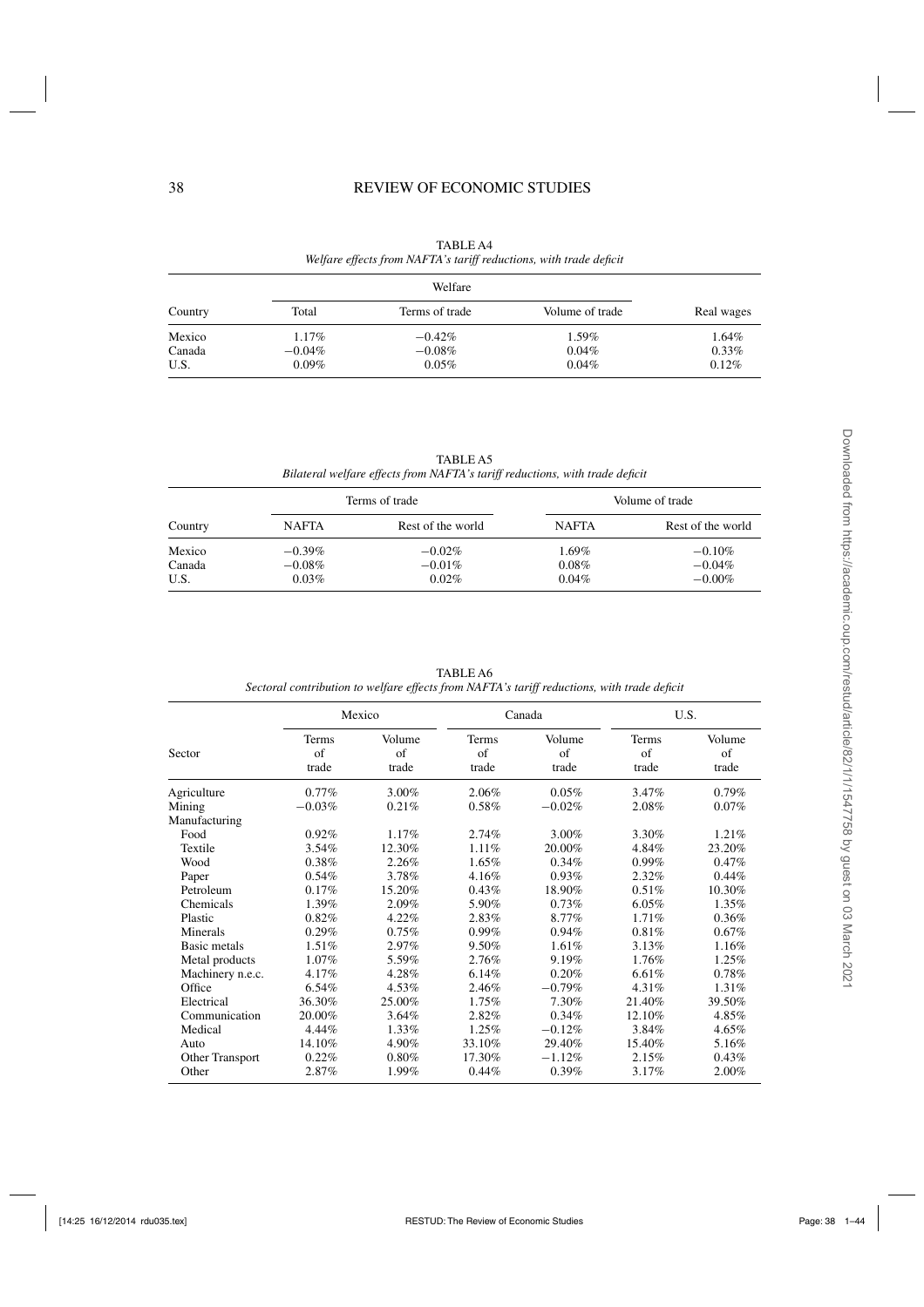TABLE A4

*Welfare effects from NAFTA's tariff reductions, with trade deficit*

| Country | Welfare | | | Real wages |
|---|---|---|---|---|
| | Total | Terms of trade | Volume of trade | |
| Mexico | 1.17% | −0.42% | 1.59% | 1.64% |
| Canada | −0.04% | −0.08% | 0.04% | 0.33% |
| U.S. | 0.09% | 0.05% | 0.04% | 0.12% |

TABLE A5

*Bilateral welfare effects from NAFTA's tariff reductions, with trade deficit*

| Country | Terms of trade | | Volume of trade | |
|---|---|---|---|---|
| | NAFTA | Rest of the world | NAFTA | Rest of the world |
| Mexico | −0.39% | −0.02% | 1.69% | −0.10% |
| Canada | −0.08% | −0.01% | 0.08% | −0.04% |
| U.S. | 0.03% | 0.02% | 0.04% | −0.00% |

TABLE A6

*Sectoral contribution to welfare effects from NAFTA's tariff reductions, with trade deficit*

| Sector | Mexico | | Canada | | U.S. | |
|---|---|---|---|---|---|---|
| | Terms of trade | Volume of trade | Terms of trade | Volume of trade | Terms of trade | Volume of trade |
| Agriculture | 0.77% | 3.00% | 2.06% | 0.05% | 3.47% | 0.79% |
| Mining | −0.03% | 0.21% | 0.58% | −0.02% | 2.08% | 0.07% |
| Manufacturing | | | | | | |
| Food | 0.92% | 1.17% | 2.74% | 3.00% | 3.30% | 1.21% |
| Textile | 3.54% | 12.30% | 1.11% | 20.00% | 4.84% | 23.20% |
| Wood | 0.38% | 2.26% | 1.65% | 0.34% | 0.99% | 0.47% |
| Paper | 0.54% | 3.78% | 4.16% | 0.93% | 2.32% | 0.44% |
| Petroleum | 0.17% | 15.20% | 0.43% | 18.90% | 0.51% | 10.30% |
| Chemicals | 1.39% | 2.09% | 5.90% | 0.73% | 6.05% | 1.35% |
| Plastic | 0.82% | 4.22% | 2.83% | 8.77% | 1.71% | 0.36% |
| Minerals | 0.29% | 0.75% | 0.99% | 0.94% | 0.81% | 0.67% |
| Basic metals | 1.51% | 2.97% | 9.50% | 1.61% | 3.13% | 1.16% |
| Metal products | 1.07% | 5.59% | 2.76% | 9.19% | 1.76% | 1.25% |
| Machinery n.e.c. | 4.17% | 4.28% | 6.14% | 0.20% | 6.61% | 0.78% |
| Office | 6.54% | 4.53% | 2.46% | −0.79% | 4.31% | 1.31% |
| Electrical | 36.30% | 25.00% | 1.75% | 7.30% | 21.40% | 39.50% |
| Communication | 20.00% | 3.64% | 2.82% | 0.34% | 12.10% | 4.85% |
| Medical | 4.44% | 1.33% | 1.25% | −0.12% | 3.84% | 4.65% |
| Auto | 14.10% | 4.90% | 33.10% | 29.40% | 15.40% | 5.16% |
| Other Transport | 0.22% | 0.80% | 17.30% | −1.12% | 2.15% | 0.43% |
| Other | 2.87% | 1.99% | 0.44% | 0.39% | 3.17% | 2.00% |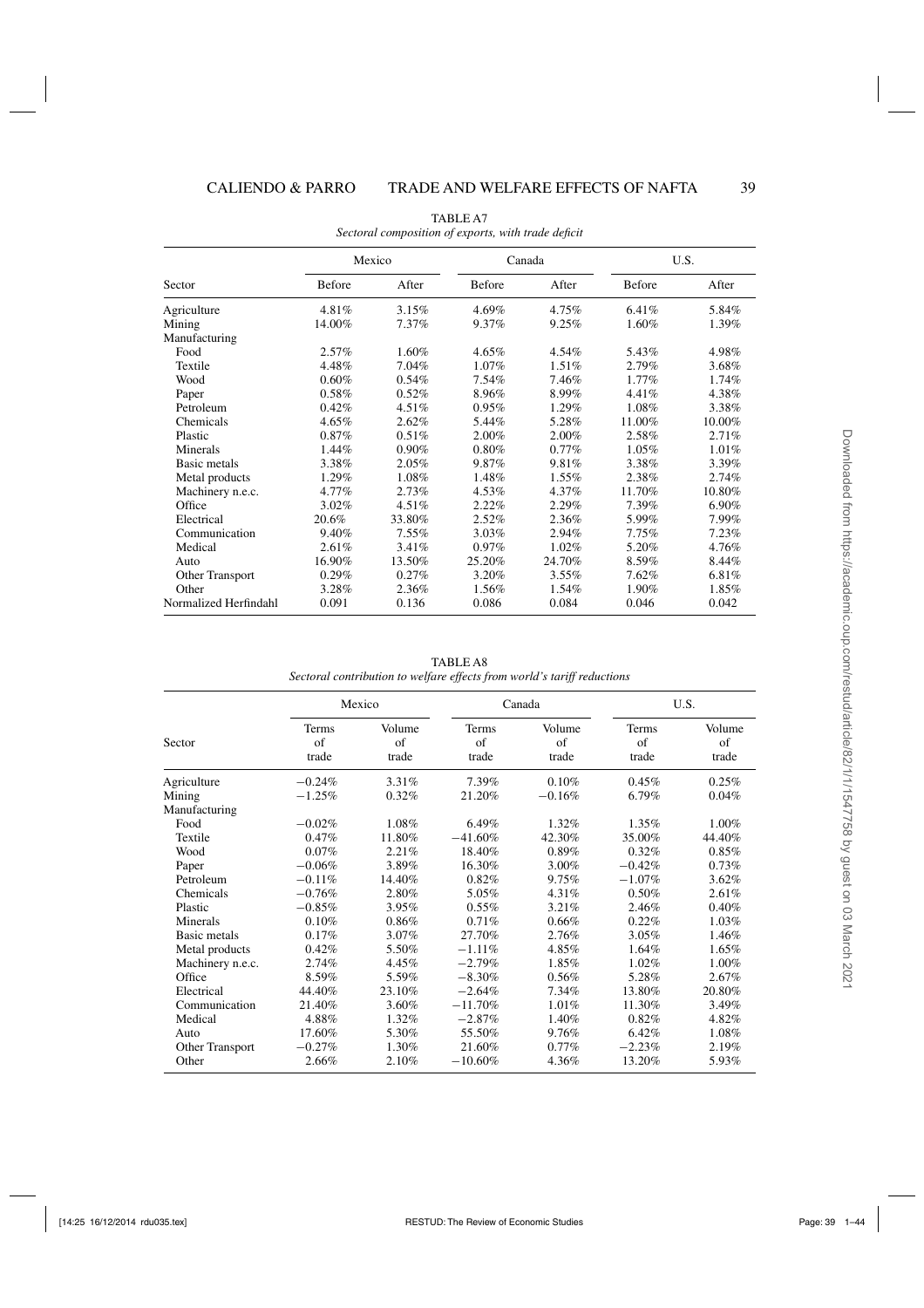TABLE A7

*Sectoral composition of exports, with trade deficit*

| Sector | Mexico | | Canada | | U.S. | |
|---|---|---|---|---|---|---|
| | Before | After | Before | After | Before | After |
| Agriculture | 4.81% | 3.15% | 4.69% | 4.75% | 6.41% | 5.84% |
| Mining | 14.00% | 7.37% | 9.37% | 9.25% | 1.60% | 1.39% |
| Manufacturing | | | | | | |
| Food | 2.57% | 1.60% | 4.65% | 4.54% | 5.43% | 4.98% |
| Textile | 4.48% | 7.04% | 1.07% | 1.51% | 2.79% | 3.68% |
| Wood | 0.60% | 0.54% | 7.54% | 7.46% | 1.77% | 1.74% |
| Paper | 0.58% | 0.52% | 8.96% | 8.99% | 4.41% | 4.38% |
| Petroleum | 0.42% | 4.51% | 0.95% | 1.29% | 1.08% | 3.38% |
| Chemicals | 4.65% | 2.62% | 5.44% | 5.28% | 11.00% | 10.00% |
| Plastic | 0.87% | 0.51% | 2.00% | 2.00% | 2.58% | 2.71% |
| Minerals | 1.44% | 0.90% | 0.80% | 0.77% | 1.05% | 1.01% |
| Basic metals | 3.38% | 2.05% | 9.87% | 9.81% | 3.38% | 3.39% |
| Metal products | 1.29% | 1.08% | 1.48% | 1.55% | 2.38% | 2.74% |
| Machinery n.e.c. | 4.77% | 2.73% | 4.53% | 4.37% | 11.70% | 10.80% |
| Office | 3.02% | 4.51% | 2.22% | 2.29% | 7.39% | 6.90% |
| Electrical | 20.6% | 33.80% | 2.52% | 2.36% | 5.99% | 7.99% |
| Communication | 9.40% | 7.55% | 3.03% | 2.94% | 7.75% | 7.23% |
| Medical | 2.61% | 3.41% | 0.97% | 1.02% | 5.20% | 4.76% |
| Auto | 16.90% | 13.50% | 25.20% | 24.70% | 8.59% | 8.44% |
| Other Transport | 0.29% | 0.27% | 3.20% | 3.55% | 7.62% | 6.81% |
| Other | 3.28% | 2.36% | 1.56% | 1.54% | 1.90% | 1.85% |
| Normalized Herfindahl | 0.091 | 0.136 | 0.086 | 0.084 | 0.046 | 0.042 |

TABLE A8

*Sectoral contribution to welfare effects from world's tariff reductions*

| Sector | Mexico | | Canada | | U.S. | |
|---|---|---|---|---|---|---|
| | Terms of trade | Volume of trade | Terms of trade | Volume of trade | Terms of trade | Volume of trade |
| Agriculture | −0.24% | 3.31% | 7.39% | 0.10% | 0.45% | 0.25% |
| Mining | −1.25% | 0.32% | 21.20% | −0.16% | 6.79% | 0.04% |
| Manufacturing | | | | | | |
| Food | −0.02% | 1.08% | 6.49% | 1.32% | 1.35% | 1.00% |
| Textile | 0.47% | 11.80% | −41.60% | 42.30% | 35.00% | 44.40% |
| Wood | 0.07% | 2.21% | 18.40% | 0.89% | 0.32% | 0.85% |
| Paper | −0.06% | 3.89% | 16.30% | 3.00% | −0.42% | 0.73% |
| Petroleum | −0.11% | 14.40% | 0.82% | 9.75% | −1.07% | 3.62% |
| Chemicals | −0.76% | 2.80% | 5.05% | 4.31% | 0.50% | 2.61% |
| Plastic | −0.85% | 3.95% | 0.55% | 3.21% | 2.46% | 0.40% |
| Minerals | 0.10% | 0.86% | 0.71% | 0.66% | 0.22% | 1.03% |
| Basic metals | 0.17% | 3.07% | 27.70% | 2.76% | 3.05% | 1.46% |
| Metal products | 0.42% | 5.50% | −1.11% | 4.85% | 1.64% | 1.65% |
| Machinery n.e.c. | 2.74% | 4.45% | −2.79% | 1.85% | 1.02% | 1.00% |
| Office | 8.59% | 5.59% | −8.30% | 0.56% | 5.28% | 2.67% |
| Electrical | 44.40% | 23.10% | −2.64% | 7.34% | 13.80% | 20.80% |
| Communication | 21.40% | 3.60% | −11.70% | 1.01% | 11.30% | 3.49% |
| Medical | 4.88% | 1.32% | −2.87% | 1.40% | 0.82% | 4.82% |
| Auto | 17.60% | 5.30% | 55.50% | 9.76% | 6.42% | 1.08% |
| Other Transport | −0.27% | 1.30% | 21.60% | 0.77% | −2.23% | 2.19% |
| Other | 2.66% | 2.10% | −10.60% | 4.36% | 13.20% | 5.93% |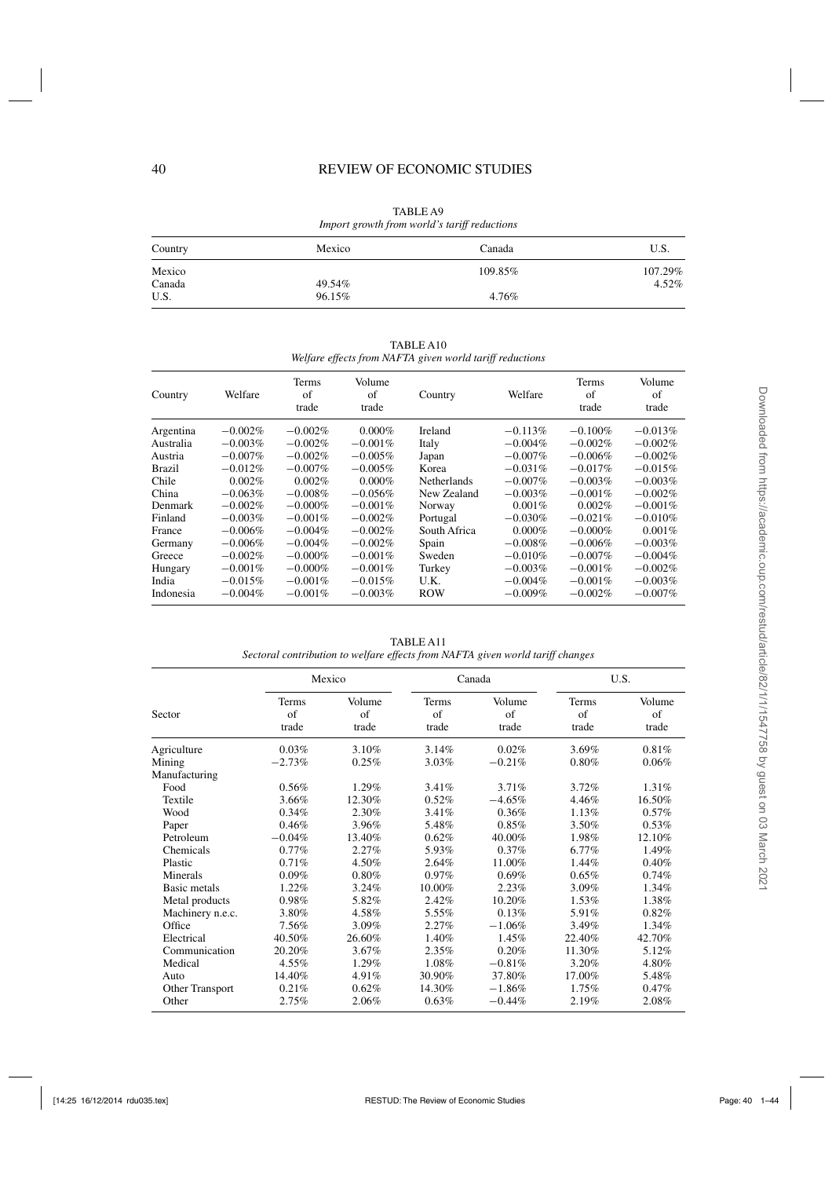TABLE A9

*Import growth from world's tariff reductions*

| Country | Mexico | Canada | U.S. |
|---|---|---|---|
| Mexico | | 109.85% | 107.29% |
| Canada | 49.54% | | 4.52% |
| U.S. | 96.15% | 4.76% | |

TABLE A10

*Welfare effects from NAFTA given world tariff reductions*

| Country | Welfare | Terms of trade | Volume of trade | Country | Welfare | Terms of trade | Volume of trade |
|---|---|---|---|---|---|---|---|
| Argentina | −0.002% | −0.002% | 0.000% | Ireland | −0.113% | −0.100% | −0.013% |
| Australia | −0.003% | −0.002% | −0.001% | Italy | −0.004% | −0.002% | −0.002% |
| Austria | −0.007% | −0.002% | −0.005% | Japan | −0.007% | −0.006% | −0.002% |
| Brazil | −0.012% | −0.007% | −0.005% | Korea | −0.031% | −0.017% | −0.015% |
| Chile | 0.002% | 0.002% | 0.000% | Netherlands | −0.007% | −0.003% | −0.003% |
| China | −0.063% | −0.008% | −0.056% | New Zealand | −0.003% | −0.001% | −0.002% |
| Denmark | −0.002% | −0.000% | −0.001% | Norway | 0.001% | 0.002% | −0.001% |
| Finland | −0.003% | −0.001% | −0.002% | Portugal | −0.030% | −0.021% | −0.010% |
| France | −0.006% | −0.004% | −0.002% | South Africa | 0.000% | −0.000% | 0.001% |
| Germany | −0.006% | −0.004% | −0.002% | Spain | −0.008% | −0.006% | −0.003% |
| Greece | −0.002% | −0.000% | −0.001% | Sweden | −0.010% | −0.007% | −0.004% |
| Hungary | −0.001% | −0.000% | −0.001% | Turkey | −0.003% | −0.001% | −0.002% |
| India | −0.015% | −0.001% | −0.015% | U.K. | −0.004% | −0.001% | −0.003% |
| Indonesia | −0.004% | −0.001% | −0.003% | ROW | −0.009% | −0.002% | −0.007% |

TABLE A11

*Sectoral contribution to welfare effects from NAFTA given world tariff changes*

| | Mexico | | Canada | | U.S. | |
|---|---|---|---|---|---|---|
| Sector | Terms of trade | Volume of trade | Terms of trade | Volume of trade | Terms of trade | Volume of trade |
| Agriculture | 0.03% | 3.10% | 3.14% | 0.02% | 3.69% | 0.81% |
| Mining | −2.73% | 0.25% | 3.03% | −0.21% | 0.80% | 0.06% |
| Manufacturing | | | | | | |
| Food | 0.56% | 1.29% | 3.41% | 3.71% | 3.72% | 1.31% |
| Textile | 3.66% | 12.30% | 0.52% | −4.65% | 4.46% | 16.50% |
| Wood | 0.34% | 2.30% | 3.41% | 0.36% | 1.13% | 0.57% |
| Paper | 0.46% | 3.96% | 5.48% | 0.85% | 3.50% | 0.53% |
| Petroleum | −0.04% | 13.40% | 0.62% | 40.00% | 1.98% | 12.10% |
| Chemicals | 0.77% | 2.27% | 5.93% | 0.37% | 6.77% | 1.49% |
| Plastic | 0.71% | 4.50% | 2.64% | 11.00% | 1.44% | 0.40% |
| Minerals | 0.09% | 0.80% | 0.97% | 0.69% | 0.65% | 0.74% |
| Basic metals | 1.22% | 3.24% | 10.00% | 2.23% | 3.09% | 1.34% |
| Metal products | 0.98% | 5.82% | 2.42% | 10.20% | 1.53% | 1.38% |
| Machinery n.e.c. | 3.80% | 4.58% | 5.55% | 0.13% | 5.91% | 0.82% |
| Office | 7.56% | 3.09% | 2.27% | −1.06% | 3.49% | 1.34% |
| Electrical | 40.50% | 26.60% | 1.40% | 1.45% | 22.40% | 42.70% |
| Communication | 20.20% | 3.67% | 2.35% | 0.20% | 11.30% | 5.12% |
| Medical | 4.55% | 1.29% | 1.08% | −0.81% | 3.20% | 4.80% |
| Auto | 14.40% | 4.91% | 30.90% | 37.80% | 17.00% | 5.48% |
| Other Transport | 0.21% | 0.62% | 14.30% | −1.86% | 1.75% | 0.47% |
| Other | 2.75% | 2.06% | 0.63% | −0.44% | 2.19% | 2.08% |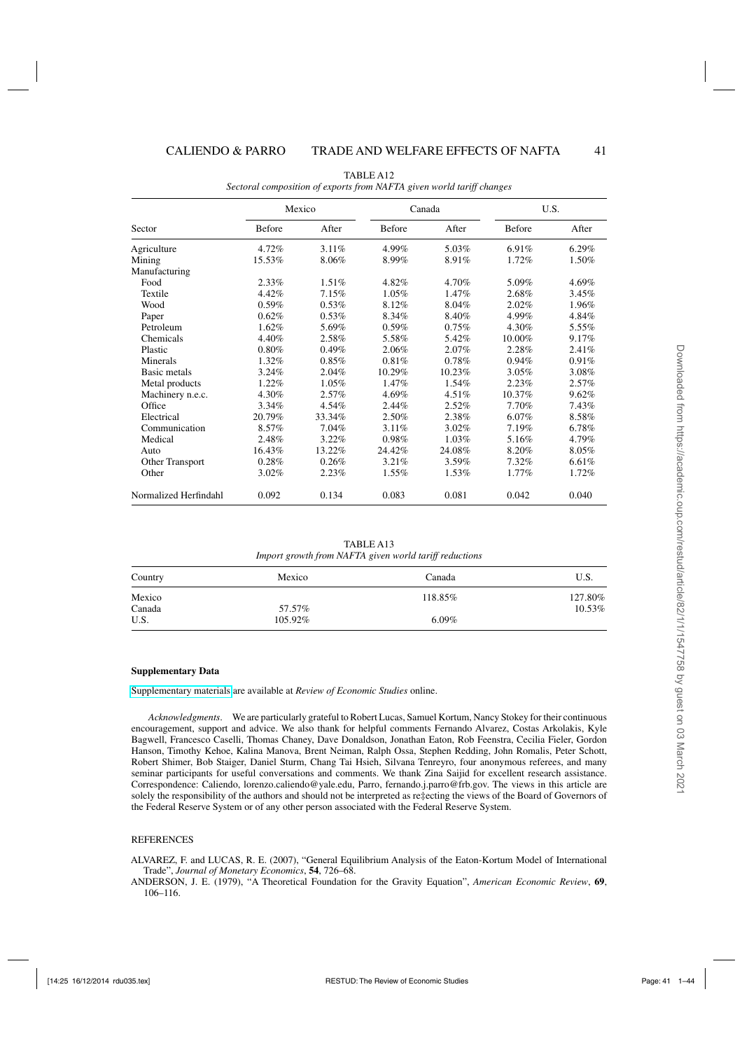TABLE A12

*Sectoral composition of exports from NAFTA given world tariff changes*

| Sector | Mexico | | Canada | | U.S. | |
|---|---|---|---|---|---|---|
| | Before | After | Before | After | Before | After |
| Agriculture | 4.72% | 3.11% | 4.99% | 5.03% | 6.91% | 6.29% |
| Mining | 15.53% | 8.06% | 8.99% | 8.91% | 1.72% | 1.50% |
| Manufacturing | | | | | | |
| Food | 2.33% | 1.51% | 4.82% | 4.70% | 5.09% | 4.69% |
| Textile | 4.42% | 7.15% | 1.05% | 1.47% | 2.68% | 3.45% |
| Wood | 0.59% | 0.53% | 8.12% | 8.04% | 2.02% | 1.96% |
| Paper | 0.62% | 0.53% | 8.34% | 8.40% | 4.99% | 4.84% |
| Petroleum | 1.62% | 5.69% | 0.59% | 0.75% | 4.30% | 5.55% |
| Chemicals | 4.40% | 2.58% | 5.58% | 5.42% | 10.00% | 9.17% |
| Plastic | 0.80% | 0.49% | 2.06% | 2.07% | 2.28% | 2.41% |
| Minerals | 1.32% | 0.85% | 0.81% | 0.78% | 0.94% | 0.91% |
| Basic metals | 3.24% | 2.04% | 10.29% | 10.23% | 3.05% | 3.08% |
| Metal products | 1.22% | 1.05% | 1.47% | 1.54% | 2.23% | 2.57% |
| Machinery n.e.c. | 4.30% | 2.57% | 4.69% | 4.51% | 10.37% | 9.62% |
| Office | 3.34% | 4.54% | 2.44% | 2.52% | 7.70% | 7.43% |
| Electrical | 20.79% | 33.34% | 2.50% | 2.38% | 6.07% | 8.58% |
| Communication | 8.57% | 7.04% | 3.11% | 3.02% | 7.19% | 6.78% |
| Medical | 2.48% | 3.22% | 0.98% | 1.03% | 5.16% | 4.79% |
| Auto | 16.43% | 13.22% | 24.42% | 24.08% | 8.20% | 8.05% |
| Other Transport | 0.28% | 0.26% | 3.21% | 3.59% | 7.32% | 6.61% |
| Other | 3.02% | 2.23% | 1.55% | 1.53% | 1.77% | 1.72% |
| Normalized Herfindahl | 0.092 | 0.134 | 0.083 | 0.081 | 0.042 | 0.040 |

TABLE A13

*Import growth from NAFTA given world tariff reductions*

| Country | Mexico | Canada | U.S. |
|---|---|---|---|
| Mexico | | 118.85% | 127.80% |
| Canada | 57.57% | | 10.53% |
| U.S. | 105.92% | 6.09% | |

**Supplementary Data**

Supplementary materials are available at *Review of Economic Studies* online.

*Acknowledgments*. We are particularly grateful to Robert Lucas, Samuel Kortum, Nancy Stokey for their continuous encouragement, support and advice. We also thank for helpful comments Fernando Alvarez, Costas Arkolakis, Kyle Bagwell, Francesco Caselli, Thomas Chaney, Dave Donaldson, Jonathan Eaton, Rob Feenstra, Cecilia Fieler, Gordon Hanson, Timothy Kehoe, Kalina Manova, Brent Neiman, Ralph Ossa, Stephen Redding, John Romalis, Peter Schott, Robert Shimer, Bob Staiger, Daniel Sturm, Chang Tai Hsieh, Silvana Tenreyro, four anonymous referees, and many seminar participants for useful conversations and comments. We thank Zina Saijid for excellent research assistance. Correspondence: Caliendo, lorenzo.caliendo@yale.edu, Parro, fernando.j.parro@frb.gov. The views in this article are solely the responsibility of the authors and should not be interpreted as re‡ecting the views of the Board of Governors of the Federal Reserve System or of any other person associated with the Federal Reserve System.

REFERENCES

ALVAREZ, F. and LUCAS, R. E. (2007), "General Equilibrium Analysis of the Eaton-Kortum Model of International Trade", *Journal of Monetary Economics*, **54**, 726–68.

ANDERSON, J. E. (1979), "A Theoretical Foundation for the Gravity Equation", *American Economic Review*, **69**, 106–116.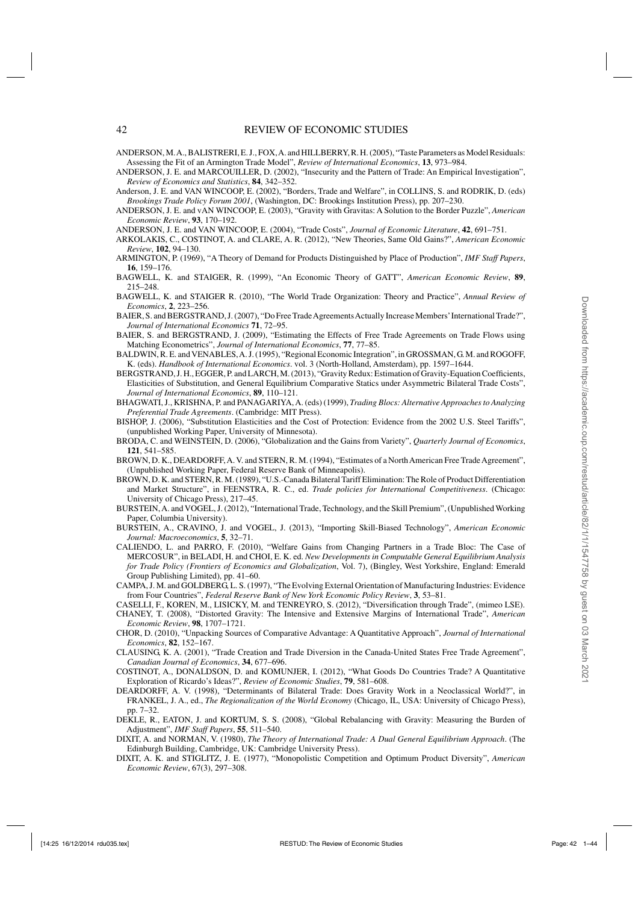ANDERSON, M. A., BALISTRERI, E. J., FOX, A. and HILLBERRY, R. H. (2005), "Taste Parameters as Model Residuals: Assessing the Fit of an Armington Trade Model", *Review of International Economics*, **13**, 973–984.

ANDERSON, J. E. and MARCOUILLER, D. (2002), "Insecurity and the Pattern of Trade: An Empirical Investigation", *Review of Economics and Statistics*, **84**, 342–352.

Anderson, J. E. and VAN WINCOOP, E. (2002), "Borders, Trade and Welfare", in COLLINS, S. and RODRIK, D. (eds) *Brookings Trade Policy Forum 2001*, (Washington, DC: Brookings Institution Press), pp. 207–230.

ANDERSON, J. E. and vAN WINCOOP, E. (2003), "Gravity with Gravitas: A Solution to the Border Puzzle", *American Economic Review*, **93**, 170–192.

ANDERSON, J. E. and VAN WINCOOP, E. (2004), "Trade Costs", *Journal of Economic Literature*, **42**, 691–751.

ARKOLAKIS, C., COSTINOT, A. and CLARE, A. R. (2012), "New Theories, Same Old Gains?", *American Economic Review*, **102**, 94–130.

ARMINGTON, P. (1969), "A Theory of Demand for Products Distinguished by Place of Production", *IMF Staff Papers*, **16**, 159–176.

BAGWELL, K. and STAIGER, R. (1999), "An Economic Theory of GATT", *American Economic Review*, **89**, 215–248.

BAGWELL, K. and STAIGER R. (2010), "The World Trade Organization: Theory and Practice", *Annual Review of Economics*, **2**, 223–256.

BAIER, S. and BERGSTRAND, J. (2007), "Do Free Trade Agreements Actually Increase Members' International Trade?", *Journal of International Economics* **71**, 72–95.

BAIER, S. and BERGSTRAND, J. (2009), "Estimating the Effects of Free Trade Agreements on Trade Flows using Matching Econometrics", *Journal of International Economics*, **77**, 77–85.

BALDWIN, R. E. and VENABLES, A. J. (1995), "Regional Economic Integration", in GROSSMAN, G. M. and ROGOFF, K. (eds). *Handbook of International Economics*. vol. 3 (North-Holland, Amsterdam), pp. 1597–1644.

BERGSTRAND, J. H., EGGER, P. and LARCH, M. (2013), "Gravity Redux: Estimation of Gravity-Equation Coefficients, Elasticities of Substitution, and General Equilibrium Comparative Statics under Asymmetric Bilateral Trade Costs", *Journal of International Economics*, **89**, 110–121.

BHAGWATI, J., KRISHNA, P. and PANAGARIYA, A. (eds) (1999), *Trading Blocs: Alternative Approaches to Analyzing Preferential Trade Agreements*. (Cambridge: MIT Press).

BISHOP, J. (2006), "Substitution Elasticities and the Cost of Protection: Evidence from the 2002 U.S. Steel Tariffs", (unpublished Working Paper, University of Minnesota).

BRODA, C. and WEINSTEIN, D. (2006), "Globalization and the Gains from Variety", *Quarterly Journal of Economics*, **121**, 541–585.

BROWN, D. K., DEARDORFF, A. V. and STERN, R. M. (1994), "Estimates of a North American Free Trade Agreement", (Unpublished Working Paper, Federal Reserve Bank of Minneapolis).

BROWN, D. K. and STERN, R. M. (1989), "U.S.-Canada Bilateral Tariff Elimination: The Role of Product Differentiation and Market Structure", in FEENSTRA, R. C., ed. *Trade policies for International Competitiveness*. (Chicago: University of Chicago Press), 217–45.

BURSTEIN, A. and VOGEL, J. (2012), "International Trade, Technology, and the Skill Premium", (Unpublished Working Paper, Columbia University).

BURSTEIN, A., CRAVINO, J. and VOGEL, J. (2013), "Importing Skill-Biased Technology", *American Economic Journal: Macroeconomics*, **5**, 32–71.

CALIENDO, L. and PARRO, F. (2010), "Welfare Gains from Changing Partners in a Trade Bloc: The Case of MERCOSUR", in BELADI, H. and CHOI, E. K. ed. *New Developments in Computable General Equilibrium Analysis for Trade Policy (Frontiers of Economics and Globalization*, Vol. 7), (Bingley, West Yorkshire, England: Emerald Group Publishing Limited), pp. 41–60.

CAMPA, J. M. and GOLDBERG, L. S. (1997), "The Evolving External Orientation of Manufacturing Industries: Evidence from Four Countries", *Federal Reserve Bank of New York Economic Policy Review*, **3**, 53–81.

CASELLI, F., KOREN, M., LISICKY, M. and TENREYRO, S. (2012), "Diversification through Trade", (mimeo LSE).

CHANEY, T. (2008), "Distorted Gravity: The Intensive and Extensive Margins of International Trade", *American Economic Review*, **98**, 1707–1721.

CHOR, D. (2010), "Unpacking Sources of Comparative Advantage: A Quantitative Approach", *Journal of International Economics*, **82**, 152–167.

CLAUSING, K. A. (2001), "Trade Creation and Trade Diversion in the Canada-United States Free Trade Agreement", *Canadian Journal of Economics*, **34**, 677–696.

COSTINOT, A., DONALDSON, D. and KOMUNJER, I. (2012), "What Goods Do Countries Trade? A Quantitative Exploration of Ricardo's Ideas?", *Review of Economic Studies*, **79**, 581–608.

DEARDORFF, A. V. (1998), "Determinants of Bilateral Trade: Does Gravity Work in a Neoclassical World?", in FRANKEL, J. A., ed., *The Regionalization of the World Economy* (Chicago, IL, USA: University of Chicago Press), pp. 7–32.

DEKLE, R., EATON, J. and KORTUM, S. S. (2008), "Global Rebalancing with Gravity: Measuring the Burden of Adjustment", *IMF Staff Papers*, **55**, 511–540.

DIXIT, A. and NORMAN, V. (1980), *The Theory of International Trade: A Dual General Equilibrium Approach*. (The Edinburgh Building, Cambridge, UK: Cambridge University Press).

DIXIT, A. K. and STIGLITZ, J. E. (1977), "Monopolistic Competition and Optimum Product Diversity", *American Economic Review*, 67(3), 297–308.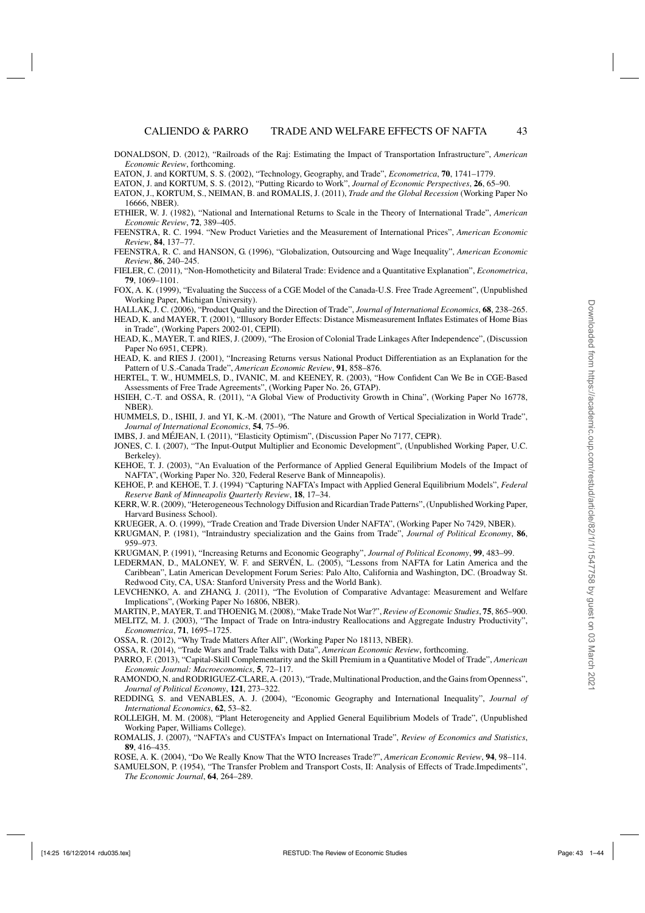DONALDSON, D. (2012), "Railroads of the Raj: Estimating the Impact of Transportation Infrastructure", *American Economic Review*, forthcoming.

EATON, J. and KORTUM, S. S. (2002), "Technology, Geography, and Trade", *Econometrica*, **70**, 1741–1779.

EATON, J. and KORTUM, S. S. (2012), "Putting Ricardo to Work", *Journal of Economic Perspectives*, **26**, 65–90.

EATON, J., KORTUM, S., NEIMAN, B. and ROMALIS, J. (2011), *Trade and the Global Recession* (Working Paper No 16666, NBER).

ETHIER, W. J. (1982), "National and International Returns to Scale in the Theory of International Trade", *American Economic Review*, **72**, 389–405.

FEENSTRA, R. C. 1994. "New Product Varieties and the Measurement of International Prices", *American Economic Review*, **84**, 137–77.

FEENSTRA, R. C. and HANSON, G. (1996), "Globalization, Outsourcing and Wage Inequality", *American Economic Review*, **86**, 240–245.

FIELER, C. (2011), "Non-Homotheticity and Bilateral Trade: Evidence and a Quantitative Explanation", *Econometrica*, **79**, 1069–1101.

FOX, A. K. (1999), "Evaluating the Success of a CGE Model of the Canada-U.S. Free Trade Agreement", (Unpublished Working Paper, Michigan University).

HALLAK, J. C. (2006), "Product Quality and the Direction of Trade", *Journal of International Economics*, **68**, 238–265.

HEAD, K. and MAYER, T. (2001), "Illusory Border Effects: Distance Mismeasurement Inflates Estimates of Home Bias in Trade", (Working Papers 2002-01, CEPII).

HEAD, K., MAYER, T. and RIES, J. (2009), "The Erosion of Colonial Trade Linkages After Independence", (Discussion Paper No 6951, CEPR).

HEAD, K. and RIES J. (2001), "Increasing Returns versus National Product Differentiation as an Explanation for the Pattern of U.S.-Canada Trade", *American Economic Review*, **91**, 858–876.

HERTEL, T. W., HUMMELS, D., IVANIC, M. and KEENEY, R. (2003), "How Confident Can We Be in CGE-Based Assessments of Free Trade Agreements", (Working Paper No. 26, GTAP).

HSIEH, C.-T. and OSSA, R. (2011), "A Global View of Productivity Growth in China", (Working Paper No 16778, NBER).

HUMMELS, D., ISHII, J. and YI, K.-M. (2001), "The Nature and Growth of Vertical Specialization in World Trade", *Journal of International Economics*, **54**, 75–96.

IMBS, J. and MÉJEAN, I. (2011), "Elasticity Optimism", (Discussion Paper No 7177, CEPR).

JONES, C. I. (2007), "The Input-Output Multiplier and Economic Development", (Unpublished Working Paper, U.C. Berkeley).

KEHOE, T. J. (2003), "An Evaluation of the Performance of Applied General Equilibrium Models of the Impact of NAFTA", (Working Paper No. 320, Federal Reserve Bank of Minneapolis).

KEHOE, P. and KEHOE, T. J. (1994) "Capturing NAFTA's Impact with Applied General Equilibrium Models", *Federal Reserve Bank of Minneapolis Quarterly Review*, **18**, 17–34.

KERR, W. R. (2009), "Heterogeneous Technology Diffusion and Ricardian Trade Patterns", (Unpublished Working Paper, Harvard Business School).

KRUEGER, A. O. (1999), "Trade Creation and Trade Diversion Under NAFTA", (Working Paper No 7429, NBER).

KRUGMAN, P. (1981), "Intraindustry specialization and the Gains from Trade", *Journal of Political Economy*, **86**, 959–973.

KRUGMAN, P. (1991), "Increasing Returns and Economic Geography", *Journal of Political Economy*, **99**, 483–99.

LEDERMAN, D., MALONEY, W. F. and SERVÉN, L. (2005), "Lessons from NAFTA for Latin America and the Caribbean", Latin American Development Forum Series: Palo Alto, California and Washington, DC. (Broadway St. Redwood City, CA, USA: Stanford University Press and the World Bank).

LEVCHENKO, A. and ZHANG, J. (2011), "The Evolution of Comparative Advantage: Measurement and Welfare Implications", (Working Paper No 16806, NBER).

MARTIN, P., MAYER, T. and THOENIG, M. (2008), "Make Trade Not War?", *Review of Economic Studies*, **75**, 865–900.

MELITZ, M. J. (2003), "The Impact of Trade on Intra-industry Reallocations and Aggregate Industry Productivity", *Econometrica*, **71**, 1695–1725.

OSSA, R. (2012), "Why Trade Matters After All", (Working Paper No 18113, NBER).

OSSA, R. (2014), "Trade Wars and Trade Talks with Data", *American Economic Review*, forthcoming.

PARRO, F. (2013), "Capital-Skill Complementarity and the Skill Premium in a Quantitative Model of Trade", *American Economic Journal: Macroeconomics*, **5**, 72–117.

RAMONDO, N. and RODRIGUEZ-CLARE, A. (2013), "Trade, Multinational Production, and the Gains from Openness", *Journal of Political Economy*, **121**, 273–322.

REDDING, S. and VENABLES, A. J. (2004), "Economic Geography and International Inequality", *Journal of International Economics*, **62**, 53–82.

ROLLEIGH, M. M. (2008), "Plant Heterogeneity and Applied General Equilibrium Models of Trade", (Unpublished Working Paper, Williams College).

ROMALIS, J. (2007), "NAFTA's and CUSTFA's Impact on International Trade", *Review of Economics and Statistics*, **89**, 416–435.

ROSE, A. K. (2004), "Do We Really Know That the WTO Increases Trade?", *American Economic Review*, **94**, 98–114.

SAMUELSON, P. (1954), "The Transfer Problem and Transport Costs, II: Analysis of Effects of Trade.Impediments", *The Economic Journal*, **64**, 264–289.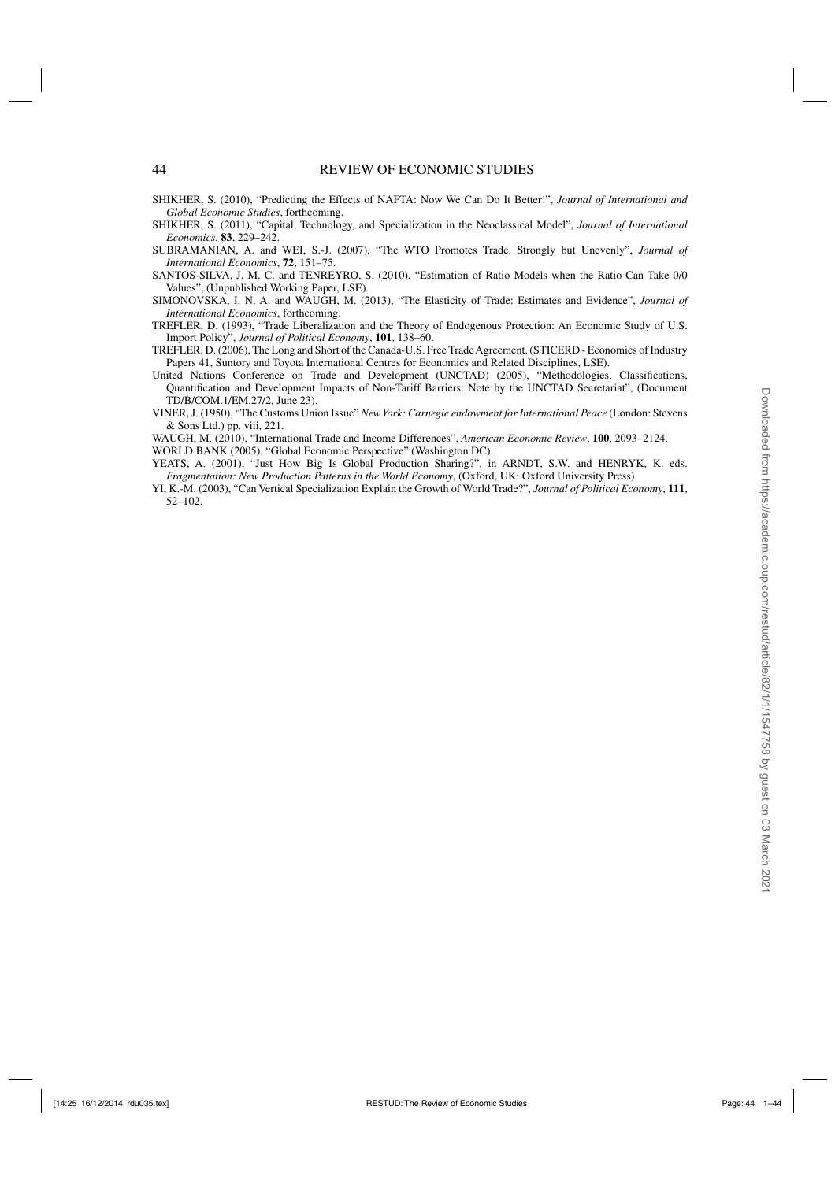SHIKHER, S. (2010), "Predicting the Effects of NAFTA: Now We Can Do It Better!", *Journal of International and Global Economic Studies*, forthcoming.

SHIKHER, S. (2011), "Capital, Technology, and Specialization in the Neoclassical Model", *Journal of International Economics*, **83**, 229–242.

SUBRAMANIAN, A. and WEI, S.-J. (2007), "The WTO Promotes Trade, Strongly but Unevenly", *Journal of International Economics*, **72**, 151–75.

SANTOS-SILVA, J. M. C. and TENREYRO, S. (2010), "Estimation of Ratio Models when the Ratio Can Take 0/0 Values", (Unpublished Working Paper, LSE).

SIMONOVSKA, I. N. A. and WAUGH, M. (2013), "The Elasticity of Trade: Estimates and Evidence", *Journal of International Economics*, forthcoming.

TREFLER, D. (1993), "Trade Liberalization and the Theory of Endogenous Protection: An Economic Study of U.S. Import Policy", *Journal of Political Economy*, **101**, 138–60.

TREFLER, D. (2006), The Long and Short of the Canada-U.S. Free Trade Agreement. (STICERD - Economics of Industry Papers 41, Suntory and Toyota International Centres for Economics and Related Disciplines, LSE).

United Nations Conference on Trade and Development (UNCTAD) (2005), "Methodologies, Classifications, Quantification and Development Impacts of Non-Tariff Barriers: Note by the UNCTAD Secretariat", (Document TD/B/COM.1/EM.27/2, June 23).

VINER, J. (1950), "The Customs Union Issue" *New York: Carnegie endowment for International Peace* (London: Stevens & Sons Ltd.) pp. viii, 221.

WAUGH, M. (2010), "International Trade and Income Differences", *American Economic Review*, **100**, 2093–2124.

WORLD BANK (2005), "Global Economic Perspective" (Washington DC).

YEATS, A. (2001), "Just How Big Is Global Production Sharing?", in ARNDT, S.W. and HENRYK, K. eds. *Fragmentation: New Production Patterns in the World Economy*, (Oxford, UK: Oxford University Press).

YI, K.-M. (2003), "Can Vertical Specialization Explain the Growth of World Trade?", *Journal of Political Economy*, **111**, 52–102.